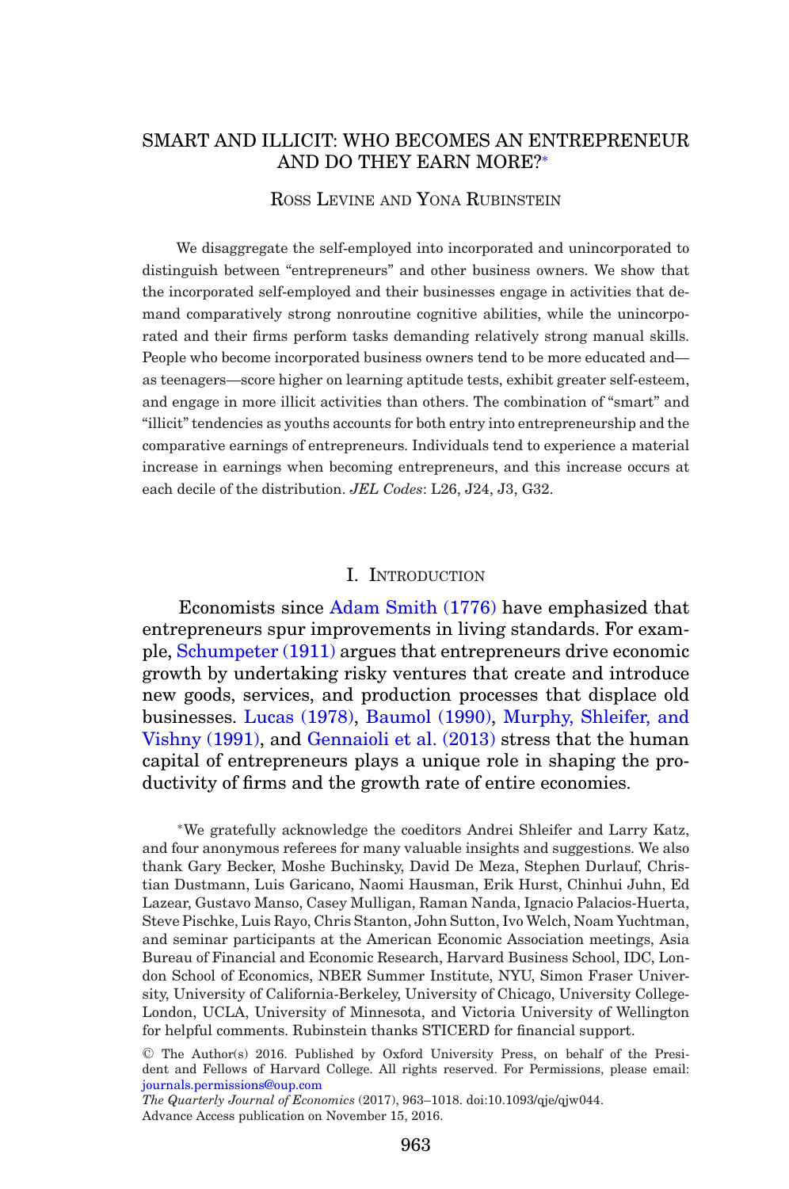# SMART AND ILLICIT: WHO BECOMES AN ENTREPRENEUR AND DO THEY EARN MORE?*

Ross Levine and Yona Rubinstein

We disaggregate the self-employed into incorporated and unincorporated to distinguish between "entrepreneurs" and other business owners. We show that the incorporated self-employed and their businesses engage in activities that demand comparatively strong nonroutine cognitive abilities, while the unincorporated and their firms perform tasks demanding relatively strong manual skills. People who become incorporated business owners tend to be more educated and—as teenagers—score higher on learning aptitude tests, exhibit greater self-esteem, and engage in more illicit activities than others. The combination of "smart" and "illicit" tendencies as youths accounts for both entry into entrepreneurship and the comparative earnings of entrepreneurs. Individuals tend to experience a material increase in earnings when becoming entrepreneurs, and this increase occurs at each decile of the distribution. *JEL Codes*: L26, J24, J3, G32.

## I. Introduction

Economists since Adam Smith (1776) have emphasized that entrepreneurs spur improvements in living standards. For example, Schumpeter (1911) argues that entrepreneurs drive economic growth by undertaking risky ventures that create and introduce new goods, services, and production processes that displace old businesses. Lucas (1978), Baumol (1990), Murphy, Shleifer, and Vishny (1991), and Gennaioli et al. (2013) stress that the human capital of entrepreneurs plays a unique role in shaping the productivity of firms and the growth rate of entire economies.

*We gratefully acknowledge the coeditors Andrei Shleifer and Larry Katz, and four anonymous referees for many valuable insights and suggestions. We also thank Gary Becker, Moshe Buchinsky, David De Meza, Stephen Durlauf, Christian Dustmann, Luis Garicano, Naomi Hausman, Erik Hurst, Chinhui Juhn, Ed Lazear, Gustavo Manso, Casey Mulligan, Raman Nanda, Ignacio Palacios-Huerta, Steve Pischke, Luis Rayo, Chris Stanton, John Sutton, Ivo Welch, Noam Yuchtman, and seminar participants at the American Economic Association meetings, Asia Bureau of Financial and Economic Research, Harvard Business School, IDC, London School of Economics, NBER Summer Institute, NYU, Simon Fraser University, University of California-Berkeley, University of Chicago, University College-London, UCLA, University of Minnesota, and Victoria University of Wellington for helpful comments. Rubinstein thanks STICERD for financial support.

© The Author(s) 2016. Published by Oxford University Press, on behalf of the President and Fellows of Harvard College. All rights reserved. For Permissions, please email: journals.permissions@oup.com

*The Quarterly Journal of Economics* (2017), 963–1018. doi:10.1093/qje/qjw044.
Advance Access publication on November 15, 2016.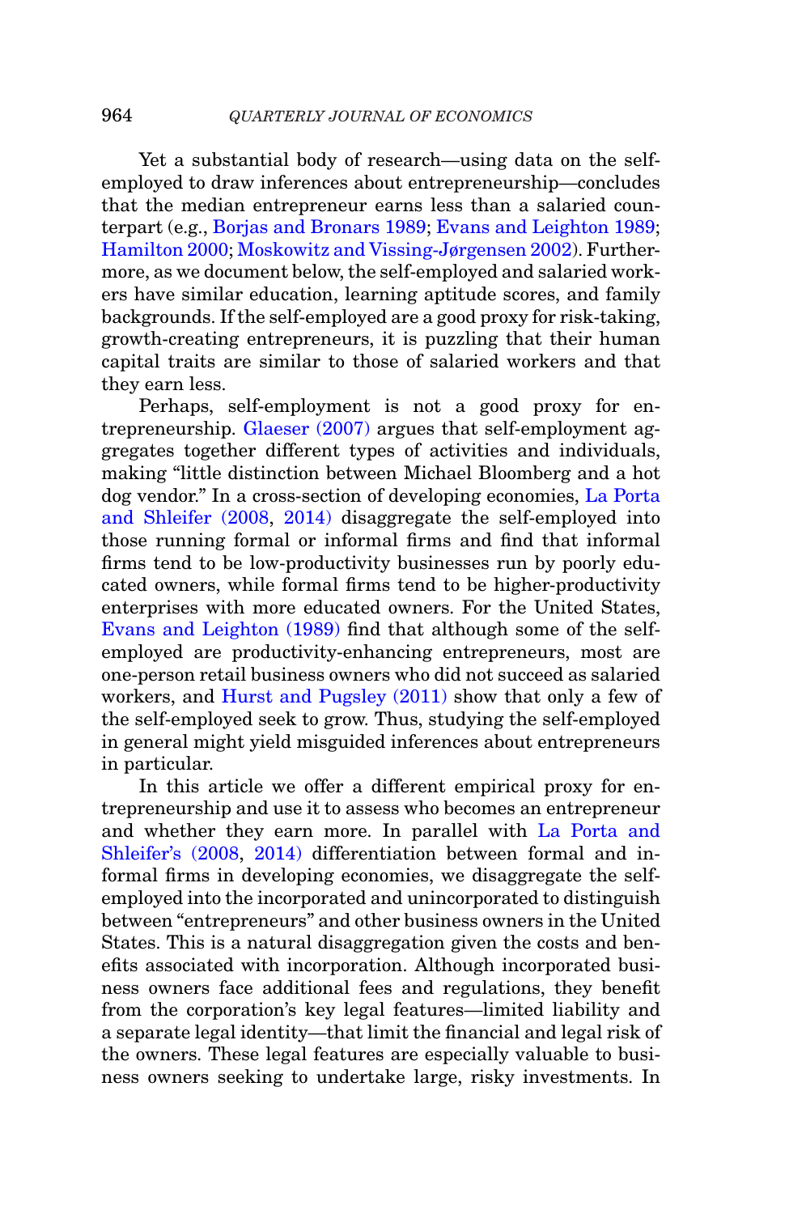Yet a substantial body of research—using data on the self-employed to draw inferences about entrepreneurship—concludes that the median entrepreneur earns less than a salaried counterpart (e.g., Borjas and Bronars 1989; Evans and Leighton 1989; Hamilton 2000; Moskowitz and Vissing-Jørgensen 2002). Furthermore, as we document below, the self-employed and salaried workers have similar education, learning aptitude scores, and family backgrounds. If the self-employed are a good proxy for risk-taking, growth-creating entrepreneurs, it is puzzling that their human capital traits are similar to those of salaried workers and that they earn less.

Perhaps, self-employment is not a good proxy for entrepreneurship. Glaeser (2007) argues that self-employment aggregates together different types of activities and individuals, making "little distinction between Michael Bloomberg and a hot dog vendor." In a cross-section of developing economies, La Porta and Shleifer (2008, 2014) disaggregate the self-employed into those running formal or informal firms and find that informal firms tend to be low-productivity businesses run by poorly educated owners, while formal firms tend to be higher-productivity enterprises with more educated owners. For the United States, Evans and Leighton (1989) find that although some of the self-employed are productivity-enhancing entrepreneurs, most are one-person retail business owners who did not succeed as salaried workers, and Hurst and Pugsley (2011) show that only a few of the self-employed seek to grow. Thus, studying the self-employed in general might yield misguided inferences about entrepreneurs in particular.

In this article we offer a different empirical proxy for entrepreneurship and use it to assess who becomes an entrepreneur and whether they earn more. In parallel with La Porta and Shleifer's (2008, 2014) differentiation between formal and informal firms in developing economies, we disaggregate the self-employed into the incorporated and unincorporated to distinguish between "entrepreneurs" and other business owners in the United States. This is a natural disaggregation given the costs and benefits associated with incorporation. Although incorporated business owners face additional fees and regulations, they benefit from the corporation's key legal features—limited liability and a separate legal identity—that limit the financial and legal risk of the owners. These legal features are especially valuable to business owners seeking to undertake large, risky investments. In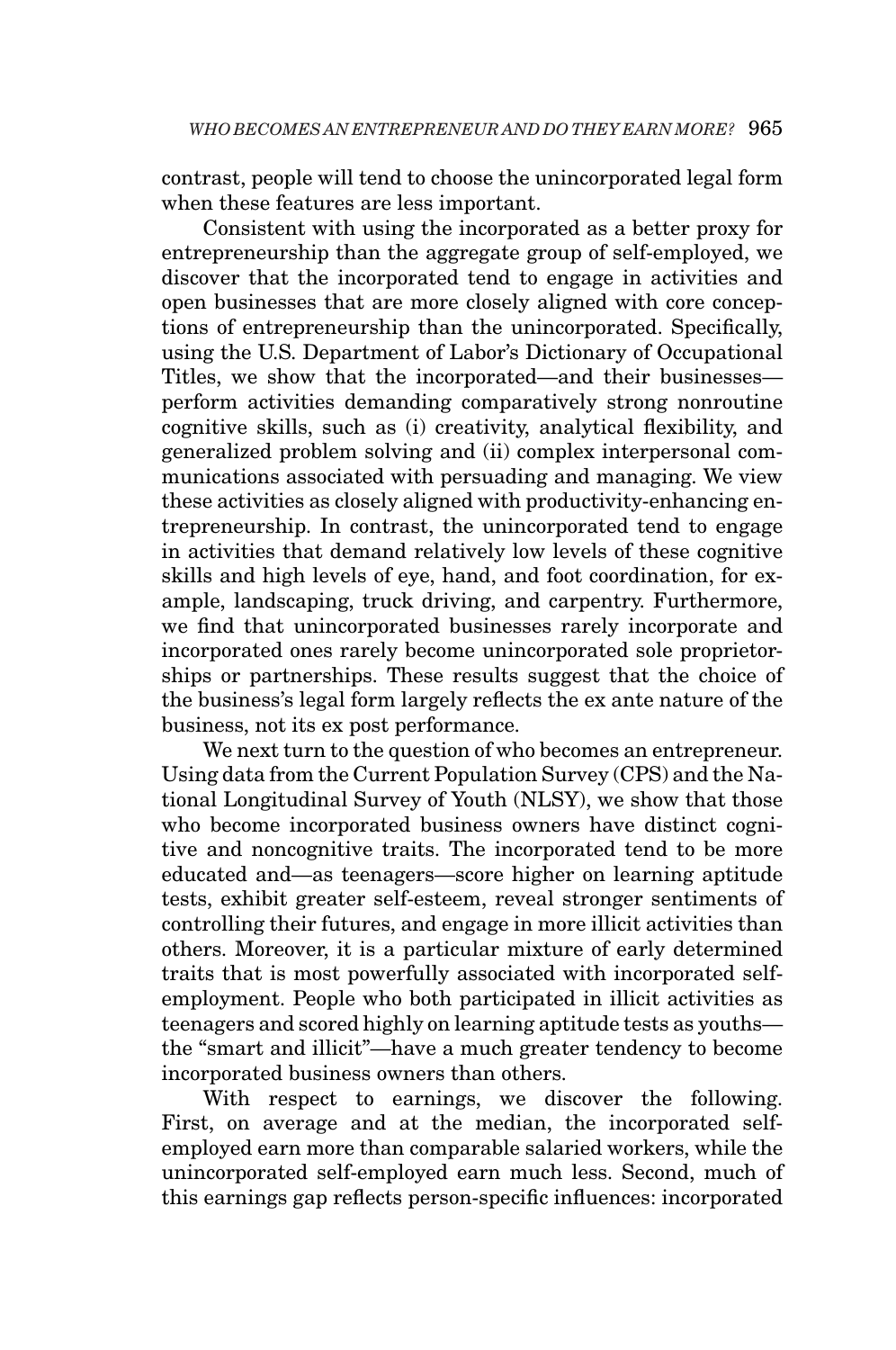contrast, people will tend to choose the unincorporated legal form when these features are less important.

Consistent with using the incorporated as a better proxy for entrepreneurship than the aggregate group of self-employed, we discover that the incorporated tend to engage in activities and open businesses that are more closely aligned with core conceptions of entrepreneurship than the unincorporated. Specifically, using the U.S. Department of Labor's Dictionary of Occupational Titles, we show that the incorporated—and their businesses—perform activities demanding comparatively strong nonroutine cognitive skills, such as (i) creativity, analytical flexibility, and generalized problem solving and (ii) complex interpersonal communications associated with persuading and managing. We view these activities as closely aligned with productivity-enhancing entrepreneurship. In contrast, the unincorporated tend to engage in activities that demand relatively low levels of these cognitive skills and high levels of eye, hand, and foot coordination, for example, landscaping, truck driving, and carpentry. Furthermore, we find that unincorporated businesses rarely incorporate and incorporated ones rarely become unincorporated sole proprietorships or partnerships. These results suggest that the choice of the business's legal form largely reflects the ex ante nature of the business, not its ex post performance.

We next turn to the question of who becomes an entrepreneur. Using data from the Current Population Survey (CPS) and the National Longitudinal Survey of Youth (NLSY), we show that those who become incorporated business owners have distinct cognitive and noncognitive traits. The incorporated tend to be more educated and—as teenagers—score higher on learning aptitude tests, exhibit greater self-esteem, reveal stronger sentiments of controlling their futures, and engage in more illicit activities than others. Moreover, it is a particular mixture of early determined traits that is most powerfully associated with incorporated self-employment. People who both participated in illicit activities as teenagers and scored highly on learning aptitude tests as youths—the "smart and illicit"—have a much greater tendency to become incorporated business owners than others.

With respect to earnings, we discover the following. First, on average and at the median, the incorporated self-employed earn more than comparable salaried workers, while the unincorporated self-employed earn much less. Second, much of this earnings gap reflects person-specific influences: incorporated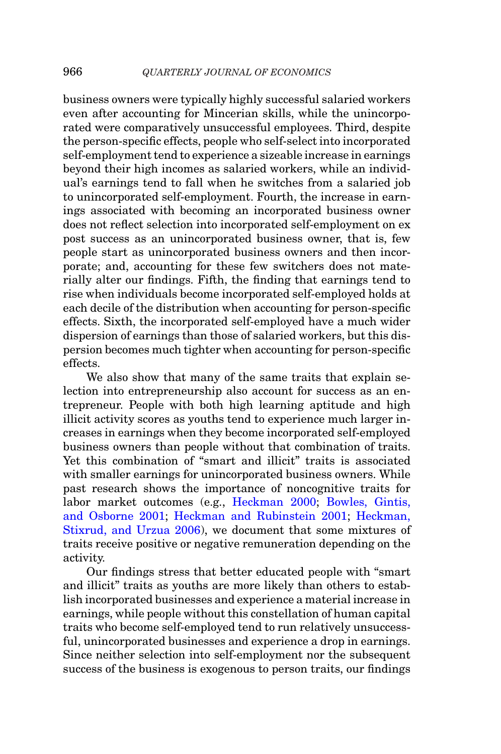business owners were typically highly successful salaried workers even after accounting for Mincerian skills, while the unincorporated were comparatively unsuccessful employees. Third, despite the person-specific effects, people who self-select into incorporated self-employment tend to experience a sizeable increase in earnings beyond their high incomes as salaried workers, while an individual's earnings tend to fall when he switches from a salaried job to unincorporated self-employment. Fourth, the increase in earnings associated with becoming an incorporated business owner does not reflect selection into incorporated self-employment on ex post success as an unincorporated business owner, that is, few people start as unincorporated business owners and then incorporate; and, accounting for these few switchers does not materially alter our findings. Fifth, the finding that earnings tend to rise when individuals become incorporated self-employed holds at each decile of the distribution when accounting for person-specific effects. Sixth, the incorporated self-employed have a much wider dispersion of earnings than those of salaried workers, but this dispersion becomes much tighter when accounting for person-specific effects.

We also show that many of the same traits that explain selection into entrepreneurship also account for success as an entrepreneur. People with both high learning aptitude and high illicit activity scores as youths tend to experience much larger increases in earnings when they become incorporated self-employed business owners than people without that combination of traits. Yet this combination of "smart and illicit" traits is associated with smaller earnings for unincorporated business owners. While past research shows the importance of noncognitive traits for labor market outcomes (e.g., Heckman 2000; Bowles, Gintis, and Osborne 2001; Heckman and Rubinstein 2001; Heckman, Stixrud, and Urzua 2006), we document that some mixtures of traits receive positive or negative remuneration depending on the activity.

Our findings stress that better educated people with "smart and illicit" traits as youths are more likely than others to establish incorporated businesses and experience a material increase in earnings, while people without this constellation of human capital traits who become self-employed tend to run relatively unsuccessful, unincorporated businesses and experience a drop in earnings. Since neither selection into self-employment nor the subsequent success of the business is exogenous to person traits, our findings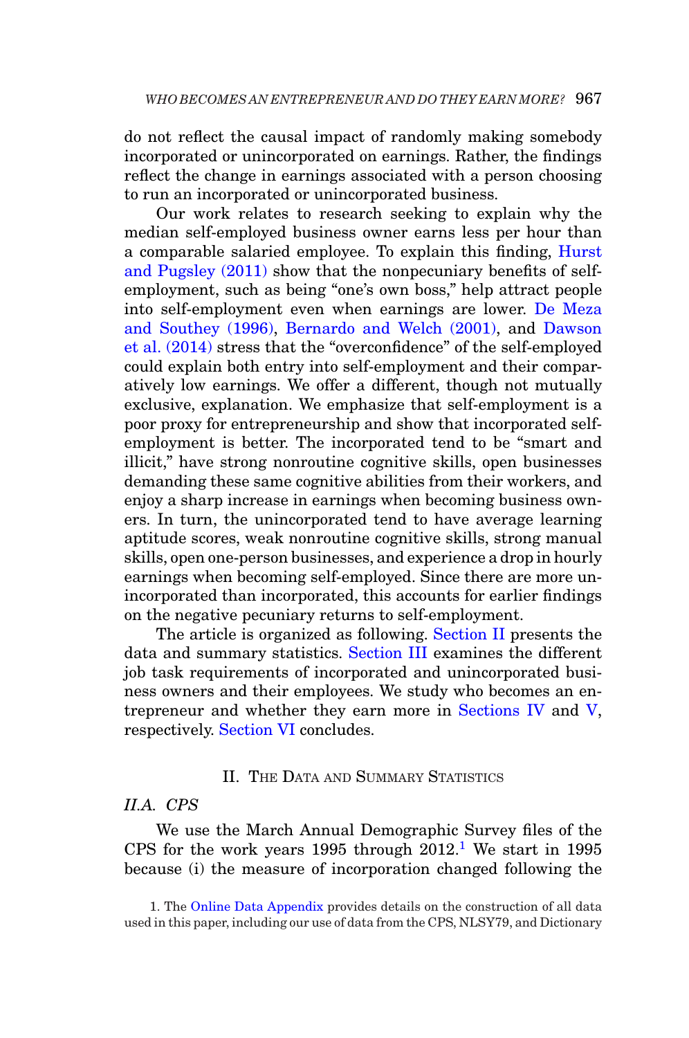do not reflect the causal impact of randomly making somebody incorporated or unincorporated on earnings. Rather, the findings reflect the change in earnings associated with a person choosing to run an incorporated or unincorporated business.

Our work relates to research seeking to explain why the median self-employed business owner earns less per hour than a comparable salaried employee. To explain this finding, Hurst and Pugsley (2011) show that the nonpecuniary benefits of self-employment, such as being "one's own boss," help attract people into self-employment even when earnings are lower. De Meza and Southey (1996), Bernardo and Welch (2001), and Dawson et al. (2014) stress that the "overconfidence" of the self-employed could explain both entry into self-employment and their comparatively low earnings. We offer a different, though not mutually exclusive, explanation. We emphasize that self-employment is a poor proxy for entrepreneurship and show that incorporated self-employment is better. The incorporated tend to be "smart and illicit," have strong nonroutine cognitive skills, open businesses demanding these same cognitive abilities from their workers, and enjoy a sharp increase in earnings when becoming business owners. In turn, the unincorporated tend to have average learning aptitude scores, weak nonroutine cognitive skills, strong manual skills, open one-person businesses, and experience a drop in hourly earnings when becoming self-employed. Since there are more unincorporated than incorporated, this accounts for earlier findings on the negative pecuniary returns to self-employment.

The article is organized as following. Section II presents the data and summary statistics. Section III examines the different job task requirements of incorporated and unincorporated business owners and their employees. We study who becomes an entrepreneur and whether they earn more in Sections IV and V, respectively. Section VI concludes.

## II. The Data and Summary Statistics

### II.A. CPS

We use the March Annual Demographic Survey files of the CPS for the work years 1995 through 2012.[1] We start in 1995 because (i) the measure of incorporation changed following the

1. The Online Data Appendix provides details on the construction of all data used in this paper, including our use of data from the CPS, NLSY79, and Dictionary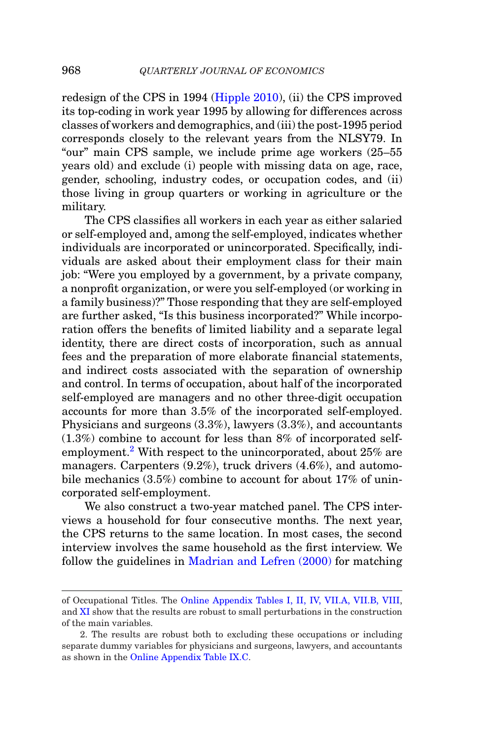redesign of the CPS in 1994 (Hipple 2010), (ii) the CPS improved its top-coding in work year 1995 by allowing for differences across classes of workers and demographics, and (iii) the post-1995 period corresponds closely to the relevant years from the NLSY79. In "our" main CPS sample, we include prime age workers (25–55 years old) and exclude (i) people with missing data on age, race, gender, schooling, industry codes, or occupation codes, and (ii) those living in group quarters or working in agriculture or the military.

The CPS classifies all workers in each year as either salaried or self-employed and, among the self-employed, indicates whether individuals are incorporated or unincorporated. Specifically, individuals are asked about their employment class for their main job: "Were you employed by a government, by a private company, a nonprofit organization, or were you self-employed (or working in a family business)?" Those responding that they are self-employed are further asked, "Is this business incorporated?" While incorporation offers the benefits of limited liability and a separate legal identity, there are direct costs of incorporation, such as annual fees and the preparation of more elaborate financial statements, and indirect costs associated with the separation of ownership and control. In terms of occupation, about half of the incorporated self-employed are managers and no other three-digit occupation accounts for more than 3.5% of the incorporated self-employed. Physicians and surgeons (3.3%), lawyers (3.3%), and accountants (1.3%) combine to account for less than 8% of incorporated self-employment.[2] With respect to the unincorporated, about 25% are managers. Carpenters (9.2%), truck drivers (4.6%), and automobile mechanics (3.5%) combine to account for about 17% of unincorporated self-employment.

We also construct a two-year matched panel. The CPS interviews a household for four consecutive months. The next year, the CPS returns to the same location. In most cases, the second interview involves the same household as the first interview. We follow the guidelines in Madrian and Lefren (2000) for matching

---

of Occupational Titles. The Online Appendix Tables I, II, IV, VII.A, VII.B, VIII, and XI show that the results are robust to small perturbations in the construction of the main variables.

2. The results are robust both to excluding these occupations or including separate dummy variables for physicians and surgeons, lawyers, and accountants as shown in the Online Appendix Table IX.C.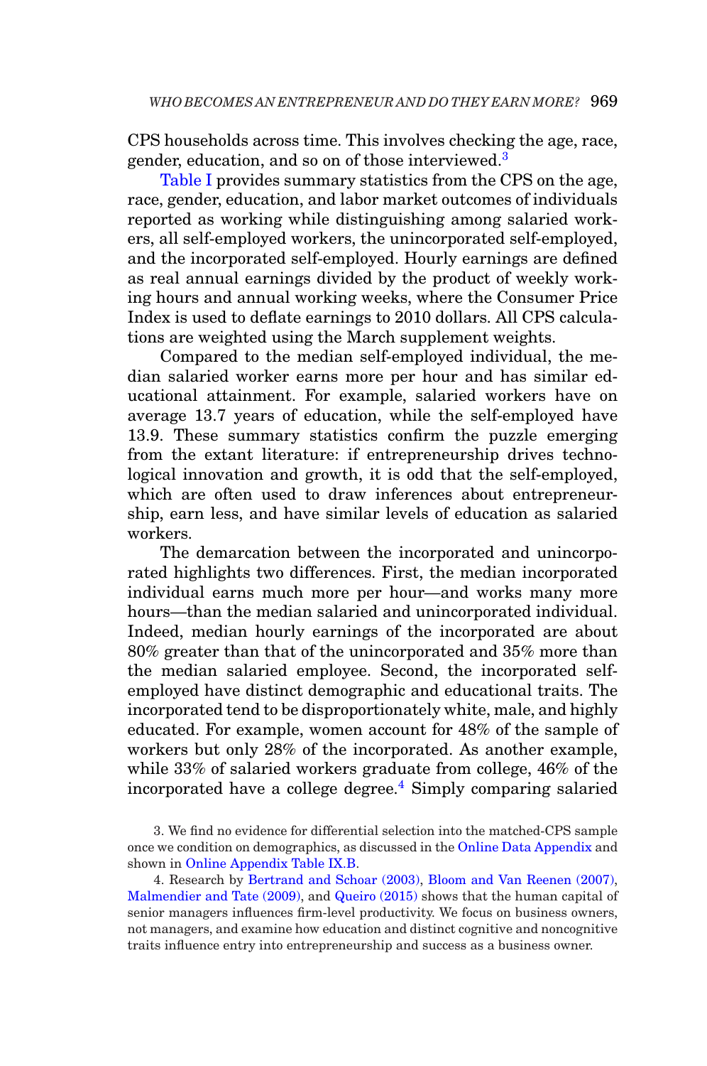CPS households across time. This involves checking the age, race, gender, education, and so on of those interviewed.[3]

Table I provides summary statistics from the CPS on the age, race, gender, education, and labor market outcomes of individuals reported as working while distinguishing among salaried workers, all self-employed workers, the unincorporated self-employed, and the incorporated self-employed. Hourly earnings are defined as real annual earnings divided by the product of weekly working hours and annual working weeks, where the Consumer Price Index is used to deflate earnings to 2010 dollars. All CPS calculations are weighted using the March supplement weights.

Compared to the median self-employed individual, the median salaried worker earns more per hour and has similar educational attainment. For example, salaried workers have on average 13.7 years of education, while the self-employed have 13.9. These summary statistics confirm the puzzle emerging from the extant literature: if entrepreneurship drives technological innovation and growth, it is odd that the self-employed, which are often used to draw inferences about entrepreneurship, earn less, and have similar levels of education as salaried workers.

The demarcation between the incorporated and unincorporated highlights two differences. First, the median incorporated individual earns much more per hour—and works many more hours—than the median salaried and unincorporated individual. Indeed, median hourly earnings of the incorporated are about 80% greater than that of the unincorporated and 35% more than the median salaried employee. Second, the incorporated self-employed have distinct demographic and educational traits. The incorporated tend to be disproportionately white, male, and highly educated. For example, women account for 48% of the sample of workers but only 28% of the incorporated. As another example, while 33% of salaried workers graduate from college, 46% of the incorporated have a college degree.[4] Simply comparing salaried

3. We find no evidence for differential selection into the matched-CPS sample once we condition on demographics, as discussed in the Online Data Appendix and shown in Online Appendix Table IX.B.

4. Research by Bertrand and Schoar (2003), Bloom and Van Reenen (2007), Malmendier and Tate (2009), and Queiro (2015) shows that the human capital of senior managers influences firm-level productivity. We focus on business owners, not managers, and examine how education and distinct cognitive and noncognitive traits influence entry into entrepreneurship and success as a business owner.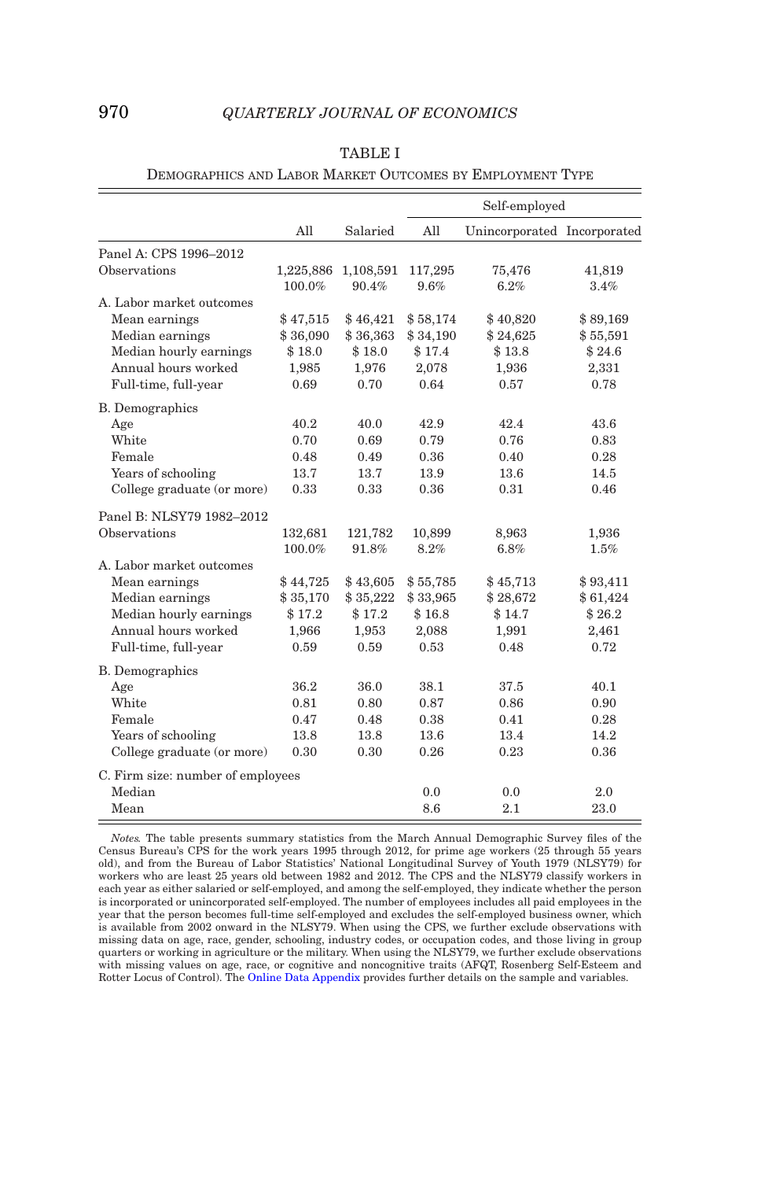TABLE I

DEMOGRAPHICS AND LABOR MARKET OUTCOMES BY EMPLOYMENT TYPE

| | | | Self-employed | | |
|---|---|---|---|---|---|
| | All | Salaried | All | Unincorporated | Incorporated |
| Panel A: CPS 1996–2012 | | | | | |
| Observations | 1,225,886 | 1,108,591 | 117,295 | 75,476 | 41,819 |
| | 100.0% | 90.4% | 9.6% | 6.2% | 3.4% |
| A. Labor market outcomes | | | | | |
| Mean earnings | $ 47,515 | $ 46,421 | $ 58,174 | $ 40,820 | $ 89,169 |
| Median earnings | $ 36,090 | $ 36,363 | $ 34,190 | $ 24,625 | $ 55,591 |
| Median hourly earnings | $ 18.0 | $ 18.0 | $ 17.4 | $ 13.8 | $ 24.6 |
| Annual hours worked | 1,985 | 1,976 | 2,078 | 1,936 | 2,331 |
| Full-time, full-year | 0.69 | 0.70 | 0.64 | 0.57 | 0.78 |
| B. Demographics | | | | | |
| Age | 40.2 | 40.0 | 42.9 | 42.4 | 43.6 |
| White | 0.70 | 0.69 | 0.79 | 0.76 | 0.83 |
| Female | 0.48 | 0.49 | 0.36 | 0.40 | 0.28 |
| Years of schooling | 13.7 | 13.7 | 13.9 | 13.6 | 14.5 |
| College graduate (or more) | 0.33 | 0.33 | 0.36 | 0.31 | 0.46 |
| Panel B: NLSY79 1982–2012 | | | | | |
| Observations | 132,681 | 121,782 | 10,899 | 8,963 | 1,936 |
| | 100.0% | 91.8% | 8.2% | 6.8% | 1.5% |
| A. Labor market outcomes | | | | | |
| Mean earnings | $ 44,725 | $ 43,605 | $ 55,785 | $ 45,713 | $ 93,411 |
| Median earnings | $ 35,170 | $ 35,222 | $ 33,965 | $ 28,672 | $ 61,424 |
| Median hourly earnings | $ 17.2 | $ 17.2 | $ 16.8 | $ 14.7 | $ 26.2 |
| Annual hours worked | 1,966 | 1,953 | 2,088 | 1,991 | 2,461 |
| Full-time, full-year | 0.59 | 0.59 | 0.53 | 0.48 | 0.72 |
| B. Demographics | | | | | |
| Age | 36.2 | 36.0 | 38.1 | 37.5 | 40.1 |
| White | 0.81 | 0.80 | 0.87 | 0.86 | 0.90 |
| Female | 0.47 | 0.48 | 0.38 | 0.41 | 0.28 |
| Years of schooling | 13.8 | 13.8 | 13.6 | 13.4 | 14.2 |
| College graduate (or more) | 0.30 | 0.30 | 0.26 | 0.23 | 0.36 |
| C. Firm size: number of employees | | | | | |
| Median | | | 0.0 | 0.0 | 2.0 |
| Mean | | | 8.6 | 2.1 | 23.0 |

*Notes.* The table presents summary statistics from the March Annual Demographic Survey files of the Census Bureau's CPS for the work years 1995 through 2012, for prime age workers (25 through 55 years old), and from the Bureau of Labor Statistics' National Longitudinal Survey of Youth 1979 (NLSY79) for workers who are least 25 years old between 1982 and 2012. The CPS and the NLSY79 classify workers in each year as either salaried or self-employed, and among the self-employed, they indicate whether the person is incorporated or unincorporated self-employed. The number of employees includes all paid employees in the year that the person becomes full-time self-employed and excludes the self-employed business owner, which is available from 2002 onward in the NLSY79. When using the CPS, we further exclude observations with missing data on age, race, gender, schooling, industry codes, or occupation codes, and those living in group quarters or working in agriculture or the military. When using the NLSY79, we further exclude observations with missing values on age, race, or cognitive and noncognitive traits (AFQT, Rosenberg Self-Esteem and Rotter Locus of Control). The Online Data Appendix provides further details on the sample and variables.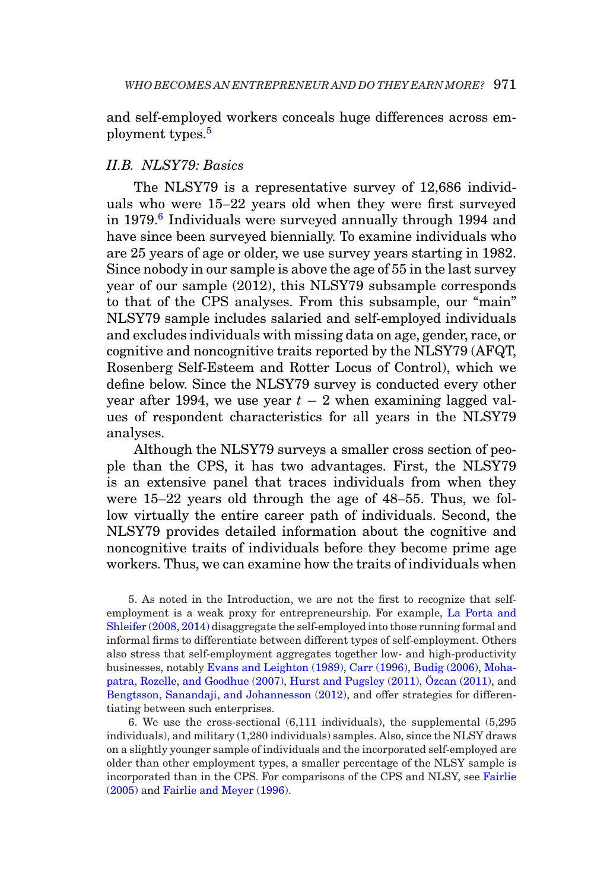and self-employed workers conceals huge differences across employment types.[5]

### II.B. NLSY79: Basics

The NLSY79 is a representative survey of 12,686 individuals who were 15–22 years old when they were first surveyed in 1979.[6] Individuals were surveyed annually through 1994 and have since been surveyed biennially. To examine individuals who are 25 years of age or older, we use survey years starting in 1982. Since nobody in our sample is above the age of 55 in the last survey year of our sample (2012), this NLSY79 subsample corresponds to that of the CPS analyses. From this subsample, our "main" NLSY79 sample includes salaried and self-employed individuals and excludes individuals with missing data on age, gender, race, or cognitive and noncognitive traits reported by the NLSY79 (AFQT, Rosenberg Self-Esteem and Rotter Locus of Control), which we define below. Since the NLSY79 survey is conducted every other year after 1994, we use year $t-2$ when examining lagged values of respondent characteristics for all years in the NLSY79 analyses.

Although the NLSY79 surveys a smaller cross section of people than the CPS, it has two advantages. First, the NLSY79 is an extensive panel that traces individuals from when they were 15–22 years old through the age of 48–55. Thus, we follow virtually the entire career path of individuals. Second, the NLSY79 provides detailed information about the cognitive and noncognitive traits of individuals before they become prime age workers. Thus, we can examine how the traits of individuals when

5. As noted in the Introduction, we are not the first to recognize that self-employment is a weak proxy for entrepreneurship. For example, La Porta and Shleifer (2008, 2014) disaggregate the self-employed into those running formal and informal firms to differentiate between different types of self-employment. Others also stress that self-employment aggregates together low- and high-productivity businesses, notably Evans and Leighton (1989), Carr (1996), Budig (2006), Mohapatra, Rozelle, and Goodhue (2007), Hurst and Pugsley (2011), Özcan (2011), and Bengtsson, Sanandaji, and Johannesson (2012), and offer strategies for differentiating between such enterprises.

6. We use the cross-sectional (6,111 individuals), the supplemental (5,295 individuals), and military (1,280 individuals) samples. Also, since the NLSY draws on a slightly younger sample of individuals and the incorporated self-employed are older than other employment types, a smaller percentage of the NLSY sample is incorporated than in the CPS. For comparisons of the CPS and NLSY, see Fairlie (2005) and Fairlie and Meyer (1996).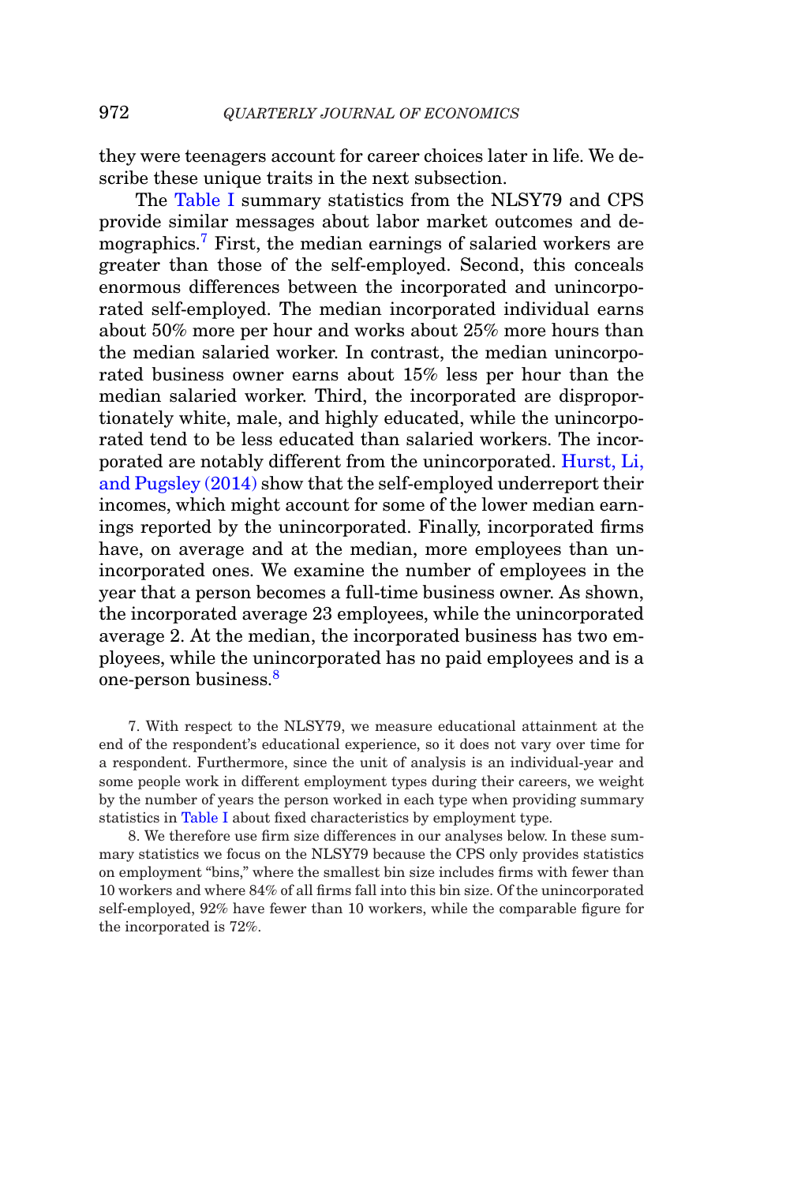they were teenagers account for career choices later in life. We describe these unique traits in the next subsection.

The Table I summary statistics from the NLSY79 and CPS provide similar messages about labor market outcomes and demographics.[7] First, the median earnings of salaried workers are greater than those of the self-employed. Second, this conceals enormous differences between the incorporated and unincorporated self-employed. The median incorporated individual earns about 50% more per hour and works about 25% more hours than the median salaried worker. In contrast, the median unincorporated business owner earns about 15% less per hour than the median salaried worker. Third, the incorporated are disproportionately white, male, and highly educated, while the unincorporated tend to be less educated than salaried workers. The incorporated are notably different from the unincorporated. Hurst, Li, and Pugsley (2014) show that the self-employed underreport their incomes, which might account for some of the lower median earnings reported by the unincorporated. Finally, incorporated firms have, on average and at the median, more employees than unincorporated ones. We examine the number of employees in the year that a person becomes a full-time business owner. As shown, the incorporated average 23 employees, while the unincorporated average 2. At the median, the incorporated business has two employees, while the unincorporated has no paid employees and is a one-person business.[8]

7. With respect to the NLSY79, we measure educational attainment at the end of the respondent's educational experience, so it does not vary over time for a respondent. Furthermore, since the unit of analysis is an individual-year and some people work in different employment types during their careers, we weight by the number of years the person worked in each type when providing summary statistics in Table I about fixed characteristics by employment type.

8. We therefore use firm size differences in our analyses below. In these summary statistics we focus on the NLSY79 because the CPS only provides statistics on employment "bins," where the smallest bin size includes firms with fewer than 10 workers and where 84% of all firms fall into this bin size. Of the unincorporated self-employed, 92% have fewer than 10 workers, while the comparable figure for the incorporated is 72%.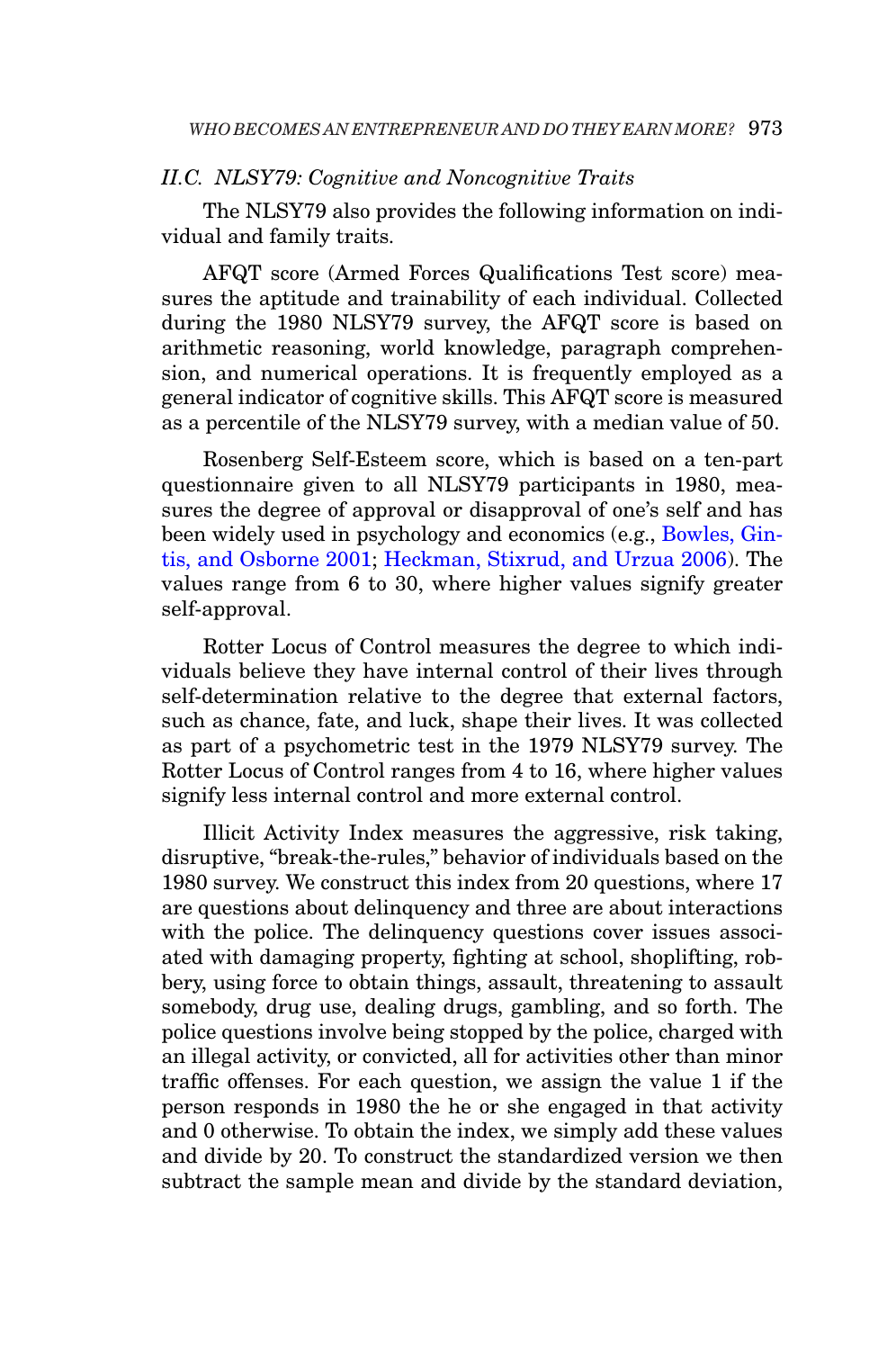### II.C. NLSY79: Cognitive and Noncognitive Traits

The NLSY79 also provides the following information on individual and family traits.

AFQT score (Armed Forces Qualifications Test score) measures the aptitude and trainability of each individual. Collected during the 1980 NLSY79 survey, the AFQT score is based on arithmetic reasoning, world knowledge, paragraph comprehension, and numerical operations. It is frequently employed as a general indicator of cognitive skills. This AFQT score is measured as a percentile of the NLSY79 survey, with a median value of 50.

Rosenberg Self-Esteem score, which is based on a ten-part questionnaire given to all NLSY79 participants in 1980, measures the degree of approval or disapproval of one's self and has been widely used in psychology and economics (e.g., Bowles, Gintis, and Osborne 2001; Heckman, Stixrud, and Urzua 2006). The values range from 6 to 30, where higher values signify greater self-approval.

Rotter Locus of Control measures the degree to which individuals believe they have internal control of their lives through self-determination relative to the degree that external factors, such as chance, fate, and luck, shape their lives. It was collected as part of a psychometric test in the 1979 NLSY79 survey. The Rotter Locus of Control ranges from 4 to 16, where higher values signify less internal control and more external control.

Illicit Activity Index measures the aggressive, risk taking, disruptive, "break-the-rules," behavior of individuals based on the 1980 survey. We construct this index from 20 questions, where 17 are questions about delinquency and three are about interactions with the police. The delinquency questions cover issues associated with damaging property, fighting at school, shoplifting, robbery, using force to obtain things, assault, threatening to assault somebody, drug use, dealing drugs, gambling, and so forth. The police questions involve being stopped by the police, charged with an illegal activity, or convicted, all for activities other than minor traffic offenses. For each question, we assign the value 1 if the person responds in 1980 the he or she engaged in that activity and 0 otherwise. To obtain the index, we simply add these values and divide by 20. To construct the standardized version we then subtract the sample mean and divide by the standard deviation,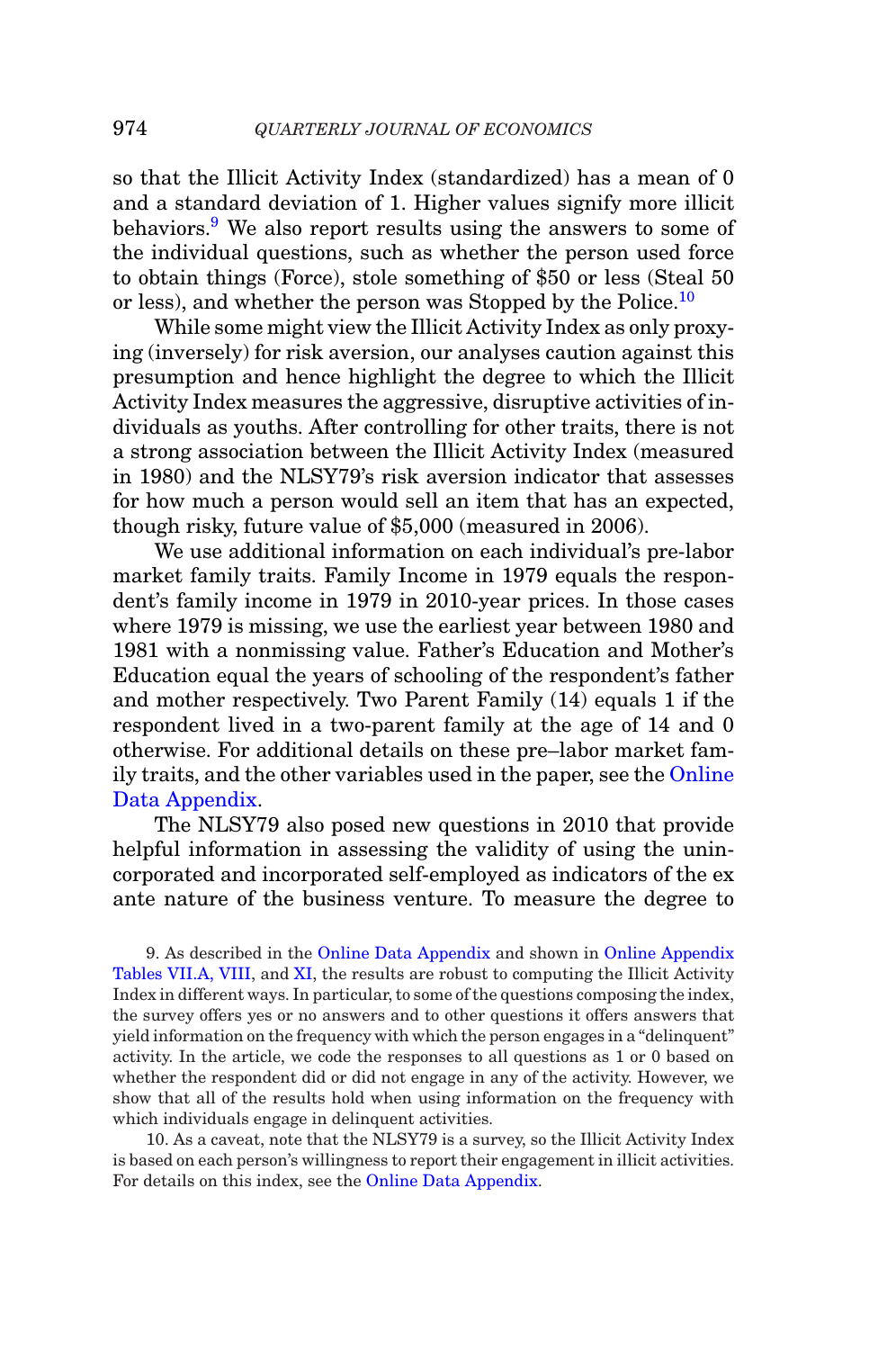so that the Illicit Activity Index (standardized) has a mean of 0 and a standard deviation of 1. Higher values signify more illicit behaviors.[9] We also report results using the answers to some of the individual questions, such as whether the person used force to obtain things (Force), stole something of $50 or less (Steal 50 or less), and whether the person was Stopped by the Police.[10]

While some might view the Illicit Activity Index as only proxying (inversely) for risk aversion, our analyses caution against this presumption and hence highlight the degree to which the Illicit Activity Index measures the aggressive, disruptive activities of individuals as youths. After controlling for other traits, there is not a strong association between the Illicit Activity Index (measured in 1980) and the NLSY79's risk aversion indicator that assesses for how much a person would sell an item that has an expected, though risky, future value of $5,000 (measured in 2006).

We use additional information on each individual's pre-labor market family traits. Family Income in 1979 equals the respondent's family income in 1979 in 2010-year prices. In those cases where 1979 is missing, we use the earliest year between 1980 and 1981 with a nonmissing value. Father's Education and Mother's Education equal the years of schooling of the respondent's father and mother respectively. Two Parent Family (14) equals 1 if the respondent lived in a two-parent family at the age of 14 and 0 otherwise. For additional details on these pre–labor market family traits, and the other variables used in the paper, see the Online Data Appendix.

The NLSY79 also posed new questions in 2010 that provide helpful information in assessing the validity of using the unincorporated and incorporated self-employed as indicators of the ex ante nature of the business venture. To measure the degree to

9. As described in the Online Data Appendix and shown in Online Appendix Tables VII.A, VIII, and XI, the results are robust to computing the Illicit Activity Index in different ways. In particular, to some of the questions composing the index, the survey offers yes or no answers and to other questions it offers answers that yield information on the frequency with which the person engages in a "delinquent" activity. In the article, we code the responses to all questions as 1 or 0 based on whether the respondent did or did not engage in any of the activity. However, we show that all of the results hold when using information on the frequency with which individuals engage in delinquent activities.

10. As a caveat, note that the NLSY79 is a survey, so the Illicit Activity Index is based on each person's willingness to report their engagement in illicit activities. For details on this index, see the Online Data Appendix.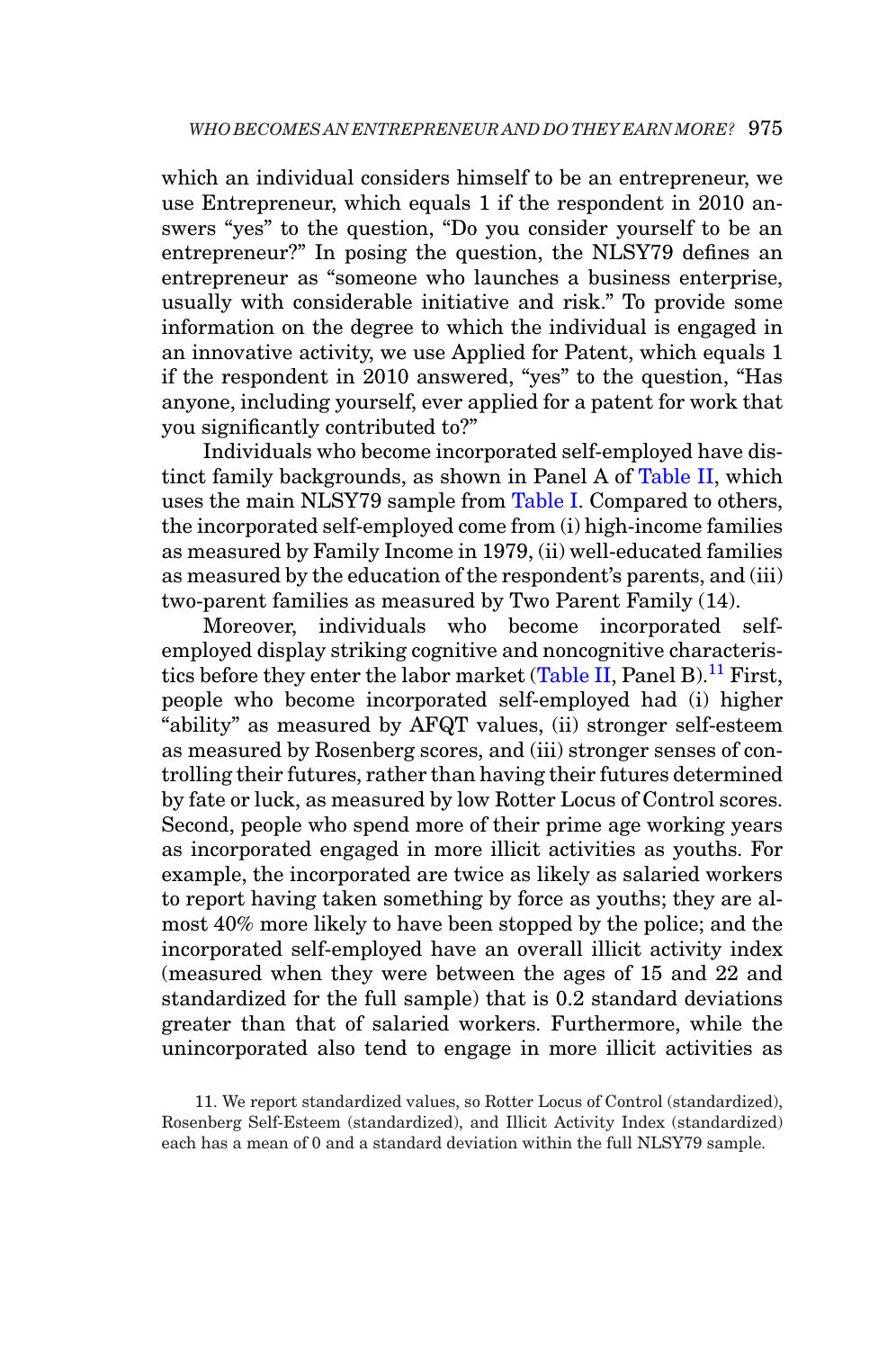which an individual considers himself to be an entrepreneur, we use Entrepreneur, which equals 1 if the respondent in 2010 answers "yes" to the question, "Do you consider yourself to be an entrepreneur?" In posing the question, the NLSY79 defines an entrepreneur as "someone who launches a business enterprise, usually with considerable initiative and risk." To provide some information on the degree to which the individual is engaged in an innovative activity, we use Applied for Patent, which equals 1 if the respondent in 2010 answered, "yes" to the question, "Has anyone, including yourself, ever applied for a patent for work that you significantly contributed to?"

Individuals who become incorporated self-employed have distinct family backgrounds, as shown in Panel A of Table II, which uses the main NLSY79 sample from Table I. Compared to others, the incorporated self-employed come from (i) high-income families as measured by Family Income in 1979, (ii) well-educated families as measured by the education of the respondent's parents, and (iii) two-parent families as measured by Two Parent Family (14).

Moreover, individuals who become incorporated self-employed display striking cognitive and noncognitive characteristics before they enter the labor market (Table II, Panel B).[11] First, people who become incorporated self-employed had (i) higher "ability" as measured by AFQT values, (ii) stronger self-esteem as measured by Rosenberg scores, and (iii) stronger senses of controlling their futures, rather than having their futures determined by fate or luck, as measured by low Rotter Locus of Control scores. Second, people who spend more of their prime age working years as incorporated engaged in more illicit activities as youths. For example, the incorporated are twice as likely as salaried workers to report having taken something by force as youths; they are almost 40% more likely to have been stopped by the police; and the incorporated self-employed have an overall illicit activity index (measured when they were between the ages of 15 and 22 and standardized for the full sample) that is 0.2 standard deviations greater than that of salaried workers. Furthermore, while the unincorporated also tend to engage in more illicit activities as

11. We report standardized values, so Rotter Locus of Control (standardized), Rosenberg Self-Esteem (standardized), and Illicit Activity Index (standardized) each has a mean of 0 and a standard deviation within the full NLSY79 sample.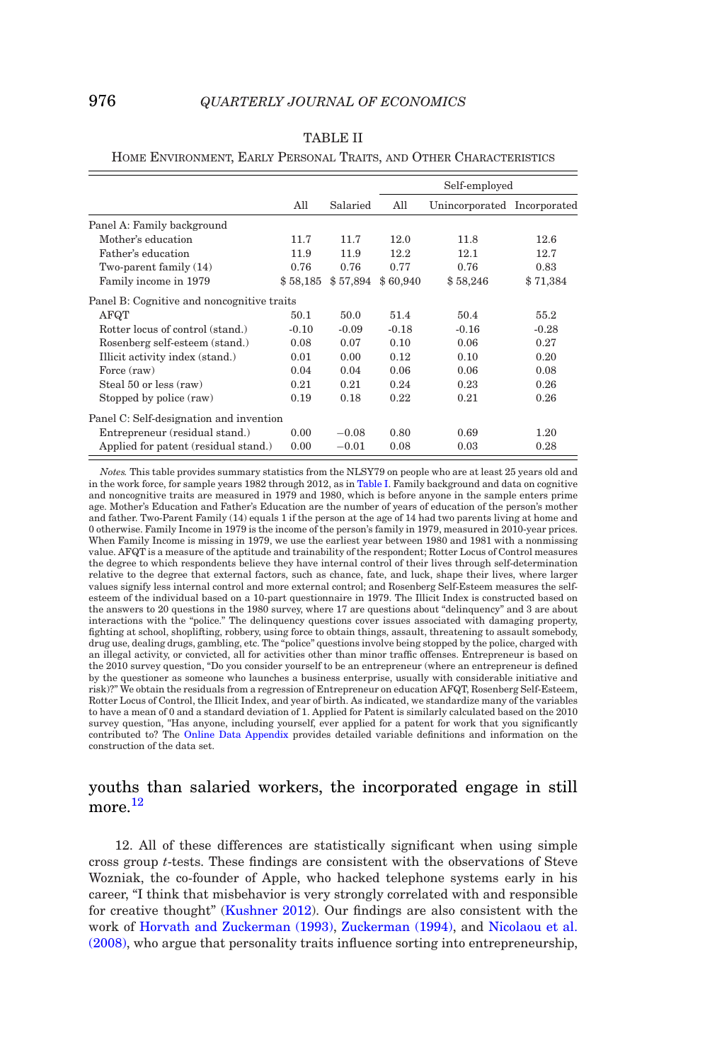TABLE II

Home Environment, Early Personal Traits, and Other Characteristics

| | All | Salaried | Self-employed | | |
|---|---|---|---|---|---|
| | | | All | Unincorporated | Incorporated |
| Panel A: Family background | | | | | |
| Mother's education | 11.7 | 11.7 | 12.0 | 11.8 | 12.6 |
| Father's education | 11.9 | 11.9 | 12.2 | 12.1 | 12.7 |
| Two-parent family (14) | 0.76 | 0.76 | 0.77 | 0.76 | 0.83 |
| Family income in 1979 | $ 58,185 | $ 57,894 | $ 60,940 | $ 58,246 | $ 71,384 |
| Panel B: Cognitive and noncognitive traits | | | | | |
| AFQT | 50.1 | 50.0 | 51.4 | 50.4 | 55.2 |
| Rotter locus of control (stand.) | -0.10 | -0.09 | -0.18 | -0.16 | -0.28 |
| Rosenberg self-esteem (stand.) | 0.08 | 0.07 | 0.10 | 0.06 | 0.27 |
| Illicit activity index (stand.) | 0.01 | 0.00 | 0.12 | 0.10 | 0.20 |
| Force (raw) | 0.04 | 0.04 | 0.06 | 0.06 | 0.08 |
| Steal 50 or less (raw) | 0.21 | 0.21 | 0.24 | 0.23 | 0.26 |
| Stopped by police (raw) | 0.19 | 0.18 | 0.22 | 0.21 | 0.26 |
| Panel C: Self-designation and invention | | | | | |
| Entrepreneur (residual stand.) | 0.00 | −0.08 | 0.80 | 0.69 | 1.20 |
| Applied for patent (residual stand.) | 0.00 | −0.01 | 0.08 | 0.03 | 0.28 |

*Notes.* This table provides summary statistics from the NLSY79 on people who are at least 25 years old and in the work force, for sample years 1982 through 2012, as in Table I. Family background and data on cognitive and noncognitive traits are measured in 1979 and 1980, which is before anyone in the sample enters prime age. Mother's Education and Father's Education are the number of years of education of the person's mother and father. Two-Parent Family (14) equals 1 if the person at the age of 14 had two parents living at home and 0 otherwise. Family Income in 1979 is the income of the person's family in 1979, measured in 2010-year prices. When Family Income is missing in 1979, we use the earliest year between 1980 and 1981 with a nonmissing value. AFQT is a measure of the aptitude and trainability of the respondent; Rotter Locus of Control measures the degree to which respondents believe they have internal control of their lives through self-determination relative to the degree that external factors, such as chance, fate, and luck, shape their lives, where larger values signify less internal control and more external control; and Rosenberg Self-Esteem measures the self-esteem of the individual based on a 10-part questionnaire in 1979. The Illicit Index is constructed based on the answers to 20 questions in the 1980 survey, where 17 are questions about "delinquency" and 3 are about interactions with the "police." The delinquency questions cover issues associated with damaging property, fighting at school, shoplifting, robbery, using force to obtain things, assault, threatening to assault somebody, drug use, dealing drugs, gambling, etc. The "police" questions involve being stopped by the police, charged with an illegal activity, or convicted, all for activities other than minor traffic offenses. Entrepreneur is based on the 2010 survey question, "Do you consider yourself to be an entrepreneur (where an entrepreneur is defined by the questioner as someone who launches a business enterprise, usually with considerable initiative and risk)?" We obtain the residuals from a regression of Entrepreneur on education AFQT, Rosenberg Self-Esteem, Rotter Locus of Control, the Illicit Index, and year of birth. As indicated, we standardize many of the variables to have a mean of 0 and a standard deviation of 1. Applied for Patent is similarly calculated based on the 2010 survey question, "Has anyone, including yourself, ever applied for a patent for work that you significantly contributed to? The Online Data Appendix provides detailed variable definitions and information on the construction of the data set.

youths than salaried workers, the incorporated engage in still more.[12]

12. All of these differences are statistically significant when using simple cross group *t*-tests. These findings are consistent with the observations of Steve Wozniak, the co-founder of Apple, who hacked telephone systems early in his career, "I think that misbehavior is very strongly correlated with and responsible for creative thought" (Kushner 2012). Our findings are also consistent with the work of Horvath and Zuckerman (1993), Zuckerman (1994), and Nicolaou et al. (2008), who argue that personality traits influence sorting into entrepreneurship,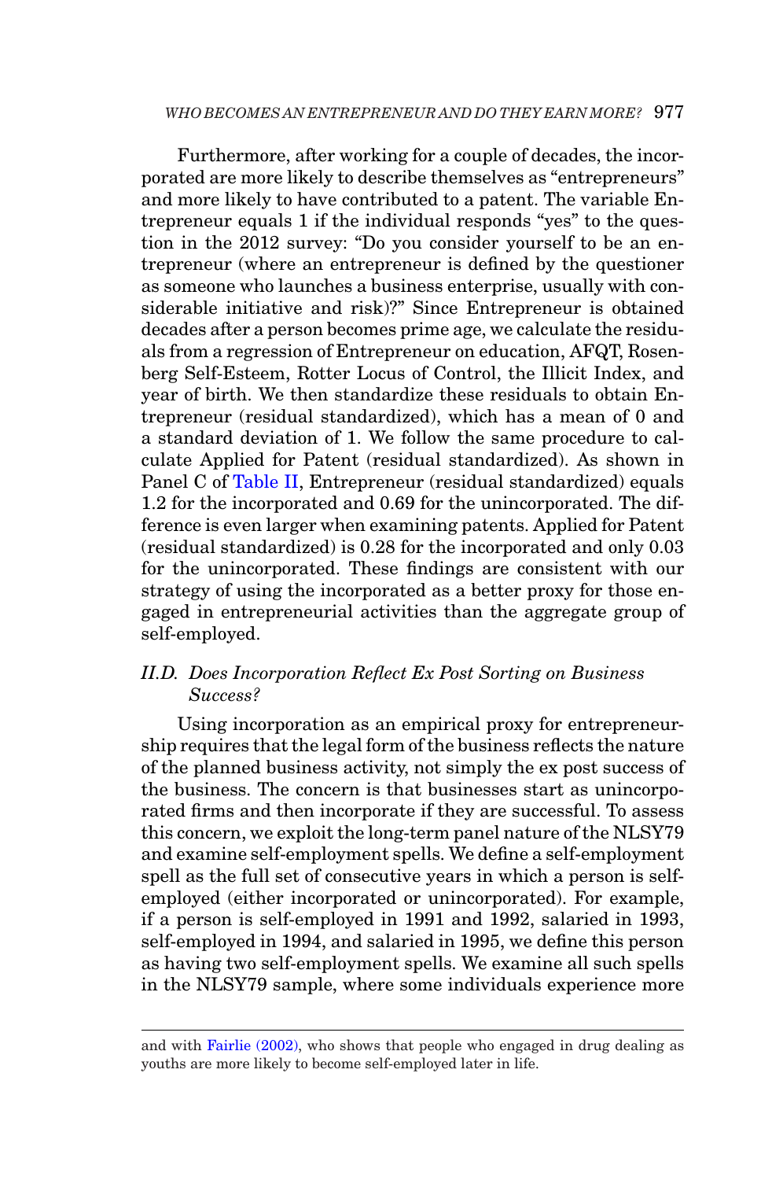Furthermore, after working for a couple of decades, the incorporated are more likely to describe themselves as "entrepreneurs" and more likely to have contributed to a patent. The variable Entrepreneur equals 1 if the individual responds "yes" to the question in the 2012 survey: "Do you consider yourself to be an entrepreneur (where an entrepreneur is defined by the questioner as someone who launches a business enterprise, usually with considerable initiative and risk)?" Since Entrepreneur is obtained decades after a person becomes prime age, we calculate the residuals from a regression of Entrepreneur on education, AFQT, Rosenberg Self-Esteem, Rotter Locus of Control, the Illicit Index, and year of birth. We then standardize these residuals to obtain Entrepreneur (residual standardized), which has a mean of 0 and a standard deviation of 1. We follow the same procedure to calculate Applied for Patent (residual standardized). As shown in Panel C of Table II, Entrepreneur (residual standardized) equals 1.2 for the incorporated and 0.69 for the unincorporated. The difference is even larger when examining patents. Applied for Patent (residual standardized) is 0.28 for the incorporated and only 0.03 for the unincorporated. These findings are consistent with our strategy of using the incorporated as a better proxy for those engaged in entrepreneurial activities than the aggregate group of self-employed.

### *II.D. Does Incorporation Reflect Ex Post Sorting on Business Success?*

Using incorporation as an empirical proxy for entrepreneurship requires that the legal form of the business reflects the nature of the planned business activity, not simply the ex post success of the business. The concern is that businesses start as unincorporated firms and then incorporate if they are successful. To assess this concern, we exploit the long-term panel nature of the NLSY79 and examine self-employment spells. We define a self-employment spell as the full set of consecutive years in which a person is self-employed (either incorporated or unincorporated). For example, if a person is self-employed in 1991 and 1992, salaried in 1993, self-employed in 1994, and salaried in 1995, we define this person as having two self-employment spells. We examine all such spells in the NLSY79 sample, where some individuals experience more

and with Fairlie (2002), who shows that people who engaged in drug dealing as youths are more likely to become self-employed later in life.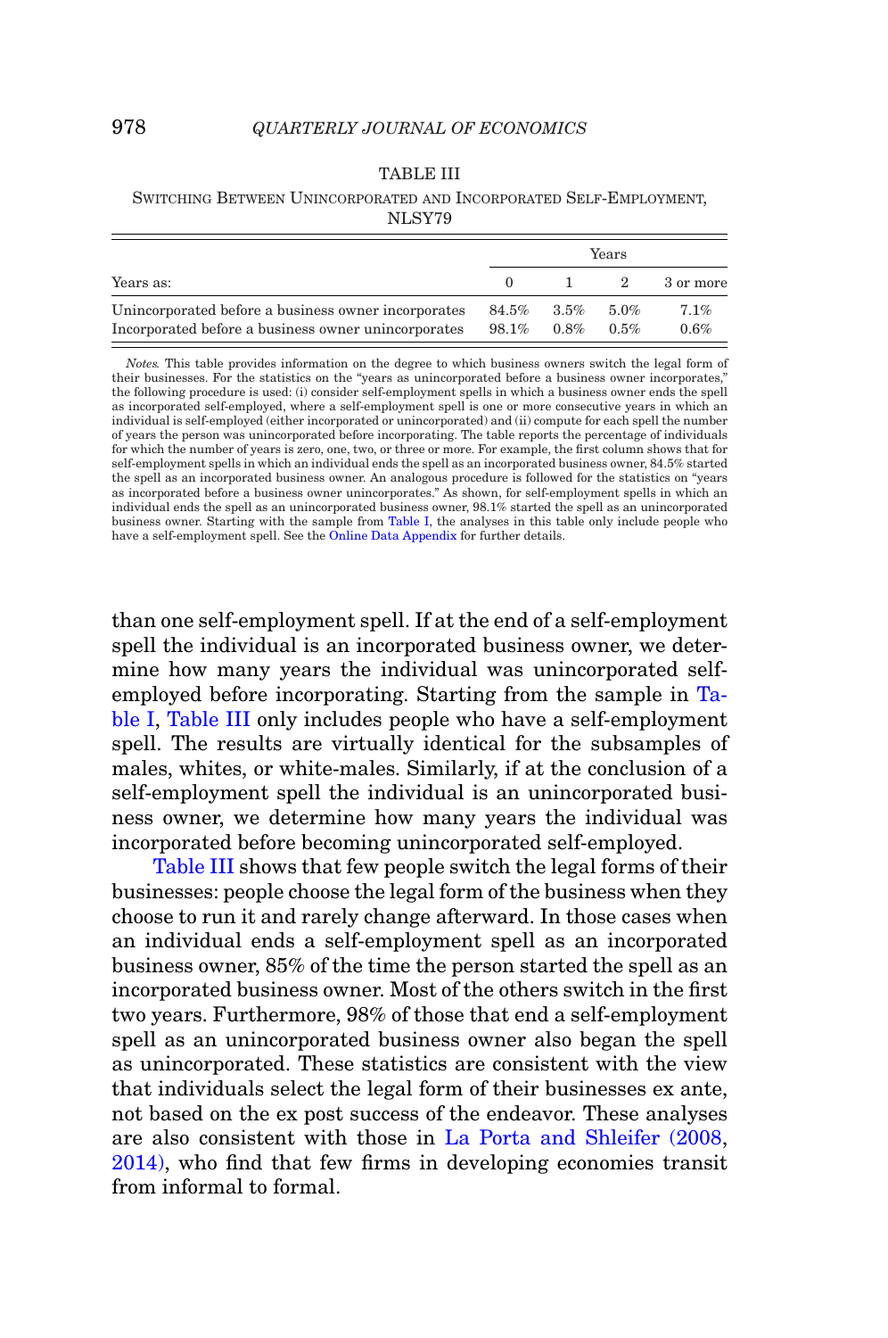TABLE III

SWITCHING BETWEEN UNINCORPORATED AND INCORPORATED SELF-EMPLOYMENT, NLSY79

| Years as: | Years 0 | 1 | 2 | 3 or more |
|---|---|---|---|---|
| Unincorporated before a business owner incorporates | 84.5% | 3.5% | 5.0% | 7.1% |
| Incorporated before a business owner unincorporates | 98.1% | 0.8% | 0.5% | 0.6% |

*Notes.* This table provides information on the degree to which business owners switch the legal form of their businesses. For the statistics on the "years as unincorporated before a business owner incorporates," the following procedure is used: (i) consider self-employment spells in which a business owner ends the spell as incorporated self-employed, where a self-employment spell is one or more consecutive years in which an individual is self-employed (either incorporated or unincorporated) and (ii) compute for each spell the number of years the person was unincorporated before incorporating. The table reports the percentage of individuals for which the number of years is zero, one, two, or three or more. For example, the first column shows that for self-employment spells in which an individual ends the spell as an incorporated business owner, 84.5% started the spell as an incorporated business owner. An analogous procedure is followed for the statistics on "years as incorporated before a business owner unincorporates." As shown, for self-employment spells in which an individual ends the spell as an unincorporated business owner, 98.1% started the spell as an unincorporated business owner. Starting with the sample from Table I, the analyses in this table only include people who have a self-employment spell. See the Online Data Appendix for further details.

than one self-employment spell. If at the end of a self-employment spell the individual is an incorporated business owner, we determine how many years the individual was unincorporated self-employed before incorporating. Starting from the sample in Table I, Table III only includes people who have a self-employment spell. The results are virtually identical for the subsamples of males, whites, or white-males. Similarly, if at the conclusion of a self-employment spell the individual is an unincorporated business owner, we determine how many years the individual was incorporated before becoming unincorporated self-employed.

Table III shows that few people switch the legal forms of their businesses: people choose the legal form of the business when they choose to run it and rarely change afterward. In those cases when an individual ends a self-employment spell as an incorporated business owner, 85% of the time the person started the spell as an incorporated business owner. Most of the others switch in the first two years. Furthermore, 98% of those that end a self-employment spell as an unincorporated business owner also began the spell as unincorporated. These statistics are consistent with the view that individuals select the legal form of their businesses ex ante, not based on the ex post success of the endeavor. These analyses are also consistent with those in La Porta and Shleifer (2008, 2014), who find that few firms in developing economies transit from informal to formal.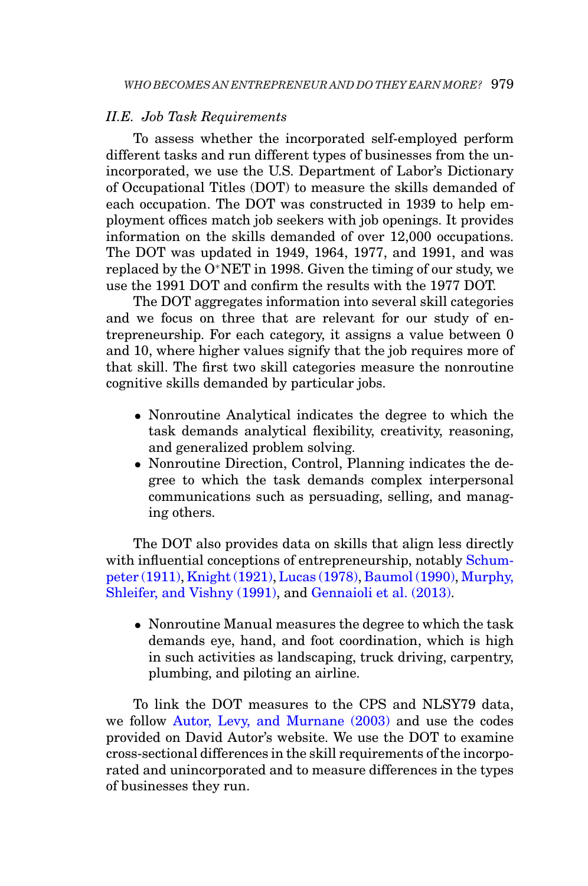### II.E. Job Task Requirements

To assess whether the incorporated self-employed perform different tasks and run different types of businesses from the unincorporated, we use the U.S. Department of Labor's Dictionary of Occupational Titles (DOT) to measure the skills demanded of each occupation. The DOT was constructed in 1939 to help employment offices match job seekers with job openings. It provides information on the skills demanded of over 12,000 occupations. The DOT was updated in 1949, 1964, 1977, and 1991, and was replaced by the O*NET in 1998. Given the timing of our study, we use the 1991 DOT and confirm the results with the 1977 DOT.

The DOT aggregates information into several skill categories and we focus on three that are relevant for our study of entrepreneurship. For each category, it assigns a value between 0 and 10, where higher values signify that the job requires more of that skill. The first two skill categories measure the nonroutine cognitive skills demanded by particular jobs.

- Nonroutine Analytical indicates the degree to which the task demands analytical flexibility, creativity, reasoning, and generalized problem solving.
- Nonroutine Direction, Control, Planning indicates the degree to which the task demands complex interpersonal communications such as persuading, selling, and managing others.

The DOT also provides data on skills that align less directly with influential conceptions of entrepreneurship, notably Schumpeter (1911), Knight (1921), Lucas (1978), Baumol (1990), Murphy, Shleifer, and Vishny (1991), and Gennaioli et al. (2013).

- Nonroutine Manual measures the degree to which the task demands eye, hand, and foot coordination, which is high in such activities as landscaping, truck driving, carpentry, plumbing, and piloting an airline.

To link the DOT measures to the CPS and NLSY79 data, we follow Autor, Levy, and Murnane (2003) and use the codes provided on David Autor's website. We use the DOT to examine cross-sectional differences in the skill requirements of the incorporated and unincorporated and to measure differences in the types of businesses they run.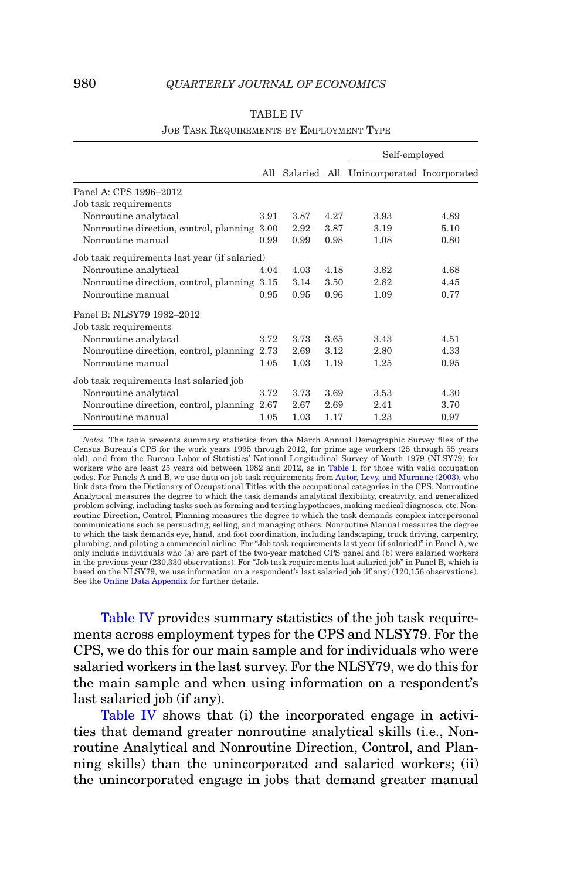TABLE IV

Job Task Requirements by Employment Type

| | All | Salaried | Self-employed | | |
|---|---|---|---|---|---|
| | | | All | Unincorporated | Incorporated |
| Panel A: CPS 1996–2012 | | | | | |
| Job task requirements | | | | | |
| Nonroutine analytical | 3.91 | 3.87 | 4.27 | 3.93 | 4.89 |
| Nonroutine direction, control, planning | 3.00 | 2.92 | 3.87 | 3.19 | 5.10 |
| Nonroutine manual | 0.99 | 0.99 | 0.98 | 1.08 | 0.80 |
| Job task requirements last year (if salaried) | | | | | |
| Nonroutine analytical | 4.04 | 4.03 | 4.18 | 3.82 | 4.68 |
| Nonroutine direction, control, planning | 3.15 | 3.14 | 3.50 | 2.82 | 4.45 |
| Nonroutine manual | 0.95 | 0.95 | 0.96 | 1.09 | 0.77 |
| Panel B: NLSY79 1982–2012 | | | | | |
| Job task requirements | | | | | |
| Nonroutine analytical | 3.72 | 3.73 | 3.65 | 3.43 | 4.51 |
| Nonroutine direction, control, planning | 2.73 | 2.69 | 3.12 | 2.80 | 4.33 |
| Nonroutine manual | 1.05 | 1.03 | 1.19 | 1.25 | 0.95 |
| Job task requirements last salaried job | | | | | |
| Nonroutine analytical | 3.72 | 3.73 | 3.69 | 3.53 | 4.30 |
| Nonroutine direction, control, planning | 2.67 | 2.67 | 2.69 | 2.41 | 3.70 |
| Nonroutine manual | 1.05 | 1.03 | 1.17 | 1.23 | 0.97 |

*Notes.* The table presents summary statistics from the March Annual Demographic Survey files of the Census Bureau's CPS for the work years 1995 through 2012, for prime age workers (25 through 55 years old), and from the Bureau Labor of Statistics' National Longitudinal Survey of Youth 1979 (NLSY79) for workers who are least 25 years old between 1982 and 2012, as in Table I, for those with valid occupation codes. For Panels A and B, we use data on job task requirements from Autor, Levy, and Murnane (2003), who link data from the Dictionary of Occupational Titles with the occupational categories in the CPS. Nonroutine Analytical measures the degree to which the task demands analytical flexibility, creativity, and generalized problem solving, including tasks such as forming and testing hypotheses, making medical diagnoses, etc. Nonroutine Direction, Control, Planning measures the degree to which the task demands complex interpersonal communications such as persuading, selling, and managing others. Nonroutine Manual measures the degree to which the task demands eye, hand, and foot coordination, including landscaping, truck driving, carpentry, plumbing, and piloting a commercial airline. For "Job task requirements last year (if salaried)" in Panel A, we only include individuals who (a) are part of the two-year matched CPS panel and (b) were salaried workers in the previous year (230,330 observations). For "Job task requirements last salaried job" in Panel B, which is based on the NLSY79, we use information on a respondent's last salaried job (if any) (120,156 observations). See the Online Data Appendix for further details.

Table IV provides summary statistics of the job task requirements across employment types for the CPS and NLSY79. For the CPS, we do this for our main sample and for individuals who were salaried workers in the last survey. For the NLSY79, we do this for the main sample and when using information on a respondent's last salaried job (if any).

Table IV shows that (i) the incorporated engage in activities that demand greater nonroutine analytical skills (i.e., Nonroutine Analytical and Nonroutine Direction, Control, and Planning skills) than the unincorporated and salaried workers; (ii) the unincorporated engage in jobs that demand greater manual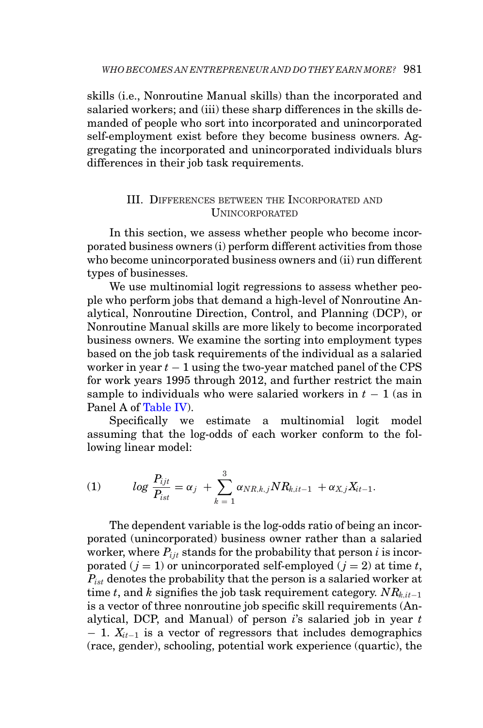skills (i.e., Nonroutine Manual skills) than the incorporated and salaried workers; and (iii) these sharp differences in the skills demanded of people who sort into incorporated and unincorporated self-employment exist before they become business owners. Aggregating the incorporated and unincorporated individuals blurs differences in their job task requirements.

## III. Differences between the Incorporated and Unincorporated

In this section, we assess whether people who become incorporated business owners (i) perform different activities from those who become unincorporated business owners and (ii) run different types of businesses.

We use multinomial logit regressions to assess whether people who perform jobs that demand a high-level of Nonroutine Analytical, Nonroutine Direction, Control, and Planning (DCP), or Nonroutine Manual skills are more likely to become incorporated business owners. We examine the sorting into employment types based on the job task requirements of the individual as a salaried worker in year $t-1$ using the two-year matched panel of the CPS for work years 1995 through 2012, and further restrict the main sample to individuals who were salaried workers in $t-1$ (as in Panel A of Table IV).

Specifically we estimate a multinomial logit model assuming that the log-odds of each worker conform to the following linear model:

$$\text{(1)} \qquad log\, \frac{P_{ijt}}{P_{ist}} = \alpha_j + \sum_{k=1}^{3} \alpha_{NR,k,j} NR_{k,it-1} + \alpha_{X,j} X_{it-1}.$$

The dependent variable is the log-odds ratio of being an incorporated (unincorporated) business owner rather than a salaried worker, where $P_{ijt}$ stands for the probability that person $i$ is incorporated ($j = 1$) or unincorporated self-employed ($j = 2$) at time $t$, $P_{ist}$ denotes the probability that the person is a salaried worker at time $t$, and $k$ signifies the job task requirement category. $NR_{k,it-1}$ is a vector of three nonroutine job specific skill requirements (Analytical, DCP, and Manual) of person $i$'s salaried job in year $t-1$. $X_{it-1}$ is a vector of regressors that includes demographics (race, gender), schooling, potential work experience (quartic), the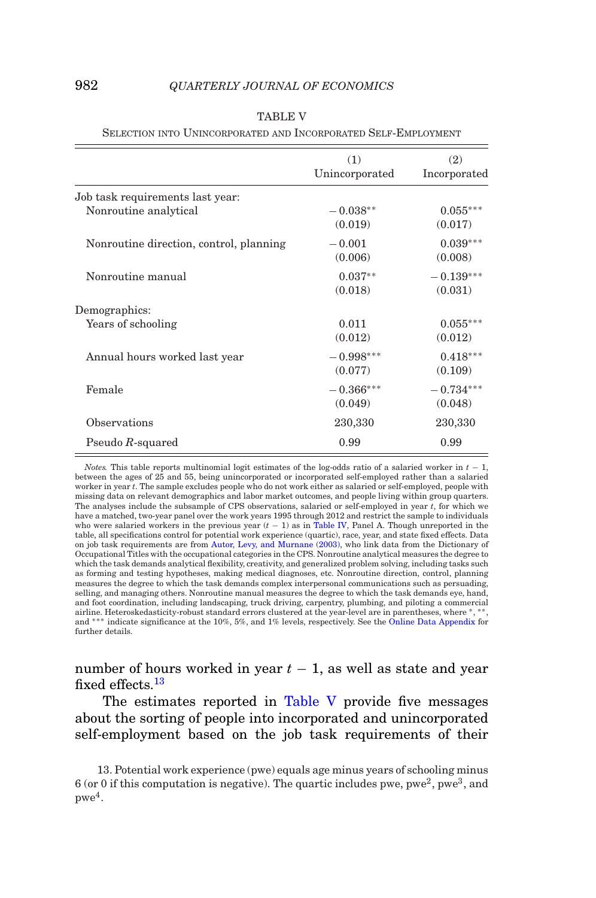TABLE V

SELECTION INTO UNINCORPORATED AND INCORPORATED SELF-EMPLOYMENT

| | (1) Unincorporated | (2) Incorporated |
|---|---|---|
| Job task requirements last year: | | |
| Nonroutine analytical | $-0.038^{**}$ | $0.055^{***}$ |
| | (0.019) | (0.017) |
| Nonroutine direction, control, planning | $-0.001$ | $0.039^{***}$ |
| | (0.006) | (0.008) |
| Nonroutine manual | $0.037^{**}$ | $-0.139^{***}$ |
| | (0.018) | (0.031) |
| Demographics: | | |
| Years of schooling | 0.011 | $0.055^{***}$ |
| | (0.012) | (0.012) |
| Annual hours worked last year | $-0.998^{***}$ | $0.418^{***}$ |
| | (0.077) | (0.109) |
| Female | $-0.366^{***}$ | $-0.734^{***}$ |
| | (0.049) | (0.048) |
| Observations | 230,330 | 230,330 |
| Pseudo $R$-squared | 0.99 | 0.99 |

*Notes.* This table reports multinomial logit estimates of the log-odds ratio of a salaried worker in $t-1$, between the ages of 25 and 55, being unincorporated or incorporated self-employed rather than a salaried worker in year $t$. The sample excludes people who do not work either as salaried or self-employed, people with missing data on relevant demographics and labor market outcomes, and people living within group quarters. The analyses include the subsample of CPS observations, salaried or self-employed in year $t$, for which we have a matched, two-year panel over the work years 1995 through 2012 and restrict the sample to individuals who were salaried workers in the previous year ($t-1$) as in Table IV, Panel A. Though unreported in the table, all specifications control for potential work experience (quartic), race, year, and state fixed effects. Data on job task requirements are from Autor, Levy, and Murnane (2003), who link data from the Dictionary of Occupational Titles with the occupational categories in the CPS. Nonroutine analytical measures the degree to which the task demands analytical flexibility, creativity, and generalized problem solving, including tasks such as forming and testing hypotheses, making medical diagnoses, etc. Nonroutine direction, control, planning measures the degree to which the task demands complex interpersonal communications such as persuading, selling, and managing others. Nonroutine manual measures the degree to which the task demands eye, hand, and foot coordination, including landscaping, truck driving, carpentry, plumbing, and piloting a commercial airline. Heteroskedasticity-robust standard errors clustered at the year-level are in parentheses, where *, **, and *** indicate significance at the 10%, 5%, and 1% levels, respectively. See the Online Data Appendix for further details.

number of hours worked in year $t-1$, as well as state and year fixed effects.[13]

The estimates reported in Table V provide five messages about the sorting of people into incorporated and unincorporated self-employment based on the job task requirements of their

13. Potential work experience (pwe) equals age minus years of schooling minus 6 (or 0 if this computation is negative). The quartic includes pwe, $\text{pwe}^2$, $\text{pwe}^3$, and $\text{pwe}^4$.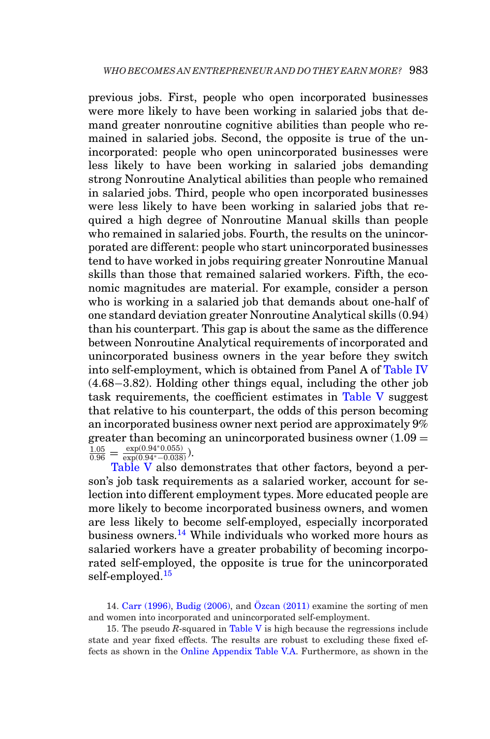previous jobs. First, people who open incorporated businesses were more likely to have been working in salaried jobs that demand greater nonroutine cognitive abilities than people who remained in salaried jobs. Second, the opposite is true of the unincorporated: people who open unincorporated businesses were less likely to have been working in salaried jobs demanding strong Nonroutine Analytical abilities than people who remained in salaried jobs. Third, people who open incorporated businesses were less likely to have been working in salaried jobs that required a high degree of Nonroutine Manual skills than people who remained in salaried jobs. Fourth, the results on the unincorporated are different: people who start unincorporated businesses tend to have worked in jobs requiring greater Nonroutine Manual skills than those that remained salaried workers. Fifth, the economic magnitudes are material. For example, consider a person who is working in a salaried job that demands about one-half of one standard deviation greater Nonroutine Analytical skills (0.94) than his counterpart. This gap is about the same as the difference between Nonroutine Analytical requirements of incorporated and unincorporated business owners in the year before they switch into self-employment, which is obtained from Panel A of Table IV (4.68−3.82). Holding other things equal, including the other job task requirements, the coefficient estimates in Table V suggest that relative to his counterpart, the odds of this person becoming an incorporated business owner next period are approximately 9% greater than becoming an unincorporated business owner ($1.09 = \frac{1.05}{0.96} = \frac{\exp(0.94^{*}0.055)}{\exp(0.94^{*}-0.038)}$).

Table V also demonstrates that other factors, beyond a person's job task requirements as a salaried worker, account for selection into different employment types. More educated people are more likely to become incorporated business owners, and women are less likely to become self-employed, especially incorporated business owners.[14] While individuals who worked more hours as salaried workers have a greater probability of becoming incorporated self-employed, the opposite is true for the unincorporated self-employed.[15]

14. Carr (1996), Budig (2006), and Özcan (2011) examine the sorting of men and women into incorporated and unincorporated self-employment.

15. The pseudo $R$-squared in Table V is high because the regressions include state and year fixed effects. The results are robust to excluding these fixed effects as shown in the Online Appendix Table V.A. Furthermore, as shown in the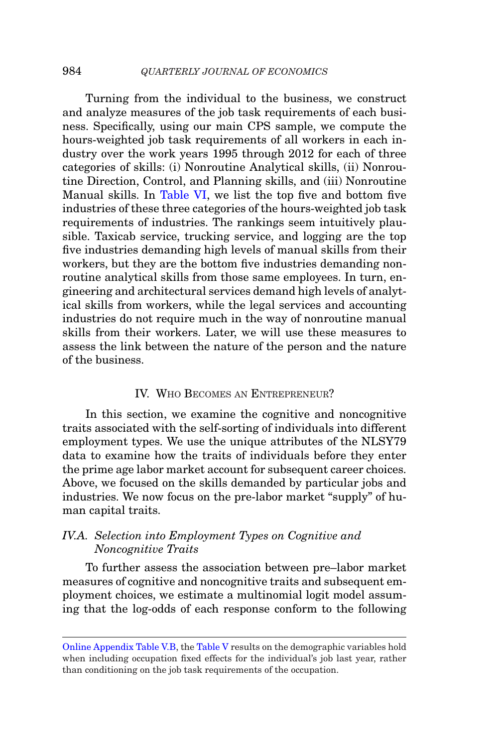Turning from the individual to the business, we construct and analyze measures of the job task requirements of each business. Specifically, using our main CPS sample, we compute the hours-weighted job task requirements of all workers in each industry over the work years 1995 through 2012 for each of three categories of skills: (i) Nonroutine Analytical skills, (ii) Nonroutine Direction, Control, and Planning skills, and (iii) Nonroutine Manual skills. In Table VI, we list the top five and bottom five industries of these three categories of the hours-weighted job task requirements of industries. The rankings seem intuitively plausible. Taxicab service, trucking service, and logging are the top five industries demanding high levels of manual skills from their workers, but they are the bottom five industries demanding nonroutine analytical skills from those same employees. In turn, engineering and architectural services demand high levels of analytical skills from workers, while the legal services and accounting industries do not require much in the way of nonroutine manual skills from their workers. Later, we will use these measures to assess the link between the nature of the person and the nature of the business.

## IV. Who Becomes an Entrepreneur?

In this section, we examine the cognitive and noncognitive traits associated with the self-sorting of individuals into different employment types. We use the unique attributes of the NLSY79 data to examine how the traits of individuals before they enter the prime age labor market account for subsequent career choices. Above, we focused on the skills demanded by particular jobs and industries. We now focus on the pre-labor market "supply" of human capital traits.

### *IV.A. Selection into Employment Types on Cognitive and Noncognitive Traits*

To further assess the association between pre–labor market measures of cognitive and noncognitive traits and subsequent employment choices, we estimate a multinomial logit model assuming that the log-odds of each response conform to the following

---

Online Appendix Table V.B, the Table V results on the demographic variables hold when including occupation fixed effects for the individual's job last year, rather than conditioning on the job task requirements of the occupation.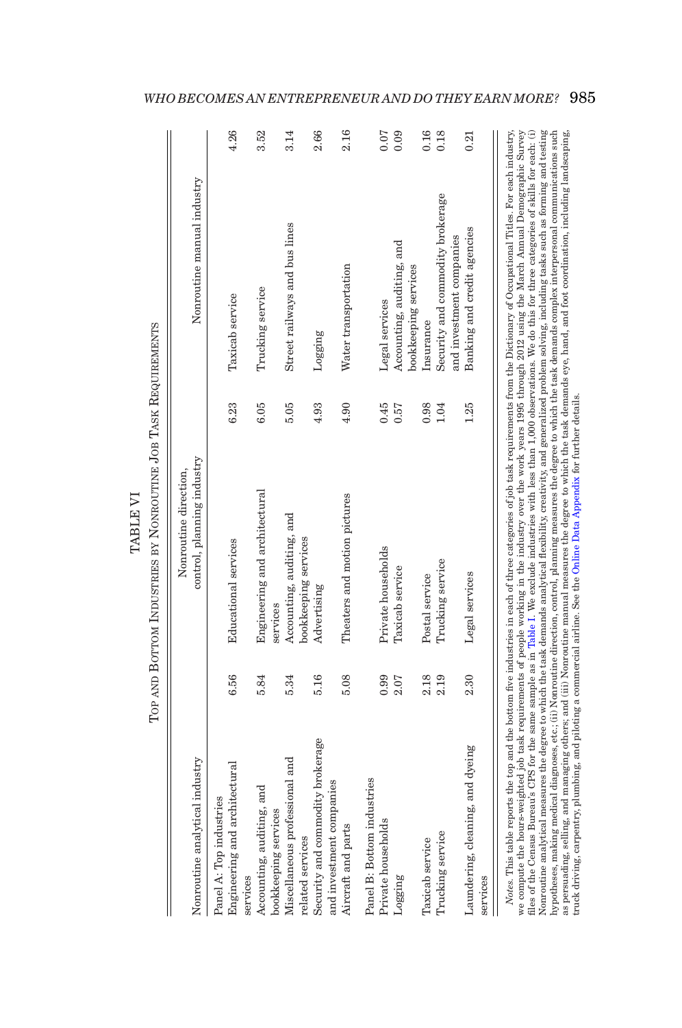TABLE VI

Top and Bottom Industries by Nonroutine Job Task Requirements

| Nonroutine analytical industry | | Nonroutine direction, control, planning industry | | Nonroutine manual industry | |
|---|---|---|---|---|---|
| Panel A: Top industries | | | | | |
| Engineering and architectural services | 6.56 | Educational services | 6.23 | Taxicab service | 4.26 |
| Accounting, auditing, and bookkeeping services | 5.84 | Engineering and architectural services | 6.05 | Trucking service | 3.52 |
| Miscellaneous professional and related services | 5.34 | Accounting, auditing, and bookkeeping services | 5.05 | Street railways and bus lines | 3.14 |
| Security and commodity brokerage and investment companies | 5.16 | Advertising | 4.93 | Logging | 2.66 |
| Aircraft and parts | 5.08 | Theaters and motion pictures | 4.90 | Water transportation | 2.16 |
| Panel B: Bottom industries | | | | | |
| Private households | 0.99 | Private households | 0.45 | Legal services | 0.07 |
| Logging | 2.07 | Taxicab service | 0.57 | Accounting, auditing, and bookkeeping services | 0.09 |
| Taxicab service | 2.18 | Postal service | 0.98 | Insurance | 0.16 |
| Trucking service | 2.19 | Trucking service | 1.04 | Security and commodity brokerage and investment companies | 0.18 |
| Laundering, cleaning, and dyeing services | 2.30 | Legal services | 1.25 | Banking and credit agencies | 0.21 |

*Notes.* This table reports the top and the bottom five industries in each of three categories of job task requirements from the Dictionary of Occupational Titles. For each industry, we compute the hours-weighted job task requirements of people working in the industry over the work years 1995 through 2012 using the March Annual Demographic Survey files of the Census Bureau's CPS for the same sample as in Table I. We exclude industries with less than 1,000 observations. We do this for three categories of skills for each: (i) Nonroutine analytical measures the degree to which the task demands analytical flexibility, creativity, and generalized problem solving, including tasks such as forming and testing hypotheses, making medical diagnoses, etc.; (ii) Nonroutine direction, control, planning measures the degree to which the task demands complex interpersonal communications such as persuading, selling, and managing others; and (iii) Nonroutine manual measures the degree to which the task demands eye, hand, and foot coordination, including landscaping, truck driving, carpentry, plumbing, and piloting a commercial airline. See the Online Data Appendix for further details.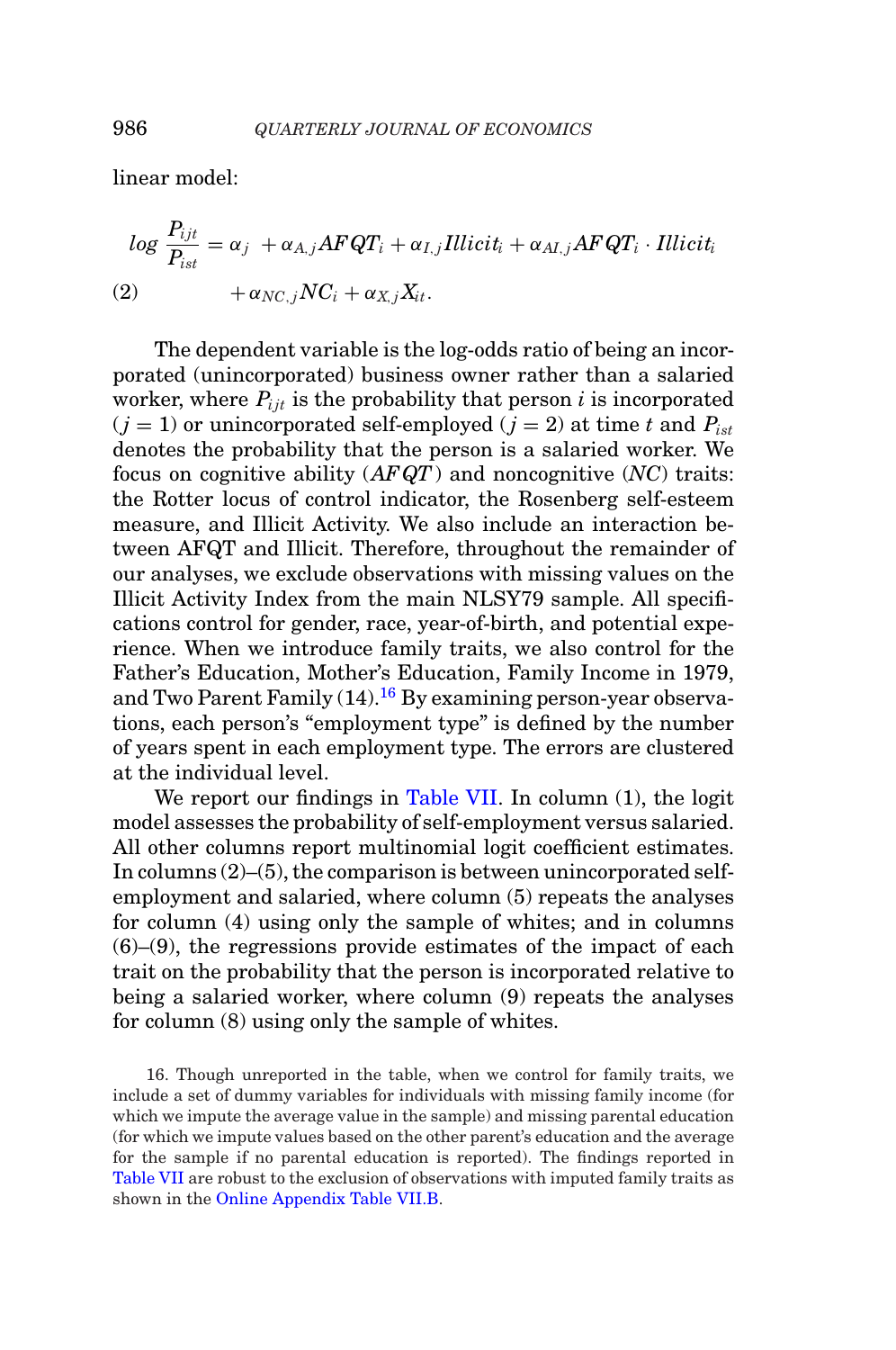linear model:

$$\log \frac{P_{ijt}}{P_{ist}} = \alpha_j + \alpha_{A,j} AFQT_i + \alpha_{I,j} Illicit_i + \alpha_{AI,j} AFQT_i \cdot Illicit_i$$
$$(2) \qquad + \alpha_{NC,j} NC_i + \alpha_{X,j} X_{it}.$$

The dependent variable is the log-odds ratio of being an incorporated (unincorporated) business owner rather than a salaried worker, where $P_{ijt}$ is the probability that person $i$ is incorporated ($j = 1$) or unincorporated self-employed ($j = 2$) at time $t$ and $P_{ist}$ denotes the probability that the person is a salaried worker. We focus on cognitive ability ($AFQT$) and noncognitive ($NC$) traits: the Rotter locus of control indicator, the Rosenberg self-esteem measure, and Illicit Activity. We also include an interaction between AFQT and Illicit. Therefore, throughout the remainder of our analyses, we exclude observations with missing values on the Illicit Activity Index from the main NLSY79 sample. All specifications control for gender, race, year-of-birth, and potential experience. When we introduce family traits, we also control for the Father's Education, Mother's Education, Family Income in 1979, and Two Parent Family (14).[16] By examining person-year observations, each person's "employment type" is defined by the number of years spent in each employment type. The errors are clustered at the individual level.

We report our findings in Table VII. In column (1), the logit model assesses the probability of self-employment versus salaried. All other columns report multinomial logit coefficient estimates. In columns (2)–(5), the comparison is between unincorporated self-employment and salaried, where column (5) repeats the analyses for column (4) using only the sample of whites; and in columns (6)–(9), the regressions provide estimates of the impact of each trait on the probability that the person is incorporated relative to being a salaried worker, where column (9) repeats the analyses for column (8) using only the sample of whites.

16. Though unreported in the table, when we control for family traits, we include a set of dummy variables for individuals with missing family income (for which we impute the average value in the sample) and missing parental education (for which we impute values based on the other parent's education and the average for the sample if no parental education is reported). The findings reported in Table VII are robust to the exclusion of observations with imputed family traits as shown in the Online Appendix Table VII.B.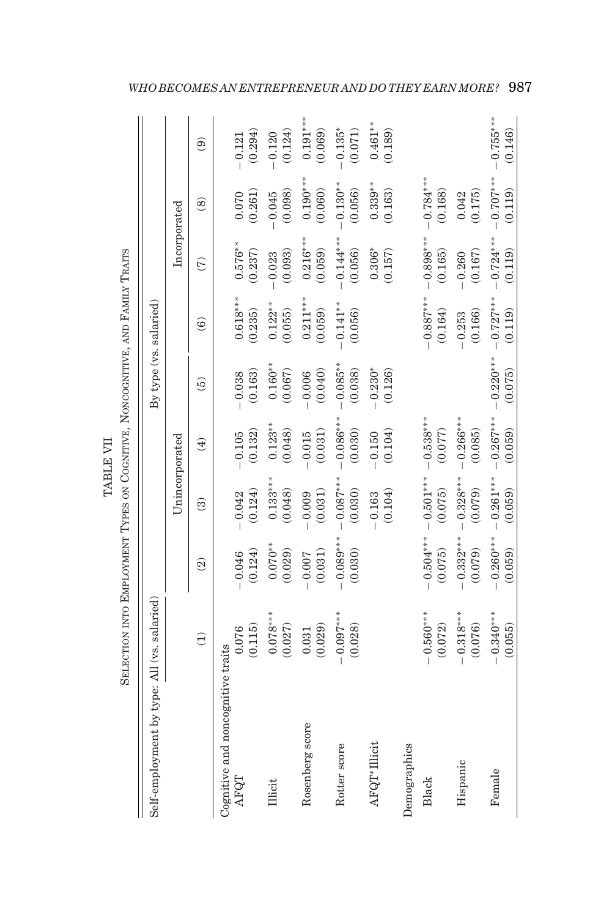TABLE VII

SELECTION INTO EMPLOYMENT TYPES ON COGNITIVE, NONCOGNITIVE, AND FAMILY TRAITS

| Self-employment by type: | All (vs. salaried) | By type (vs. salaried) | | | | | | | |
|---|---|---|---|---|---|---|---|---|---|
| | | Unincorporated | | | | Incorporated | | | |
| | (1) | (2) | (3) | (4) | (5) | (6) | (7) | (8) | (9) |
| Cognitive and noncognitive traits | | | | | | | | | |
| AFQT | 0.076 | −0.046 | −0.042 | −0.105 | −0.038 | 0.618*** | 0.576** | 0.070 | −0.121 |
| | (0.115) | (0.124) | (0.124) | (0.132) | (0.163) | (0.235) | (0.237) | (0.261) | (0.294) |
| Illicit | 0.078*** | 0.070** | 0.133*** | 0.123** | 0.160** | 0.122** | −0.023 | −0.045 | −0.120 |
| | (0.027) | (0.029) | (0.048) | (0.048) | (0.067) | (0.055) | (0.093) | (0.098) | (0.124) |
| Rosenberg score | 0.031 | −0.007 | −0.009 | −0.015 | −0.006 | 0.211*** | 0.216*** | 0.190*** | 0.191*** |
| | (0.029) | (0.031) | (0.031) | (0.031) | (0.040) | (0.059) | (0.059) | (0.060) | (0.069) |
| Rotter score | −0.097*** | −0.089*** | −0.087*** | −0.086*** | −0.085** | −0.141** | −0.144*** | −0.130** | −0.135* |
| | (0.028) | (0.030) | (0.030) | (0.030) | (0.038) | (0.056) | (0.056) | (0.056) | (0.071) |
| AFQT* Illicit | | | −0.163 | −0.150 | −0.230* | | 0.306* | 0.339** | 0.461** |
| | | | (0.104) | (0.104) | (0.126) | | (0.157) | (0.163) | (0.189) |
| Demographics | | | | | | | | | |
| Black | −0.560*** | −0.504*** | −0.501*** | −0.538*** | | −0.887*** | −0.898*** | −0.784*** | |
| | (0.072) | (0.075) | (0.075) | (0.077) | | (0.164) | (0.165) | (0.168) | |
| Hispanic | −0.318*** | −0.332*** | −0.328*** | −0.266*** | | −0.253 | −0.260 | 0.042 | |
| | (0.076) | (0.079) | (0.079) | (0.085) | | (0.166) | (0.167) | (0.175) | |
| Female | −0.340*** | −0.260*** | −0.261*** | −0.267*** | −0.220*** | −0.727*** | −0.724*** | −0.707*** | −0.755*** |
| | (0.055) | (0.059) | (0.059) | (0.059) | (0.075) | (0.119) | (0.119) | (0.119) | (0.146) |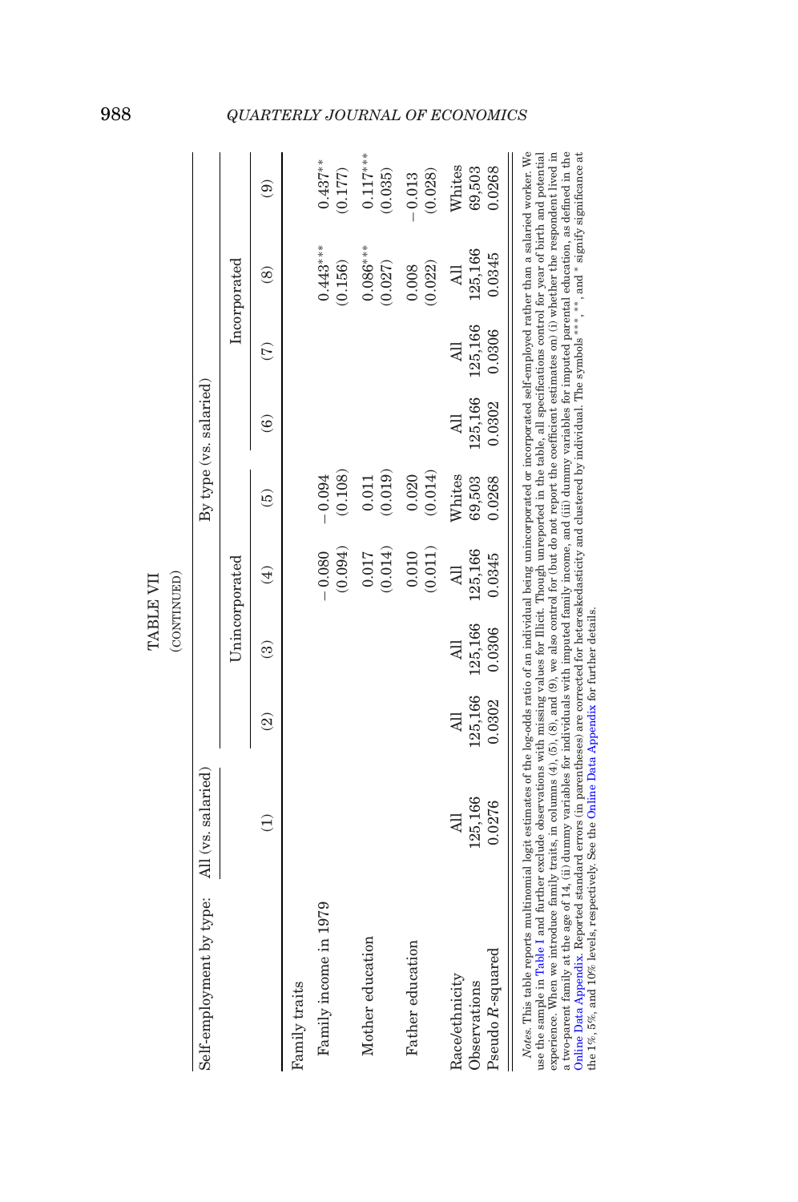TABLE VII

(CONTINUED)

| Self-employment by type: | All (vs. salaried) | By type (vs. salaried) | | | | | | | |
|---|---|---|---|---|---|---|---|---|---|
| | | Unincorporated | | | | Incorporated | | | |
| | (1) | (2) | (3) | (4) | (5) | (6) | (7) | (8) | (9) |
| Family traits | | | | | | | | | |
| Family income in 1979 | | | | −0.080 | −0.094 | | | 0.443*** | 0.437** |
| | | | | (0.094) | (0.108) | | | (0.156) | (0.177) |
| Mother education | | | | 0.017 | 0.011 | | | 0.086*** | 0.117*** |
| | | | | (0.014) | (0.019) | | | (0.027) | (0.035) |
| Father education | | | | 0.010 | 0.020 | | | 0.008 | −0.013 |
| | | | | (0.011) | (0.014) | | | (0.022) | (0.028) |
| Race/ethnicity | All | All | All | All | Whites | All | All | All | Whites |
| Observations | 125,166 | 125,166 | 125,166 | 125,166 | 69,503 | 125,166 | 125,166 | 125,166 | 69,503 |
| Pseudo $R$-squared | 0.0276 | 0.0302 | 0.0306 | 0.0345 | 0.0268 | 0.0302 | 0.0306 | 0.0345 | 0.0268 |

*Notes.* This table reports multinomial logit estimates of the log-odds ratio of an individual being unincorporated or incorporated self-employed rather than a salaried worker. We use the sample in Table I and further exclude observations with missing values for Illicit. Though unreported in the table, all specifications control for year of birth and potential experience. When we introduce family traits, in columns (4), (5), (8), and (9), we also control for (but do not report the coefficient estimates on) (i) whether the respondent lived in a two-parent family at the age of 14, (ii) dummy variables for individuals with imputed family income, and (iii) dummy variables for imputed parental education, as defined in the Online Data Appendix. Reported standard errors (in parentheses) are corrected for heteroskedasticity and clustered by individual. The symbols ***, **, and * signify significance at the 1%, 5%, and 10% levels, respectively. See the Online Data Appendix for further details.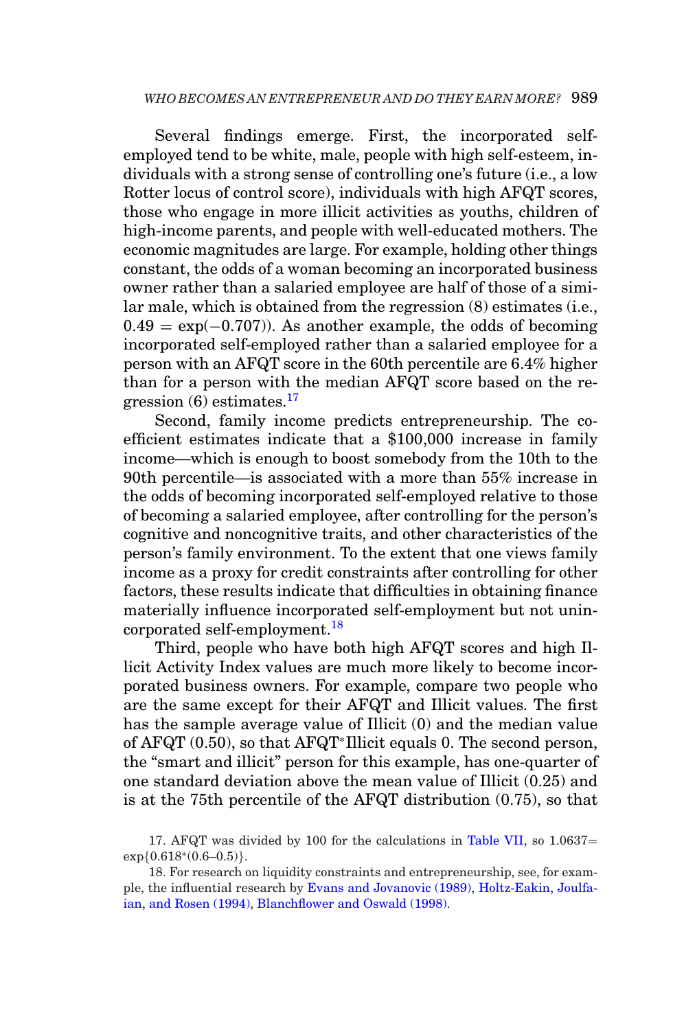Several findings emerge. First, the incorporated self-employed tend to be white, male, people with high self-esteem, individuals with a strong sense of controlling one's future (i.e., a low Rotter locus of control score), individuals with high AFQT scores, those who engage in more illicit activities as youths, children of high-income parents, and people with well-educated mothers. The economic magnitudes are large. For example, holding other things constant, the odds of a woman becoming an incorporated business owner rather than a salaried employee are half of those of a similar male, which is obtained from the regression (8) estimates (i.e., $0.49 = \exp(-0.707)$). As another example, the odds of becoming incorporated self-employed rather than a salaried employee for a person with an AFQT score in the 60th percentile are 6.4% higher than for a person with the median AFQT score based on the regression (6) estimates.[17]

Second, family income predicts entrepreneurship. The coefficient estimates indicate that a \$100,000 increase in family income—which is enough to boost somebody from the 10th to the 90th percentile—is associated with a more than 55% increase in the odds of becoming incorporated self-employed relative to those of becoming a salaried employee, after controlling for the person's cognitive and noncognitive traits, and other characteristics of the person's family environment. To the extent that one views family income as a proxy for credit constraints after controlling for other factors, these results indicate that difficulties in obtaining finance materially influence incorporated self-employment but not unincorporated self-employment.[18]

Third, people who have both high AFQT scores and high Illicit Activity Index values are much more likely to become incorporated business owners. For example, compare two people who are the same except for their AFQT and Illicit values. The first has the sample average value of Illicit (0) and the median value of AFQT (0.50), so that AFQT*Illicit equals 0. The second person, the "smart and illicit" person for this example, has one-quarter of one standard deviation above the mean value of Illicit (0.25) and is at the 75th percentile of the AFQT distribution (0.75), so that

17. AFQT was divided by 100 for the calculations in Table VII, so $1.0637 = \exp\{0.618 * (0.6–0.5)\}$.

18. For research on liquidity constraints and entrepreneurship, see, for example, the influential research by Evans and Jovanovic (1989), Holtz-Eakin, Joulfaian, and Rosen (1994), Blanchflower and Oswald (1998).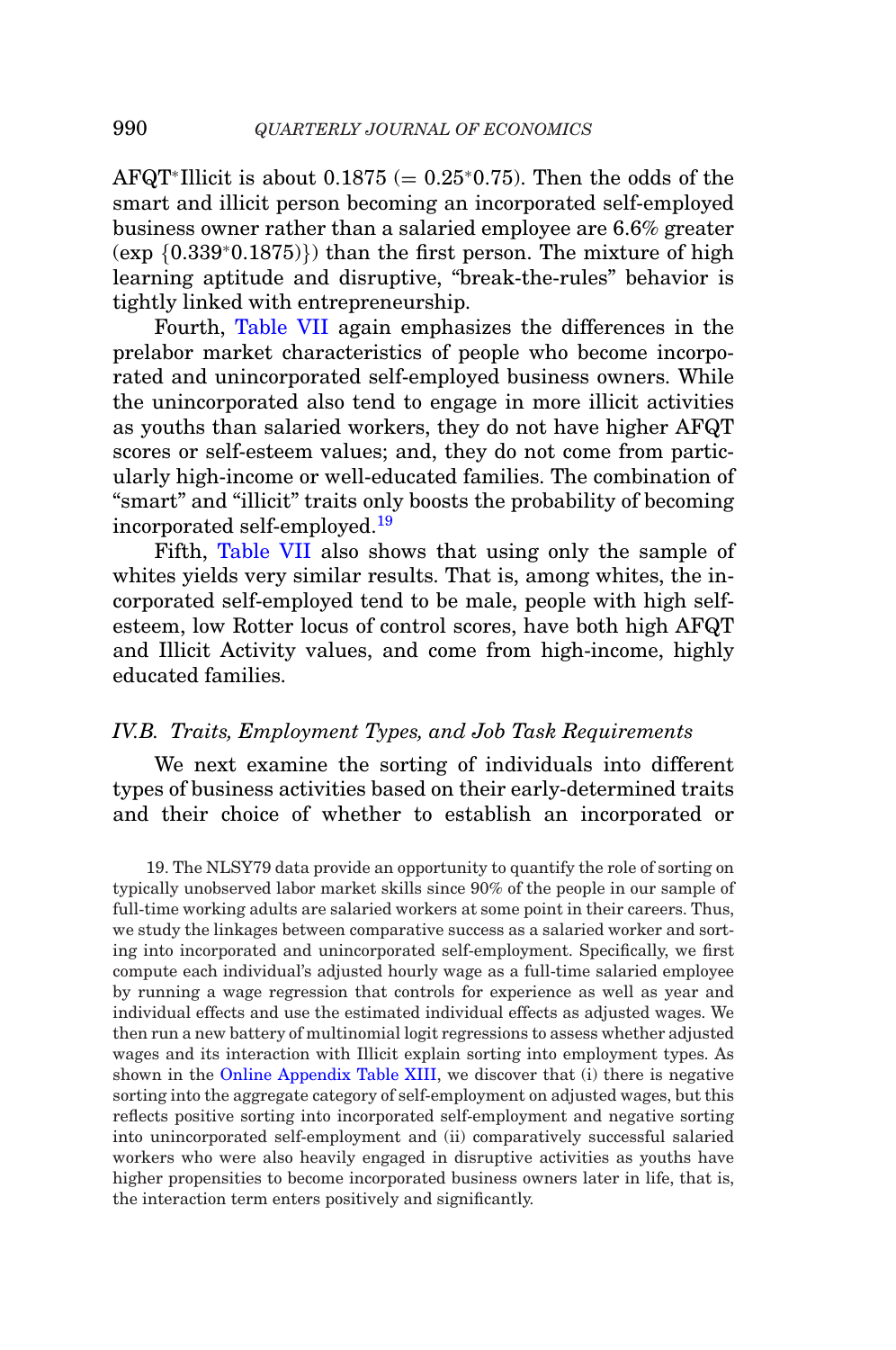AFQT*Illicit is about 0.1875 (= 0.25*0.75). Then the odds of the smart and illicit person becoming an incorporated self-employed business owner rather than a salaried employee are 6.6% greater (exp {0.339*0.1875)}) than the first person. The mixture of high learning aptitude and disruptive, "break-the-rules" behavior is tightly linked with entrepreneurship.

Fourth, Table VII again emphasizes the differences in the prelabor market characteristics of people who become incorporated and unincorporated self-employed business owners. While the unincorporated also tend to engage in more illicit activities as youths than salaried workers, they do not have higher AFQT scores or self-esteem values; and, they do not come from particularly high-income or well-educated families. The combination of "smart" and "illicit" traits only boosts the probability of becoming incorporated self-employed.[19]

Fifth, Table VII also shows that using only the sample of whites yields very similar results. That is, among whites, the incorporated self-employed tend to be male, people with high self-esteem, low Rotter locus of control scores, have both high AFQT and Illicit Activity values, and come from high-income, highly educated families.

### *IV.B. Traits, Employment Types, and Job Task Requirements*

We next examine the sorting of individuals into different types of business activities based on their early-determined traits and their choice of whether to establish an incorporated or

19. The NLSY79 data provide an opportunity to quantify the role of sorting on typically unobserved labor market skills since 90% of the people in our sample of full-time working adults are salaried workers at some point in their careers. Thus, we study the linkages between comparative success as a salaried worker and sorting into incorporated and unincorporated self-employment. Specifically, we first compute each individual's adjusted hourly wage as a full-time salaried employee by running a wage regression that controls for experience as well as year and individual effects and use the estimated individual effects as adjusted wages. We then run a new battery of multinomial logit regressions to assess whether adjusted wages and its interaction with Illicit explain sorting into employment types. As shown in the Online Appendix Table XIII, we discover that (i) there is negative sorting into the aggregate category of self-employment on adjusted wages, but this reflects positive sorting into incorporated self-employment and negative sorting into unincorporated self-employment and (ii) comparatively successful salaried workers who were also heavily engaged in disruptive activities as youths have higher propensities to become incorporated business owners later in life, that is, the interaction term enters positively and significantly.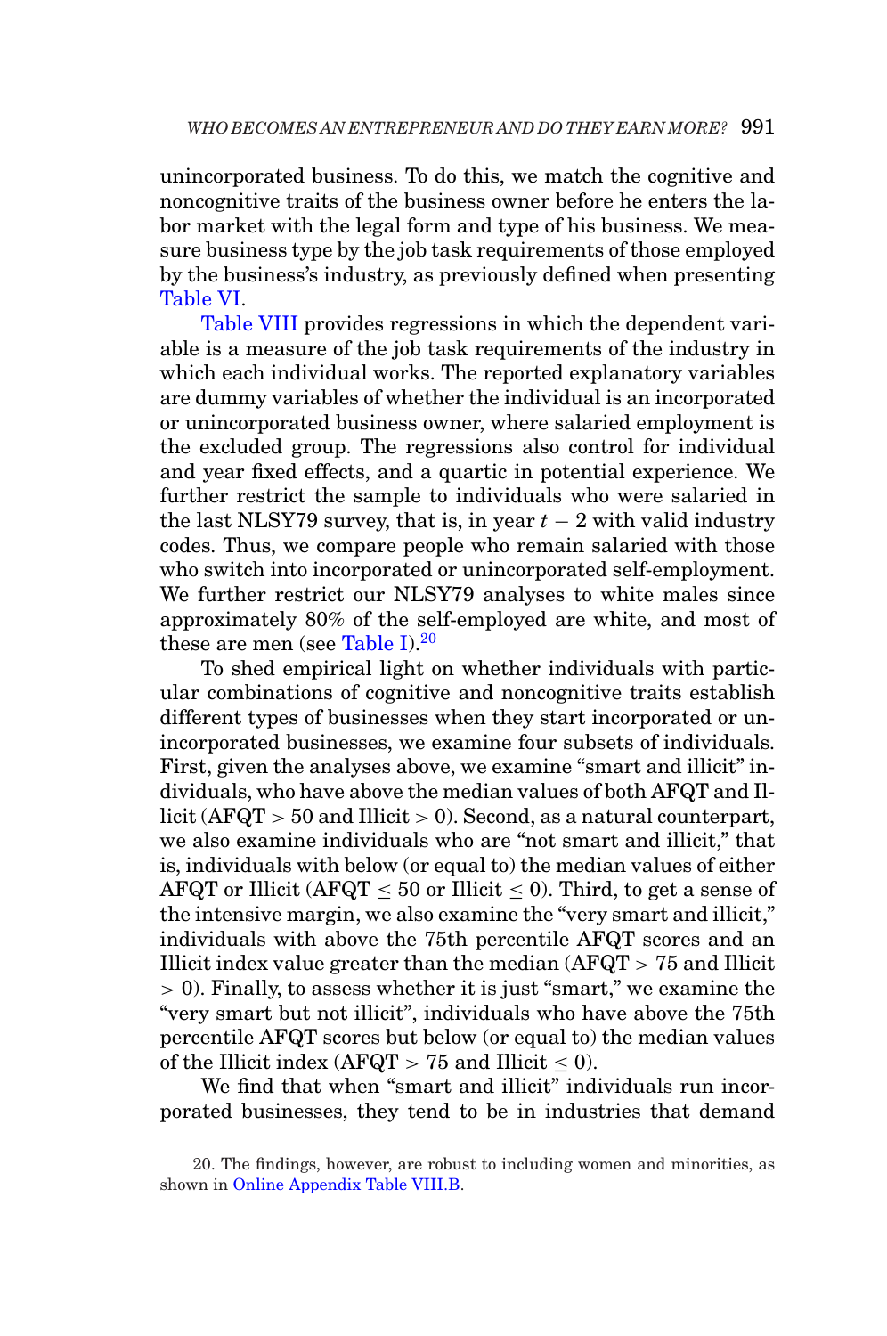unincorporated business. To do this, we match the cognitive and noncognitive traits of the business owner before he enters the labor market with the legal form and type of his business. We measure business type by the job task requirements of those employed by the business's industry, as previously defined when presenting Table VI.

Table VIII provides regressions in which the dependent variable is a measure of the job task requirements of the industry in which each individual works. The reported explanatory variables are dummy variables of whether the individual is an incorporated or unincorporated business owner, where salaried employment is the excluded group. The regressions also control for individual and year fixed effects, and a quartic in potential experience. We further restrict the sample to individuals who were salaried in the last NLSY79 survey, that is, in year $t - 2$ with valid industry codes. Thus, we compare people who remain salaried with those who switch into incorporated or unincorporated self-employment. We further restrict our NLSY79 analyses to white males since approximately 80% of the self-employed are white, and most of these are men (see Table I).[20]

To shed empirical light on whether individuals with particular combinations of cognitive and noncognitive traits establish different types of businesses when they start incorporated or unincorporated businesses, we examine four subsets of individuals. First, given the analyses above, we examine "smart and illicit" individuals, who have above the median values of both AFQT and Illicit (AFQT $> 50$ and Illicit $> 0$). Second, as a natural counterpart, we also examine individuals who are "not smart and illicit," that is, individuals with below (or equal to) the median values of either AFQT or Illicit (AFQT $\leq 50$ or Illicit $\leq 0$). Third, to get a sense of the intensive margin, we also examine the "very smart and illicit," individuals with above the 75th percentile AFQT scores and an Illicit index value greater than the median (AFQT $> 75$ and Illicit $> 0$). Finally, to assess whether it is just "smart," we examine the "very smart but not illicit", individuals who have above the 75th percentile AFQT scores but below (or equal to) the median values of the Illicit index (AFQT $> 75$ and Illicit $\leq 0$).

We find that when "smart and illicit" individuals run incorporated businesses, they tend to be in industries that demand

20. The findings, however, are robust to including women and minorities, as shown in Online Appendix Table VIII.B.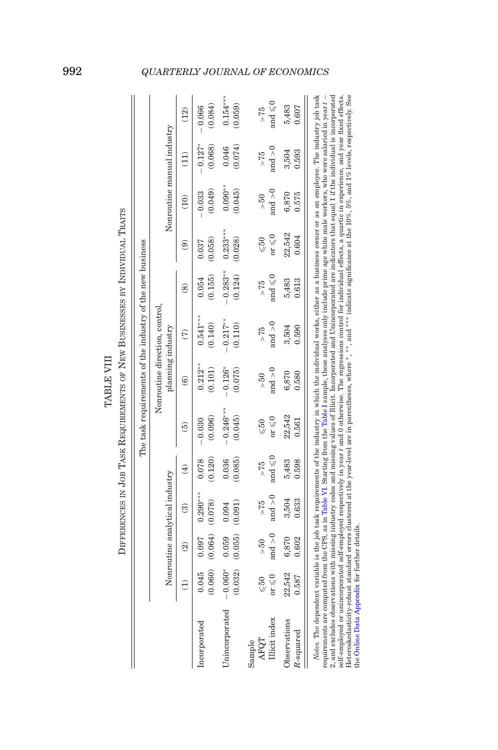# TABLE VIII

DIFFERENCES IN JOB TASK REQUIREMENTS OF NEW BUSINESSES BY INDIVIDUAL TRAITS

| | The task requirements of the industry of the new business | | | | | | | | | | | |
|---|---|---|---|---|---|---|---|---|---|---|---|---|
| | Nonroutine analytical industry | | | | Nonroutine direction, control, planning industry | | | | Nonroutine manual industry | | | |
| | (1) | (2) | (3) | (4) | (5) | (6) | (7) | (8) | (9) | (10) | (11) | (12) |
| Incorporated | 0.045 | 0.097 | 0.290*** | 0.078 | −0.030 | 0.212** | 0.541*** | 0.054 | 0.037 | −0.033 | −0.127* | −0.066 |
| | (0.060) | (0.064) | (0.078) | (0.120) | (0.096) | (0.101) | (0.140) | (0.155) | (0.058) | (0.049) | (0.068) | (0.084) |
| Unincorporated | −0.060* | 0.059 | 0.094 | 0.036 | −0.246*** | −0.126* | −0.217** | −0.283** | 0.233*** | 0.090** | 0.046 | 0.154*** |
| | (0.032) | (0.055) | (0.091) | (0.085) | (0.045) | (0.075) | (0.110) | (0.124) | (0.028) | (0.045) | (0.074) | (0.059) |
| Sample | | | | | | | | | | | | |
| AFQT | ⩽50 | >50 | >75 | >75 | ⩽50 | >50 | >75 | >75 | ⩽50 | >50 | >75 | >75 |
| Illicit index | or ⩽0 | and >0 | and >0 | and ⩽0 | or ⩽0 | and >0 | and >0 | and ⩽0 | or ⩽0 | and >0 | and >0 | and ⩽0 |
| Observations | 22,542 | 6,870 | 3,504 | 5,483 | 22,542 | 6,870 | 3,504 | 5,483 | 22,542 | 6,870 | 3,504 | 5,483 |
| $R$-squared | 0.587 | 0.602 | 0.633 | 0.598 | 0.561 | 0.580 | 0.590 | 0.613 | 0.604 | 0.575 | 0.593 | 0.607 |

*Notes.* The dependent variable is the job task requirements of the industry in which the individual works, either as a business owner or as an employee. The industry job task requirements are computed from the CPS, as in Table VI. Starting from the Table I sample, these analyses only include prime age white male workers, who were salaried in year $t-2$, and excludes observations with missing industry codes and missing values of Illicit. Incorporated and Unincorporated are indicators that equal 1 if the individual is incorporated self-employed or unincorporated self-employed respectively in year $t$ and 0 otherwise. The regressions control for individual effects, a quartic in experience, and year fixed effects. Heteroskedasticity-robust standard errors clustered at the year-level are in parentheses, where *, **, and *** indicate significance at the 10%, 5%, and 1% levels, respectively. See the Online Data Appendix for further details.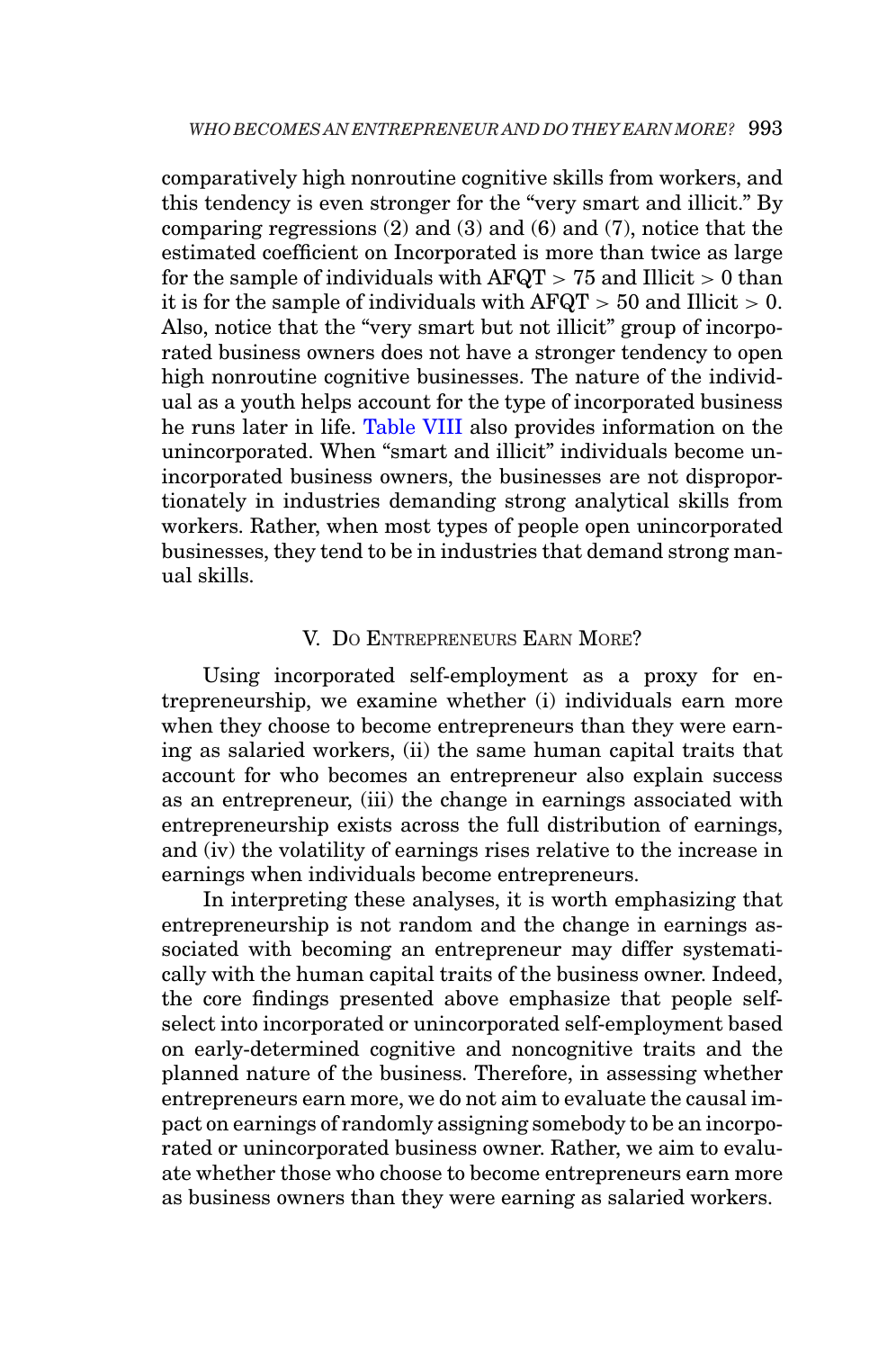comparatively high nonroutine cognitive skills from workers, and this tendency is even stronger for the "very smart and illicit." By comparing regressions (2) and (3) and (6) and (7), notice that the estimated coefficient on Incorporated is more than twice as large for the sample of individuals with AFQT $>$ 75 and Illicit $>$ 0 than it is for the sample of individuals with AFQT $>$ 50 and Illicit $>$ 0. Also, notice that the "very smart but not illicit" group of incorporated business owners does not have a stronger tendency to open high nonroutine cognitive businesses. The nature of the individual as a youth helps account for the type of incorporated business he runs later in life. Table VIII also provides information on the unincorporated. When "smart and illicit" individuals become unincorporated business owners, the businesses are not disproportionately in industries demanding strong analytical skills from workers. Rather, when most types of people open unincorporated businesses, they tend to be in industries that demand strong manual skills.

## V. Do Entrepreneurs Earn More?

Using incorporated self-employment as a proxy for entrepreneurship, we examine whether (i) individuals earn more when they choose to become entrepreneurs than they were earning as salaried workers, (ii) the same human capital traits that account for who becomes an entrepreneur also explain success as an entrepreneur, (iii) the change in earnings associated with entrepreneurship exists across the full distribution of earnings, and (iv) the volatility of earnings rises relative to the increase in earnings when individuals become entrepreneurs.

In interpreting these analyses, it is worth emphasizing that entrepreneurship is not random and the change in earnings associated with becoming an entrepreneur may differ systematically with the human capital traits of the business owner. Indeed, the core findings presented above emphasize that people self-select into incorporated or unincorporated self-employment based on early-determined cognitive and noncognitive traits and the planned nature of the business. Therefore, in assessing whether entrepreneurs earn more, we do not aim to evaluate the causal impact on earnings of randomly assigning somebody to be an incorporated or unincorporated business owner. Rather, we aim to evaluate whether those who choose to become entrepreneurs earn more as business owners than they were earning as salaried workers.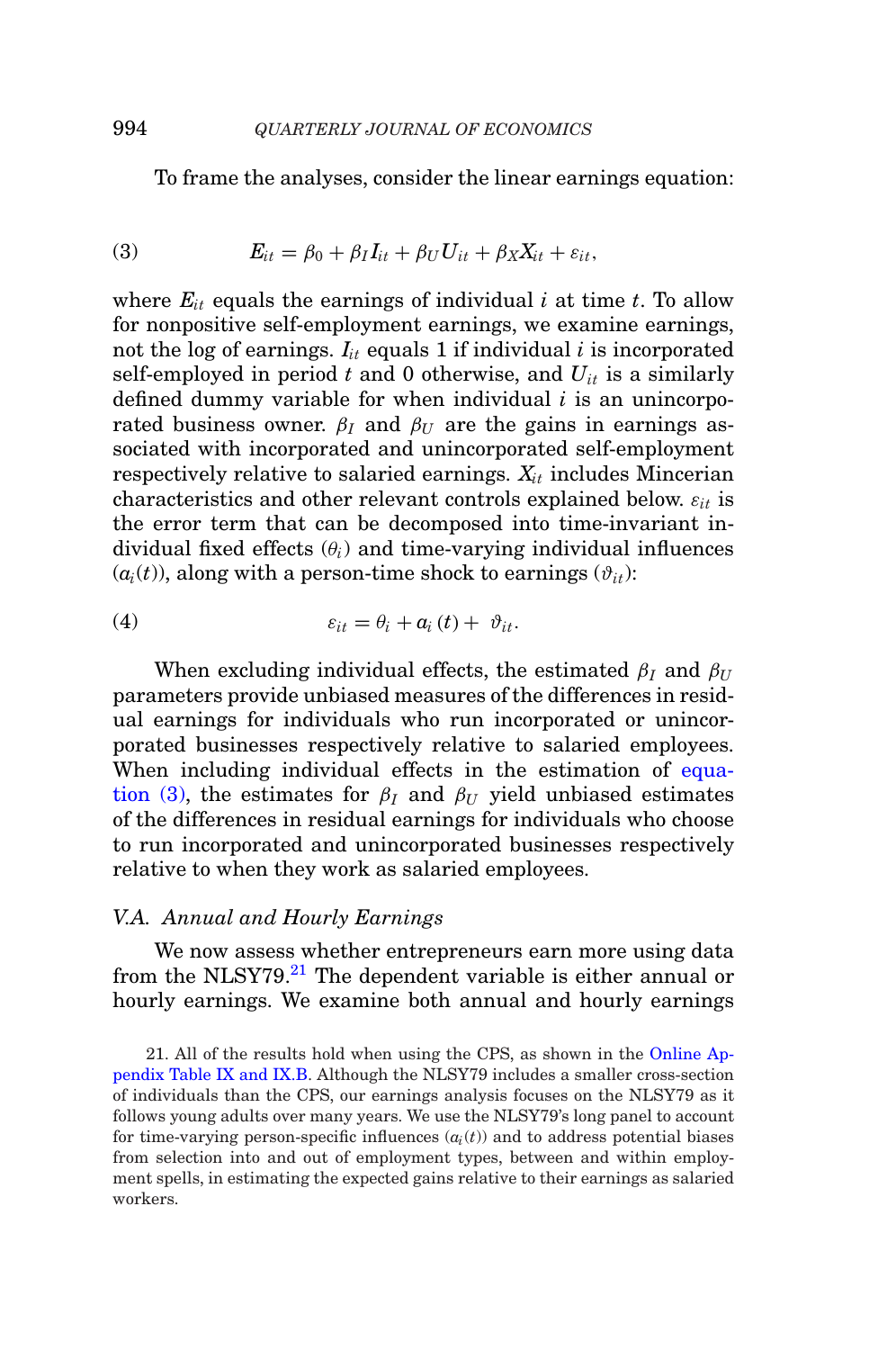To frame the analyses, consider the linear earnings equation:

$$E_{it} = \beta_0 + \beta_I I_{it} + \beta_U U_{it} + \beta_X X_{it} + \varepsilon_{it}, \tag{3}$$

where $E_{it}$ equals the earnings of individual $i$ at time $t$. To allow for nonpositive self-employment earnings, we examine earnings, not the log of earnings. $I_{it}$ equals 1 if individual $i$ is incorporated self-employed in period $t$ and 0 otherwise, and $U_{it}$ is a similarly defined dummy variable for when individual $i$ is an unincorporated business owner. $\beta_I$ and $\beta_U$ are the gains in earnings associated with incorporated and unincorporated self-employment respectively relative to salaried earnings. $X_{it}$ includes Mincerian characteristics and other relevant controls explained below. $\varepsilon_{it}$ is the error term that can be decomposed into time-invariant individual fixed effects ($\theta_i$) and time-varying individual influences ($a_i(t)$), along with a person-time shock to earnings ($\vartheta_{it}$):

$$\varepsilon_{it} = \theta_i + a_i(t) + \vartheta_{it}. \tag{4}$$

When excluding individual effects, the estimated $\beta_I$ and $\beta_U$ parameters provide unbiased measures of the differences in residual earnings for individuals who run incorporated or unincorporated businesses respectively relative to salaried employees. When including individual effects in the estimation of equation (3), the estimates for $\beta_I$ and $\beta_U$ yield unbiased estimates of the differences in residual earnings for individuals who choose to run incorporated and unincorporated businesses respectively relative to when they work as salaried employees.

### V.A. Annual and Hourly Earnings

We now assess whether entrepreneurs earn more using data from the NLSY79.[21] The dependent variable is either annual or hourly earnings. We examine both annual and hourly earnings

21. All of the results hold when using the CPS, as shown in the Online Appendix Table IX and IX.B. Although the NLSY79 includes a smaller cross-section of individuals than the CPS, our earnings analysis focuses on the NLSY79 as it follows young adults over many years. We use the NLSY79's long panel to account for time-varying person-specific influences ($a_i(t)$) and to address potential biases from selection into and out of employment types, between and within employment spells, in estimating the expected gains relative to their earnings as salaried workers.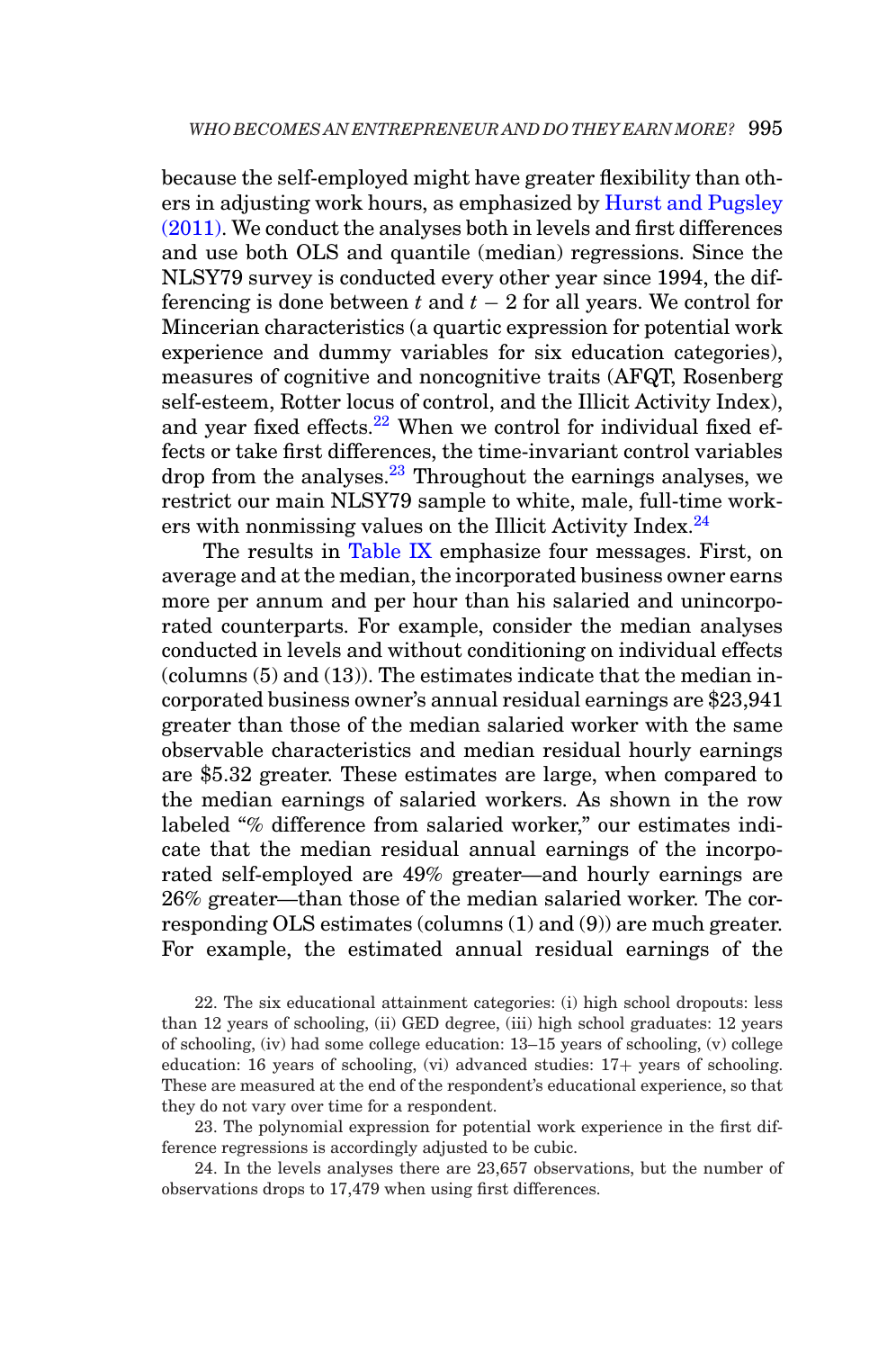because the self-employed might have greater flexibility than others in adjusting work hours, as emphasized by Hurst and Pugsley (2011). We conduct the analyses both in levels and first differences and use both OLS and quantile (median) regressions. Since the NLSY79 survey is conducted every other year since 1994, the differencing is done between $t$ and $t-2$ for all years. We control for Mincerian characteristics (a quartic expression for potential work experience and dummy variables for six education categories), measures of cognitive and noncognitive traits (AFQT, Rosenberg self-esteem, Rotter locus of control, and the Illicit Activity Index), and year fixed effects.[22] When we control for individual fixed effects or take first differences, the time-invariant control variables drop from the analyses.[23] Throughout the earnings analyses, we restrict our main NLSY79 sample to white, male, full-time workers with nonmissing values on the Illicit Activity Index.[24]

The results in Table IX emphasize four messages. First, on average and at the median, the incorporated business owner earns more per annum and per hour than his salaried and unincorporated counterparts. For example, consider the median analyses conducted in levels and without conditioning on individual effects (columns (5) and (13)). The estimates indicate that the median incorporated business owner's annual residual earnings are \$23,941 greater than those of the median salaried worker with the same observable characteristics and median residual hourly earnings are \$5.32 greater. These estimates are large, when compared to the median earnings of salaried workers. As shown in the row labeled "% difference from salaried worker," our estimates indicate that the median residual annual earnings of the incorporated self-employed are 49% greater—and hourly earnings are 26% greater—than those of the median salaried worker. The corresponding OLS estimates (columns (1) and (9)) are much greater. For example, the estimated annual residual earnings of the

22. The six educational attainment categories: (i) high school dropouts: less than 12 years of schooling, (ii) GED degree, (iii) high school graduates: 12 years of schooling, (iv) had some college education: 13–15 years of schooling, (v) college education: 16 years of schooling, (vi) advanced studies: 17+ years of schooling. These are measured at the end of the respondent's educational experience, so that they do not vary over time for a respondent.

23. The polynomial expression for potential work experience in the first difference regressions is accordingly adjusted to be cubic.

24. In the levels analyses there are 23,657 observations, but the number of observations drops to 17,479 when using first differences.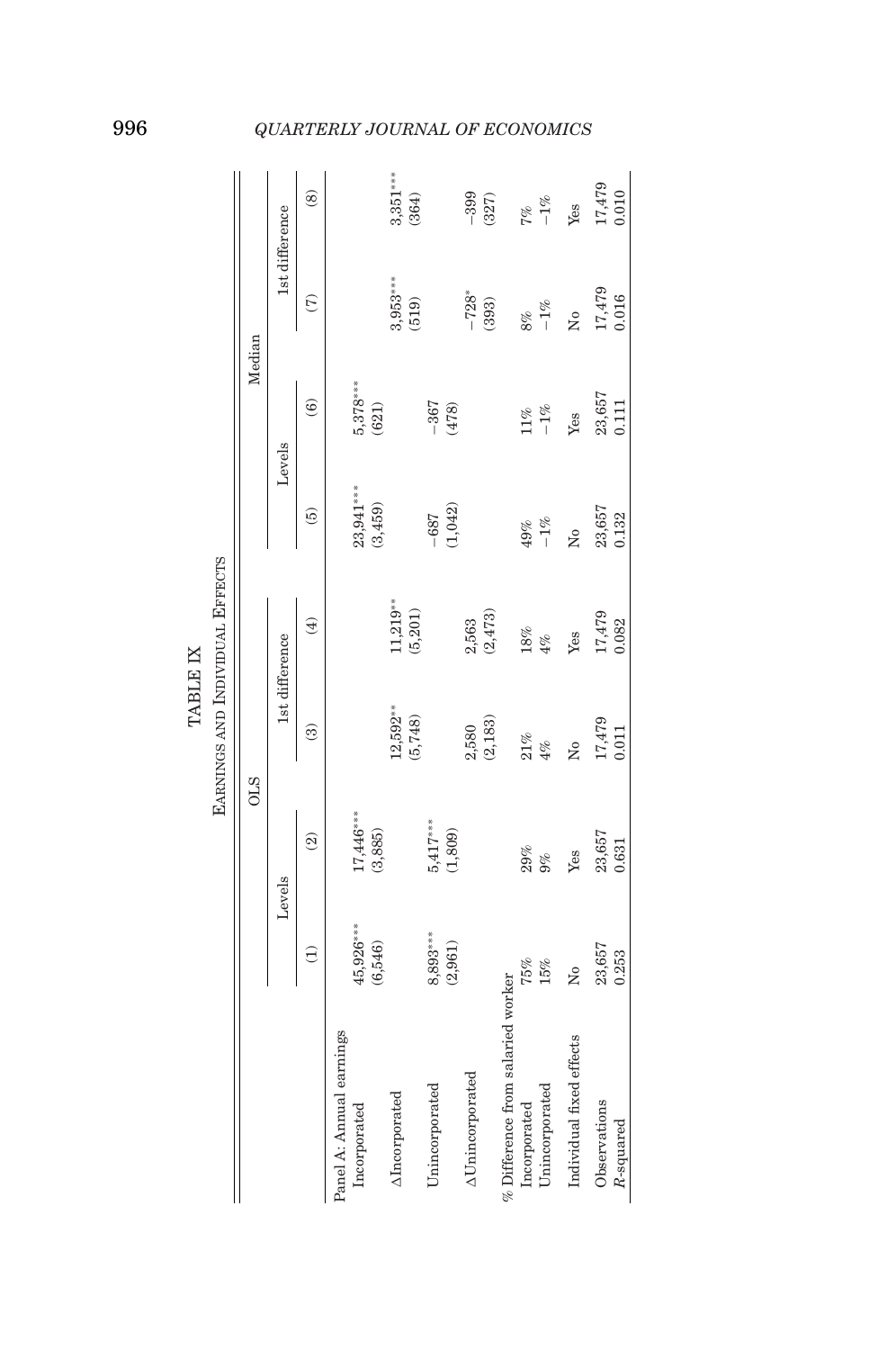TABLE IX

Earnings and Individual Effects

| | OLS | | | | Median | | | |
|---|---|---|---|---|---|---|---|---|
| | Levels | | 1st difference | | Levels | | 1st difference | |
| | (1) | (2) | (3) | (4) | (5) | (6) | (7) | (8) |
| Panel A: Annual earnings | | | | | | | | |
| Incorporated | 45,926*** | 17,446*** | | | 23,941*** | 5,378*** | | |
| | (6,546) | (3,885) | | | (3,459) | (621) | | |
| ΔIncorporated | | | 12,592** | 11,219** | | | 3,953*** | 3,351*** |
| | | | (5,748) | (5,201) | | | (519) | (364) |
| Unincorporated | 8,893*** | 5,417*** | | | −687 | −367 | | |
| | (2,961) | (1,809) | | | (1,042) | (478) | | |
| ΔUnincorporated | | | 2,580 | 2,563 | | | −728* | −399 |
| | | | (2,183) | (2,473) | | | (393) | (327) |
| % Difference from salaried worker | | | | | | | | |
| Incorporated | 75% | 29% | 21% | 18% | 49% | 11% | 8% | 7% |
| Unincorporated | 15% | 9% | 4% | 4% | −1% | −1% | −1% | −1% |
| Individual fixed effects | No | Yes | No | Yes | No | Yes | No | Yes |
| Observations | 23,657 | 23,657 | 17,479 | 17,479 | 23,657 | 23,657 | 17,479 | 17,479 |
| $R$-squared | 0.253 | 0.631 | 0.011 | 0.082 | 0.132 | 0.111 | 0.016 | 0.010 |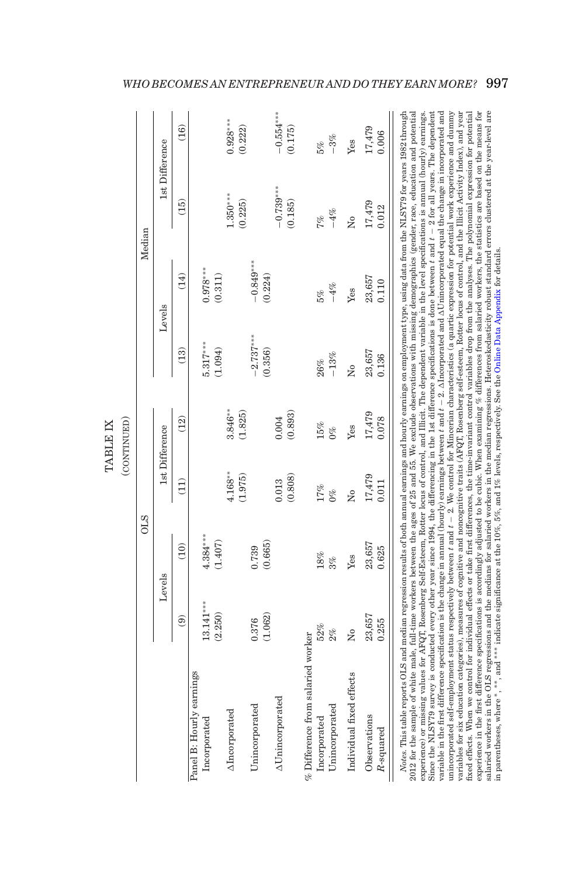TABLE IX

(CONTINUED)

| | OLS | | | | Median | | | |
|---|---|---|---|---|---|---|---|---|
| | Levels | | 1st Difference | | Levels | | 1st Difference | |
| | (9) | (10) | (11) | (12) | (13) | (14) | (15) | (16) |
| Panel B: Hourly earnings | | | | | | | | |
| Incorporated | 13.141*** | 4.384*** | | | 5.317*** | 0.978*** | | |
| | (2.250) | (1.407) | | | (1.094) | (0.311) | | |
| ΔIncorporated | | | 4.168** | 3.846** | | | 1.350*** | 0.928*** |
| | | | (1.975) | (1.825) | | | (0.225) | (0.222) |
| Unincorporated | 0.376 | 0.739 | | | −2.737*** | −0.849*** | | |
| | (1.062) | (0.665) | | | (0.356) | (0.224) | | |
| ΔUnincorporated | | | 0.013 | 0.004 | | | −0.739*** | −0.554*** |
| | | | (0.808) | (0.893) | | | (0.185) | (0.175) |
| % Difference from salaried worker | | | | | | | | |
| Incorporated | 52% | 18% | 17% | 15% | 26% | 5% | 7% | 5% |
| Unincorporated | 2% | 3% | 0% | 0% | −13% | −4% | −4% | −3% |
| Individual fixed effects | No | Yes | No | Yes | No | Yes | No | Yes |
| Observations | 23,657 | 23,657 | 17,479 | 17,479 | 23,657 | 23,657 | 17,479 | 17,479 |
| *R*-squared | 0.255 | 0.625 | 0.011 | 0.078 | 0.136 | 0.110 | 0.012 | 0.006 |

*Notes.* This table reports OLS and median regression results of both annual earnings and hourly earnings on employment type, using data from the NLSY79 for years 1982 through 2012 for the sample of white male, full-time workers between the ages of 25 and 55. We exclude observations with missing demographics (gender, race, education and potential experience) or missing values for AFQT, Rosenberg Self-Esteem, Rotter locus of control, and Illicit. The dependent variable in the level specifications is annual (hourly) earnings. Since the NLSY79 survey is conducted every other year since 1994, the differencing in the 1st difference specifications is done between $t$ and $t-2$ for all years. The dependent variable in the first difference specification is the change in annual (hourly) earnings between $t$ and $t-2$. ΔIncorporated and ΔUnincorporated equal the change in incorporated and unincorporated self-employment status respectively between $t$ and $t-2$. We control for Mincerian characteristics (a quartic expression for potential work experience and dummy variables for six education categories), measures of cognitive and noncognitive traits (AFQT, Rosenberg self-esteem, Rotter locus of control, and the Illicit Activity Index), and year fixed effects. When we control for individual effects or take first differences, the time-invariant control variables drop from the analyses. The polynomial expression for potential experience in the first difference specifications is accordingly adjusted to be cubic. When examining % differences from salaried workers, the statistics are based on the means for salaried workers in the OLS regressions and the medians for salaried workers in the median regressions. Heteroskedasticity robust standard errors clustered at the year-level are in parentheses, where *, **, and *** indicate significance at the 10%, 5%, and 1% levels, respectively. See the Online Data Appendix for details.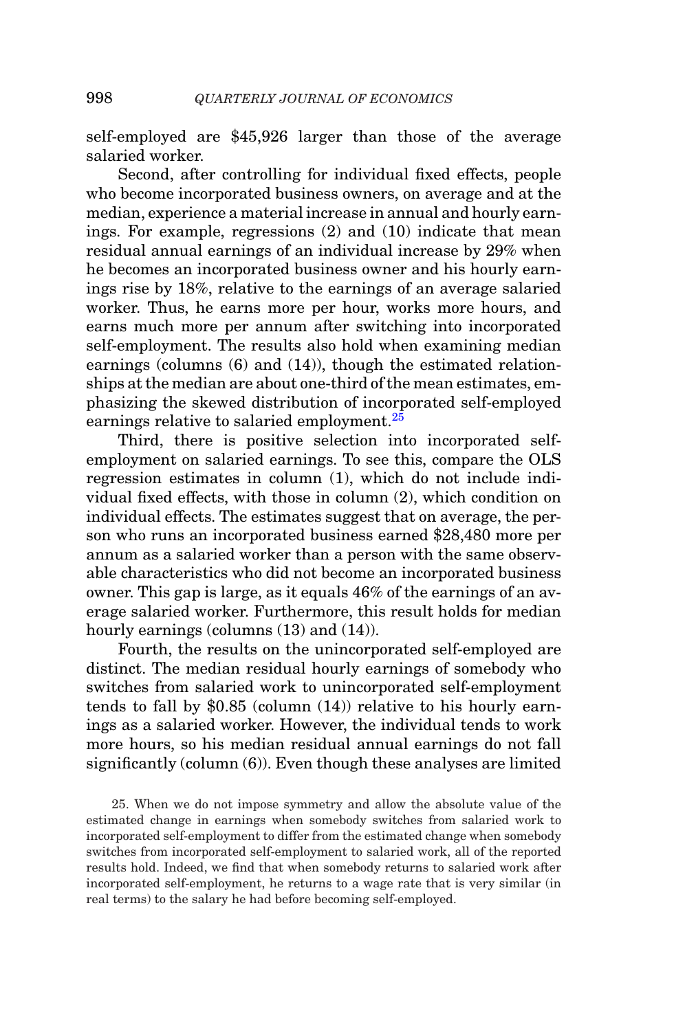self-employed are $45,926 larger than those of the average salaried worker.

Second, after controlling for individual fixed effects, people who become incorporated business owners, on average and at the median, experience a material increase in annual and hourly earnings. For example, regressions (2) and (10) indicate that mean residual annual earnings of an individual increase by 29% when he becomes an incorporated business owner and his hourly earnings rise by 18%, relative to the earnings of an average salaried worker. Thus, he earns more per hour, works more hours, and earns much more per annum after switching into incorporated self-employment. The results also hold when examining median earnings (columns (6) and (14)), though the estimated relationships at the median are about one-third of the mean estimates, emphasizing the skewed distribution of incorporated self-employed earnings relative to salaried employment.[25]

Third, there is positive selection into incorporated self-employment on salaried earnings. To see this, compare the OLS regression estimates in column (1), which do not include individual fixed effects, with those in column (2), which condition on individual effects. The estimates suggest that on average, the person who runs an incorporated business earned $28,480 more per annum as a salaried worker than a person with the same observable characteristics who did not become an incorporated business owner. This gap is large, as it equals 46% of the earnings of an average salaried worker. Furthermore, this result holds for median hourly earnings (columns (13) and (14)).

Fourth, the results on the unincorporated self-employed are distinct. The median residual hourly earnings of somebody who switches from salaried work to unincorporated self-employment tends to fall by $0.85 (column (14)) relative to his hourly earnings as a salaried worker. However, the individual tends to work more hours, so his median residual annual earnings do not fall significantly (column (6)). Even though these analyses are limited

25. When we do not impose symmetry and allow the absolute value of the estimated change in earnings when somebody switches from salaried work to incorporated self-employment to differ from the estimated change when somebody switches from incorporated self-employment to salaried work, all of the reported results hold. Indeed, we find that when somebody returns to salaried work after incorporated self-employment, he returns to a wage rate that is very similar (in real terms) to the salary he had before becoming self-employed.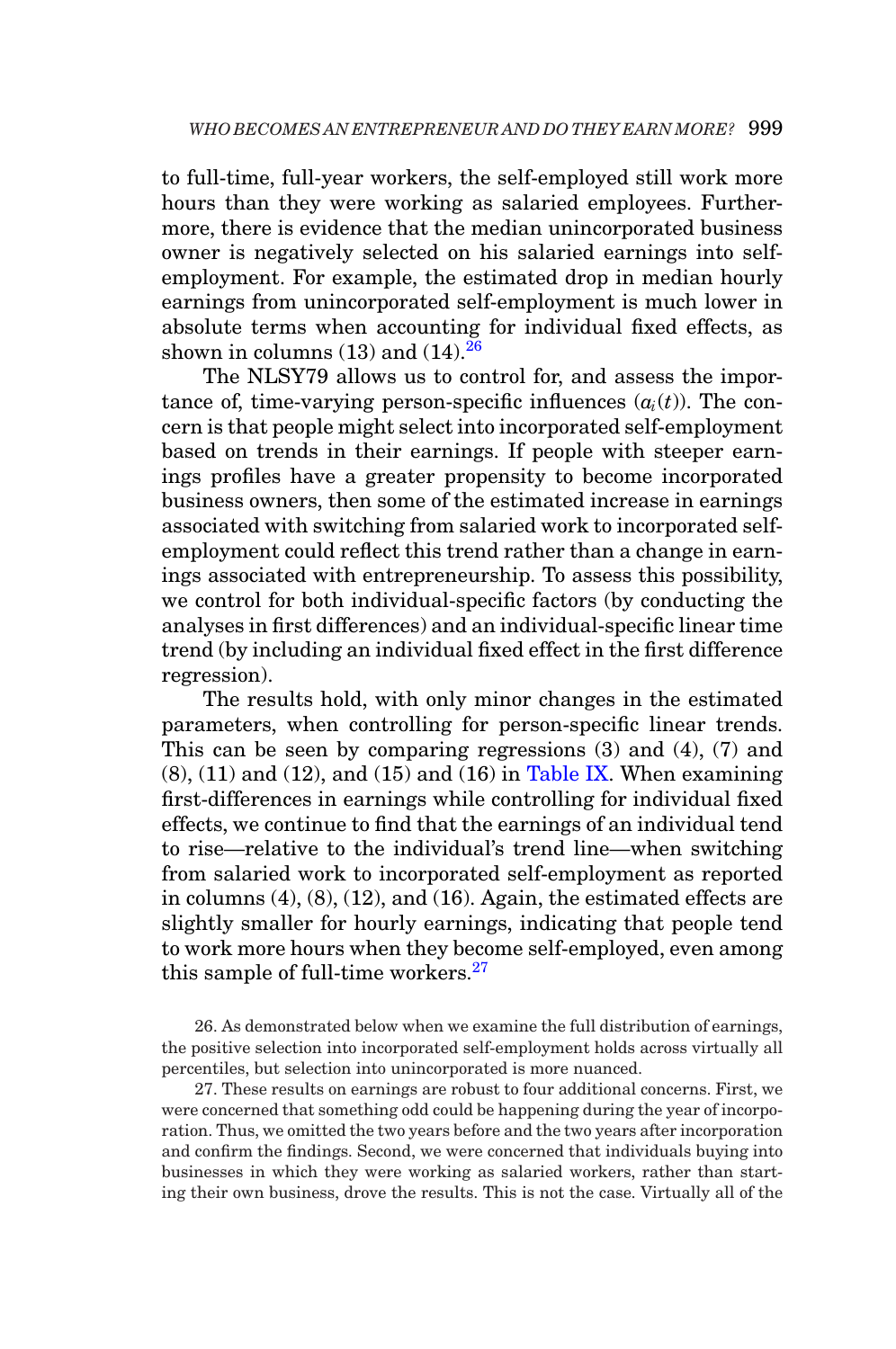to full-time, full-year workers, the self-employed still work more hours than they were working as salaried employees. Furthermore, there is evidence that the median unincorporated business owner is negatively selected on his salaried earnings into self-employment. For example, the estimated drop in median hourly earnings from unincorporated self-employment is much lower in absolute terms when accounting for individual fixed effects, as shown in columns (13) and (14).[26]

The NLSY79 allows us to control for, and assess the importance of, time-varying person-specific influences ($a_i(t)$). The concern is that people might select into incorporated self-employment based on trends in their earnings. If people with steeper earnings profiles have a greater propensity to become incorporated business owners, then some of the estimated increase in earnings associated with switching from salaried work to incorporated self-employment could reflect this trend rather than a change in earnings associated with entrepreneurship. To assess this possibility, we control for both individual-specific factors (by conducting the analyses in first differences) and an individual-specific linear time trend (by including an individual fixed effect in the first difference regression).

The results hold, with only minor changes in the estimated parameters, when controlling for person-specific linear trends. This can be seen by comparing regressions (3) and (4), (7) and (8), (11) and (12), and (15) and (16) in Table IX. When examining first-differences in earnings while controlling for individual fixed effects, we continue to find that the earnings of an individual tend to rise—relative to the individual's trend line—when switching from salaried work to incorporated self-employment as reported in columns (4), (8), (12), and (16). Again, the estimated effects are slightly smaller for hourly earnings, indicating that people tend to work more hours when they become self-employed, even among this sample of full-time workers.[27]

26. As demonstrated below when we examine the full distribution of earnings, the positive selection into incorporated self-employment holds across virtually all percentiles, but selection into unincorporated is more nuanced.

27. These results on earnings are robust to four additional concerns. First, we were concerned that something odd could be happening during the year of incorporation. Thus, we omitted the two years before and the two years after incorporation and confirm the findings. Second, we were concerned that individuals buying into businesses in which they were working as salaried workers, rather than starting their own business, drove the results. This is not the case. Virtually all of the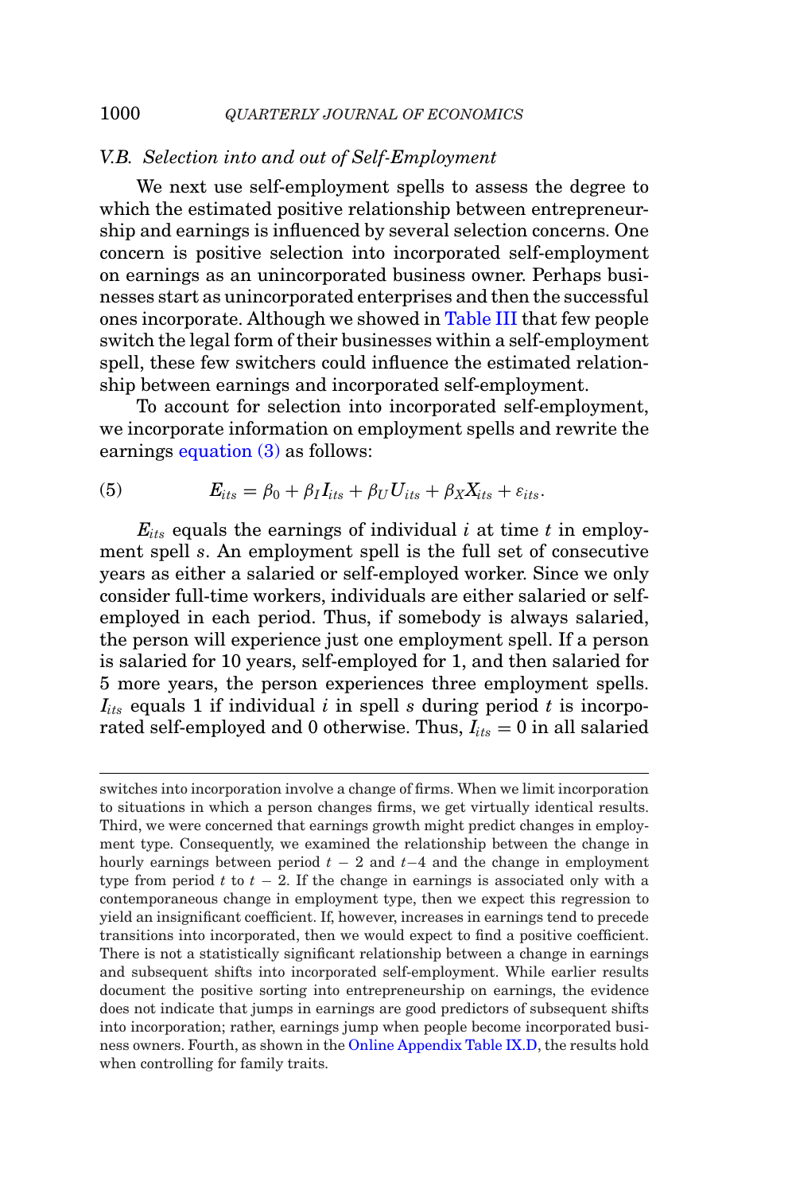### V.B. Selection into and out of Self-Employment

We next use self-employment spells to assess the degree to which the estimated positive relationship between entrepreneurship and earnings is influenced by several selection concerns. One concern is positive selection into incorporated self-employment on earnings as an unincorporated business owner. Perhaps businesses start as unincorporated enterprises and then the successful ones incorporate. Although we showed in Table III that few people switch the legal form of their businesses within a self-employment spell, these few switchers could influence the estimated relationship between earnings and incorporated self-employment.

To account for selection into incorporated self-employment, we incorporate information on employment spells and rewrite the earnings equation (3) as follows:

$$E_{its} = \beta_0 + \beta_I I_{its} + \beta_U U_{its} + \beta_X X_{its} + \varepsilon_{its}. \tag{5}$$

$E_{its}$ equals the earnings of individual $i$ at time $t$ in employment spell $s$. An employment spell is the full set of consecutive years as either a salaried or self-employed worker. Since we only consider full-time workers, individuals are either salaried or self-employed in each period. Thus, if somebody is always salaried, the person will experience just one employment spell. If a person is salaried for 10 years, self-employed for 1, and then salaried for 5 more years, the person experiences three employment spells. $I_{its}$ equals 1 if individual $i$ in spell $s$ during period $t$ is incorporated self-employed and 0 otherwise. Thus, $I_{its} = 0$ in all salaried

switches into incorporation involve a change of firms. When we limit incorporation to situations in which a person changes firms, we get virtually identical results. Third, we were concerned that earnings growth might predict changes in employment type. Consequently, we examined the relationship between the change in hourly earnings between period $t-2$ and $t-4$ and the change in employment type from period $t$ to $t-2$. If the change in earnings is associated only with a contemporaneous change in employment type, then we expect this regression to yield an insignificant coefficient. If, however, increases in earnings tend to precede transitions into incorporated, then we would expect to find a positive coefficient. There is not a statistically significant relationship between a change in earnings and subsequent shifts into incorporated self-employment. While earlier results document the positive sorting into entrepreneurship on earnings, the evidence does not indicate that jumps in earnings are good predictors of subsequent shifts into incorporation; rather, earnings jump when people become incorporated business owners. Fourth, as shown in the Online Appendix Table IX.D, the results hold when controlling for family traits.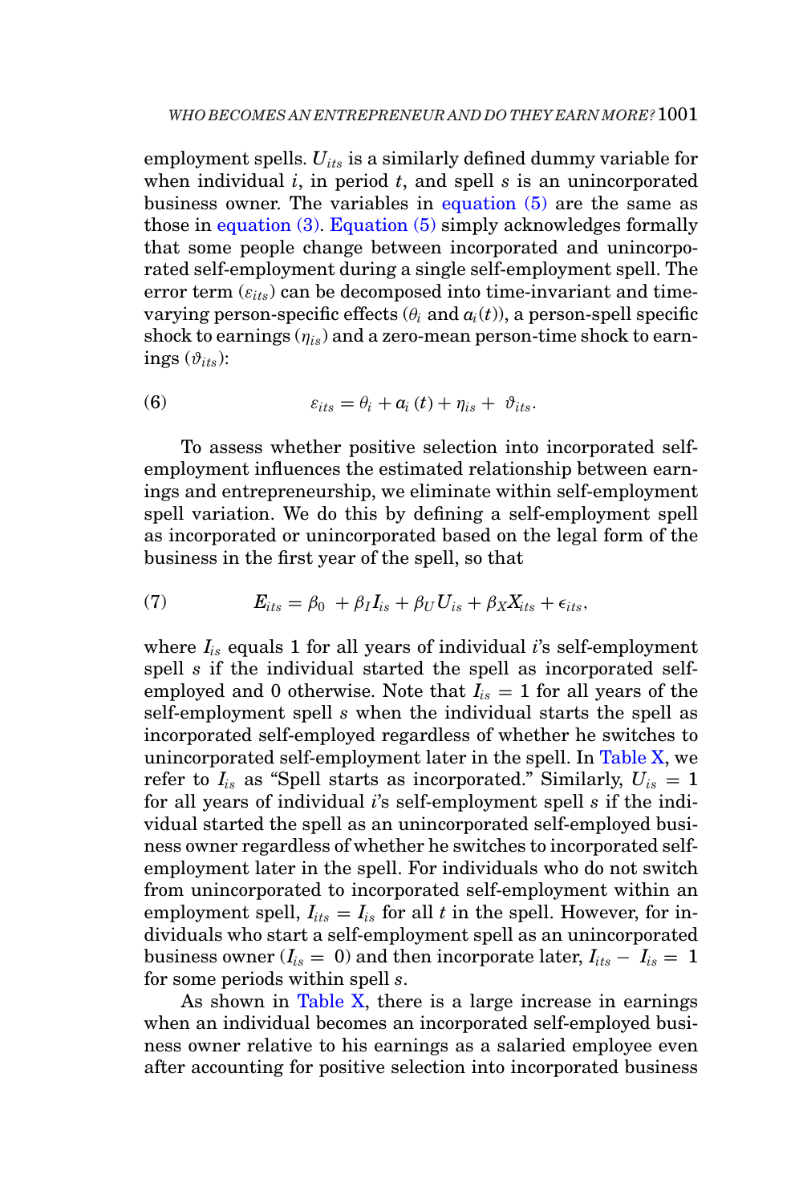employment spells. $U_{its}$ is a similarly defined dummy variable for when individual $i$, in period $t$, and spell $s$ is an unincorporated business owner. The variables in equation (5) are the same as those in equation (3). Equation (5) simply acknowledges formally that some people change between incorporated and unincorporated self-employment during a single self-employment spell. The error term ($\varepsilon_{its}$) can be decomposed into time-invariant and time-varying person-specific effects ($\theta_i$ and $a_i(t)$), a person-spell specific shock to earnings ($\eta_{is}$) and a zero-mean person-time shock to earnings ($\vartheta_{its}$):

$$\varepsilon_{its} = \theta_i + a_i(t) + \eta_{is} + \vartheta_{its}. \tag{6}$$

To assess whether positive selection into incorporated self-employment influences the estimated relationship between earnings and entrepreneurship, we eliminate within self-employment spell variation. We do this by defining a self-employment spell as incorporated or unincorporated based on the legal form of the business in the first year of the spell, so that

$$E_{its} = \beta_0 + \beta_I I_{is} + \beta_U U_{is} + \beta_X X_{its} + \epsilon_{its}, \tag{7}$$

where $I_{is}$ equals 1 for all years of individual $i$'s self-employment spell $s$ if the individual started the spell as incorporated self-employed and 0 otherwise. Note that $I_{is} = 1$ for all years of the self-employment spell $s$ when the individual starts the spell as incorporated self-employed regardless of whether he switches to unincorporated self-employment later in the spell. In Table X, we refer to $I_{is}$ as "Spell starts as incorporated." Similarly, $U_{is} = 1$ for all years of individual $i$'s self-employment spell $s$ if the individual started the spell as an unincorporated self-employed business owner regardless of whether he switches to incorporated self-employment later in the spell. For individuals who do not switch from unincorporated to incorporated self-employment within an employment spell, $I_{its} = I_{is}$ for all $t$ in the spell. However, for individuals who start a self-employment spell as an unincorporated business owner ($I_{is} = 0$) and then incorporate later, $I_{its} - I_{is} = 1$ for some periods within spell $s$.

As shown in Table X, there is a large increase in earnings when an individual becomes an incorporated self-employed business owner relative to his earnings as a salaried employee even after accounting for positive selection into incorporated business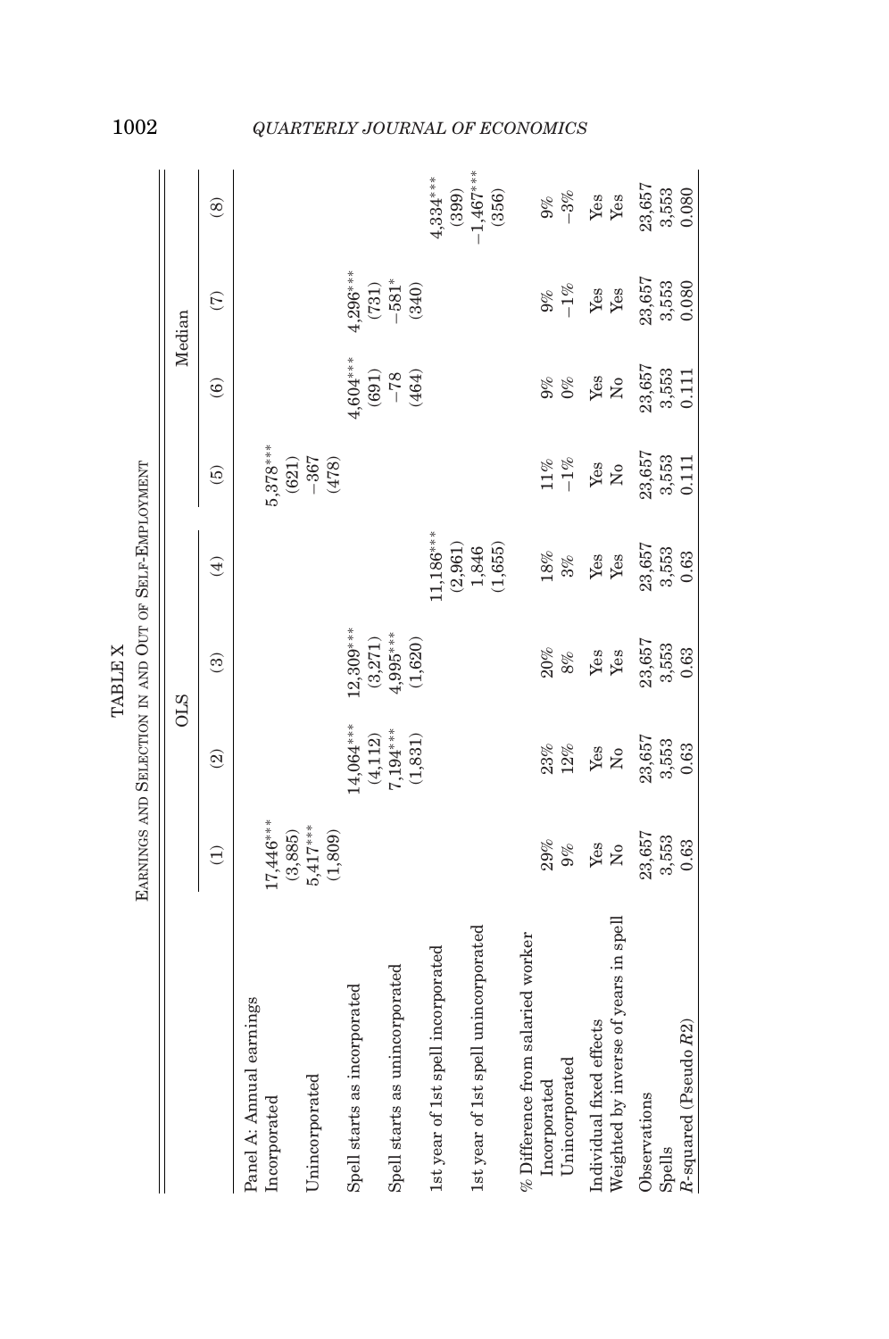TABLE X

EARNINGS AND SELECTION IN AND OUT OF SELF-EMPLOYMENT

| | OLS | | | | Median | | | |
|---|---|---|---|---|---|---|---|---|
| | (1) | (2) | (3) | (4) | (5) | (6) | (7) | (8) |
| Panel A: Annual earnings | | | | | | | | |
| Incorporated | 17,446*** | | | | 5,378*** | | | |
| | (3,885) | | | | (621) | | | |
| Unincorporated | 5,417*** | | | | −367 | | | |
| | (1,809) | | | | (478) | | | |
| Spell starts as incorporated | | 14,064*** | 12,309*** | | | 4,604*** | 4,296*** | |
| | | (4,112) | (3,271) | | | (691) | (731) | |
| Spell starts as unincorporated | | 7,194*** | 4,995*** | | | −78 | −581* | |
| | | (1,831) | (1,620) | | | (464) | (340) | |
| 1st year of 1st spell incorporated | | | | 11,186*** | | | | 4,334*** |
| | | | | (2,961) | | | | (399) |
| 1st year of 1st spell unincorporated | | | | 1,846 | | | | −1,467*** |
| | | | | (1,655) | | | | (356) |
| % Difference from salaried worker | | | | | | | | |
| Incorporated | 29% | 23% | 20% | 18% | 11% | 9% | 9% | 9% |
| Unincorporated | 9% | 12% | 8% | 3% | −1% | 0% | −1% | −3% |
| Individual fixed effects | Yes | Yes | Yes | Yes | Yes | Yes | Yes | Yes |
| Weighted by inverse of years in spell | No | No | Yes | Yes | No | No | Yes | Yes |
| Observations | 23,657 | 23,657 | 23,657 | 23,657 | 23,657 | 23,657 | 23,657 | 23,657 |
| Spells | 3,553 | 3,553 | 3,553 | 3,553 | 3,553 | 3,553 | 3,553 | 3,553 |
| $R$-squared (Pseudo $R2$) | 0.63 | 0.63 | 0.63 | 0.63 | 0.111 | 0.111 | 0.080 | 0.080 |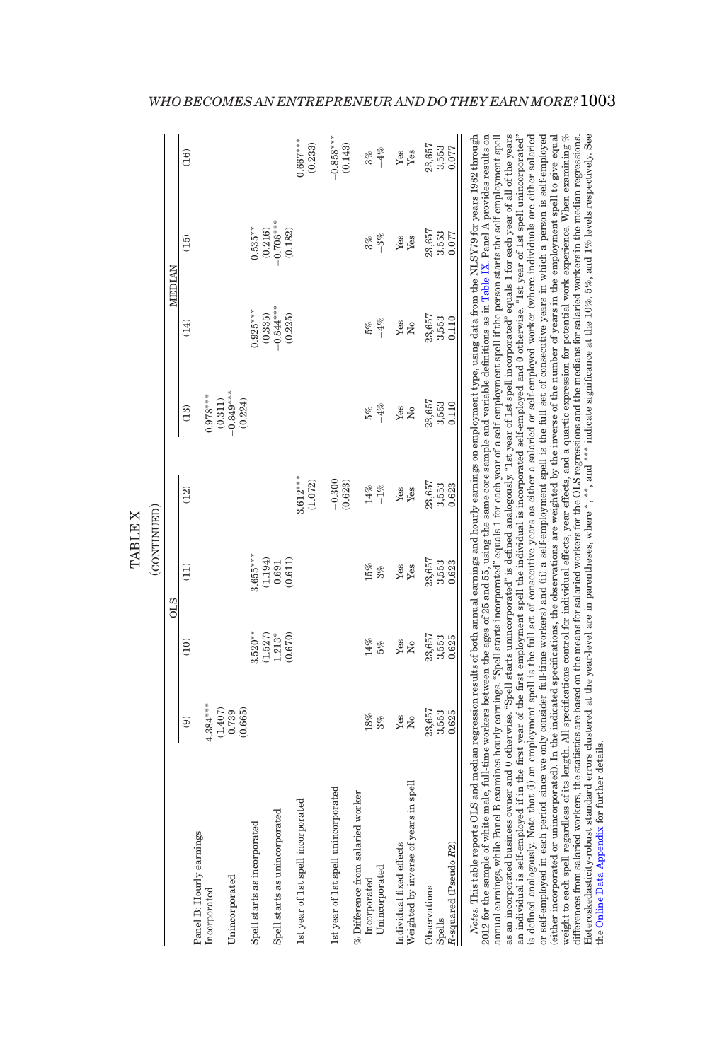TABLE X

(CONTINUED)

| | OLS | | | | MEDIAN | | | |
|---|---|---|---|---|---|---|---|---|
| | (9) | (10) | (11) | (12) | (13) | (14) | (15) | (16) |
| Panel B: Hourly earnings | | | | | | | | |
| Incorporated | 4.384*** | | | | 0.978*** | | | |
| | (1.407) | | | | (0.311) | | | |
| Unincorporated | 0.739 | | | | −0.849*** | | | |
| | (0.665) | | | | (0.224) | | | |
| Spell starts as incorporated | | 3.520** | 3.655*** | | | 0.925*** | 0.535** | |
| | | (1.527) | (1.194) | | | (0.335) | (0.216) | |
| Spell starts as unincorporated | | 1.213* | 0.691 | | | −0.844*** | −0.708*** | |
| | | (0.670) | (0.611) | | | (0.225) | (0.182) | |
| 1st year of 1st spell incorporated | | | | 3.612*** | | | | 0.667*** |
| | | | | (1.072) | | | | (0.233) |
| 1st year of 1st spell unincorporated | | | | −0.300 | | | | −0.858*** |
| | | | | (0.623) | | | | (0.143) |
| % Difference from salaried worker | | | | | | | | |
| Incorporated | 18% | 14% | 15% | 14% | 5% | 5% | 3% | 3% |
| Unincorporated | 3% | 5% | 3% | −1% | −4% | −4% | −3% | −4% |
| Individual fixed effects | Yes | Yes | Yes | Yes | Yes | Yes | Yes | Yes |
| Weighted by inverse of years in spell | No | No | Yes | Yes | No | No | Yes | Yes |
| Observations | 23,657 | 23,657 | 23,657 | 23,657 | 23,657 | 23,657 | 23,657 | 23,657 |
| Spells | 3,553 | 3,553 | 3,553 | 3,553 | 3,553 | 3,553 | 3,553 | 3,553 |
| R-squared (Pseudo $R2$) | 0.625 | 0.625 | 0.623 | 0.623 | 0.110 | 0.110 | 0.077 | 0.077 |

*Notes.* This table reports OLS and median regression results of both annual earnings and hourly earnings on employment type, using data from the NLSY79 for years 1982 through 2012 for the sample of white male, full-time workers between the ages of 25 and 55, using the same core sample and variable definitions as in Table IX. Panel A provides results on annual earnings, while Panel B examines hourly earnings. "Spell starts incorporated" equals 1 for each year of a self-employment spell if the person starts the self-employment spell as an incorporated business owner and 0 otherwise. "Spell starts unincorporated" is defined analogously. "1st year of 1st spell incorporated" equals 1 for each year of all of the years an individual is self-employed if in the first year of the first employment spell the individual is incorporated self-employed and 0 otherwise. "1st year of 1st spell unincorporated" is defined analogously. Note that (i) an employment spell is the full set of consecutive years as either a salaried or self-employed worker (where individuals are either salaried or self-employed in each period since we only consider full-time workers) and (ii) a self-employment spell is the full set of consecutive years in which a person is self-employed (either incorporated or unincorporated). In the indicated specifications, the observations are weighted by the inverse of the number of years in the employment spell to give equal weight to each spell regardless of its length. All specifications control for individual effects, year effects, and a quartic expression for potential work experience. When examining % differences from salaried workers, the statistics are based on the means for salaried workers for the OLS regressions and the medians for salaried workers in the median regressions. Heteroskedasticity-robust standard errors clustered at the year-level are in parentheses, where *, **, and *** indicate significance at the 10%, 5%, and 1% levels respectively. See the Online Data Appendix for further details.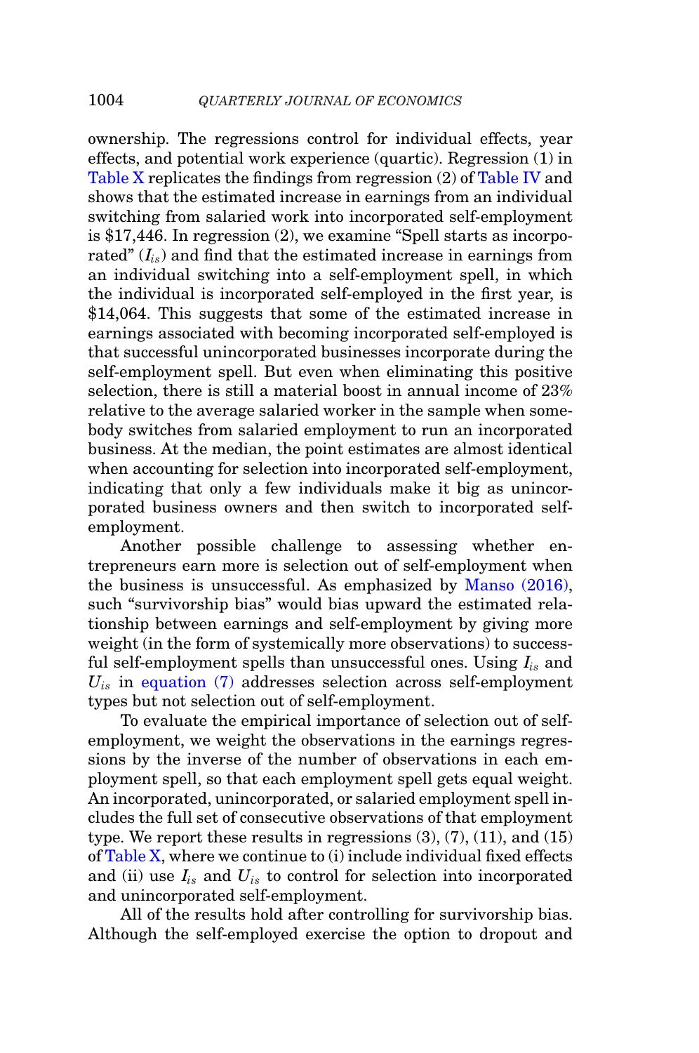ownership. The regressions control for individual effects, year effects, and potential work experience (quartic). Regression (1) in Table X replicates the findings from regression (2) of Table IV and shows that the estimated increase in earnings from an individual switching from salaried work into incorporated self-employment is $17,446. In regression (2), we examine "Spell starts as incorporated" ($I_{is}$) and find that the estimated increase in earnings from an individual switching into a self-employment spell, in which the individual is incorporated self-employed in the first year, is $14,064. This suggests that some of the estimated increase in earnings associated with becoming incorporated self-employed is that successful unincorporated businesses incorporate during the self-employment spell. But even when eliminating this positive selection, there is still a material boost in annual income of 23% relative to the average salaried worker in the sample when somebody switches from salaried employment to run an incorporated business. At the median, the point estimates are almost identical when accounting for selection into incorporated self-employment, indicating that only a few individuals make it big as unincorporated business owners and then switch to incorporated self-employment.

Another possible challenge to assessing whether entrepreneurs earn more is selection out of self-employment when the business is unsuccessful. As emphasized by Manso (2016), such "survivorship bias" would bias upward the estimated relationship between earnings and self-employment by giving more weight (in the form of systemically more observations) to successful self-employment spells than unsuccessful ones. Using $I_{is}$ and $U_{is}$ in equation (7) addresses selection across self-employment types but not selection out of self-employment.

To evaluate the empirical importance of selection out of self-employment, we weight the observations in the earnings regressions by the inverse of the number of observations in each employment spell, so that each employment spell gets equal weight. An incorporated, unincorporated, or salaried employment spell includes the full set of consecutive observations of that employment type. We report these results in regressions (3), (7), (11), and (15) of Table X, where we continue to (i) include individual fixed effects and (ii) use $I_{is}$ and $U_{is}$ to control for selection into incorporated and unincorporated self-employment.

All of the results hold after controlling for survivorship bias. Although the self-employed exercise the option to dropout and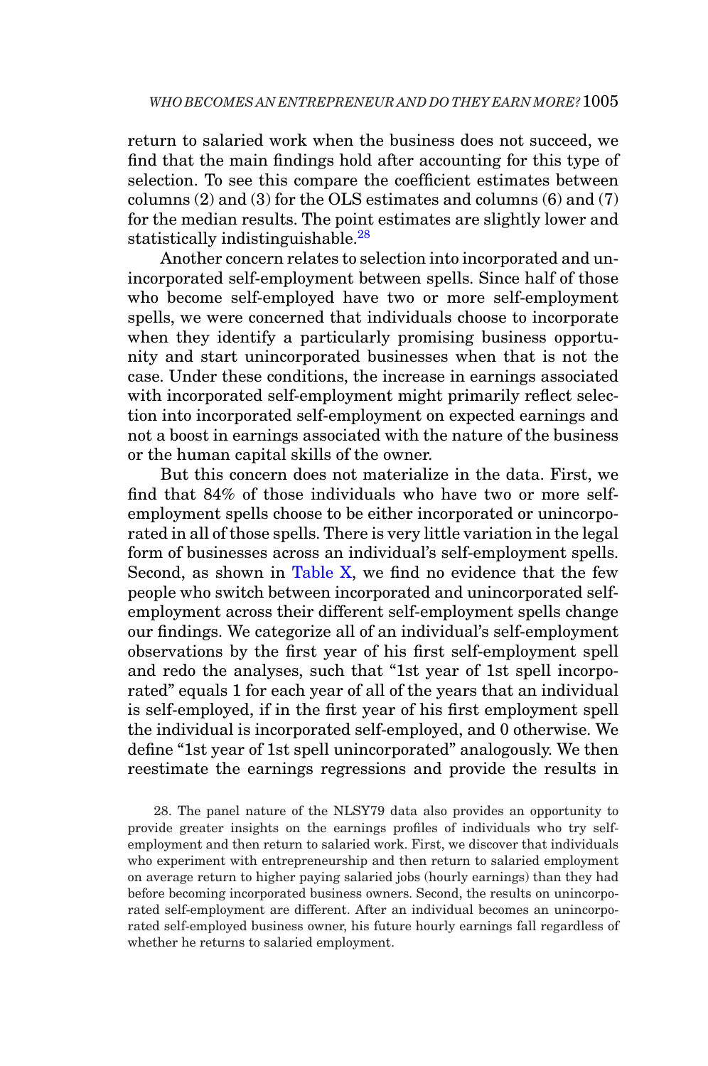return to salaried work when the business does not succeed, we find that the main findings hold after accounting for this type of selection. To see this compare the coefficient estimates between columns (2) and (3) for the OLS estimates and columns (6) and (7) for the median results. The point estimates are slightly lower and statistically indistinguishable.[28]

Another concern relates to selection into incorporated and unincorporated self-employment between spells. Since half of those who become self-employed have two or more self-employment spells, we were concerned that individuals choose to incorporate when they identify a particularly promising business opportunity and start unincorporated businesses when that is not the case. Under these conditions, the increase in earnings associated with incorporated self-employment might primarily reflect selection into incorporated self-employment on expected earnings and not a boost in earnings associated with the nature of the business or the human capital skills of the owner.

But this concern does not materialize in the data. First, we find that 84% of those individuals who have two or more self-employment spells choose to be either incorporated or unincorporated in all of those spells. There is very little variation in the legal form of businesses across an individual's self-employment spells. Second, as shown in Table X, we find no evidence that the few people who switch between incorporated and unincorporated self-employment across their different self-employment spells change our findings. We categorize all of an individual's self-employment observations by the first year of his first self-employment spell and redo the analyses, such that "1st year of 1st spell incorporated" equals 1 for each year of all of the years that an individual is self-employed, if in the first year of his first employment spell the individual is incorporated self-employed, and 0 otherwise. We define "1st year of 1st spell unincorporated" analogously. We then reestimate the earnings regressions and provide the results in

28. The panel nature of the NLSY79 data also provides an opportunity to provide greater insights on the earnings profiles of individuals who try self-employment and then return to salaried work. First, we discover that individuals who experiment with entrepreneurship and then return to salaried employment on average return to higher paying salaried jobs (hourly earnings) than they had before becoming incorporated business owners. Second, the results on unincorporated self-employment are different. After an individual becomes an unincorporated self-employed business owner, his future hourly earnings fall regardless of whether he returns to salaried employment.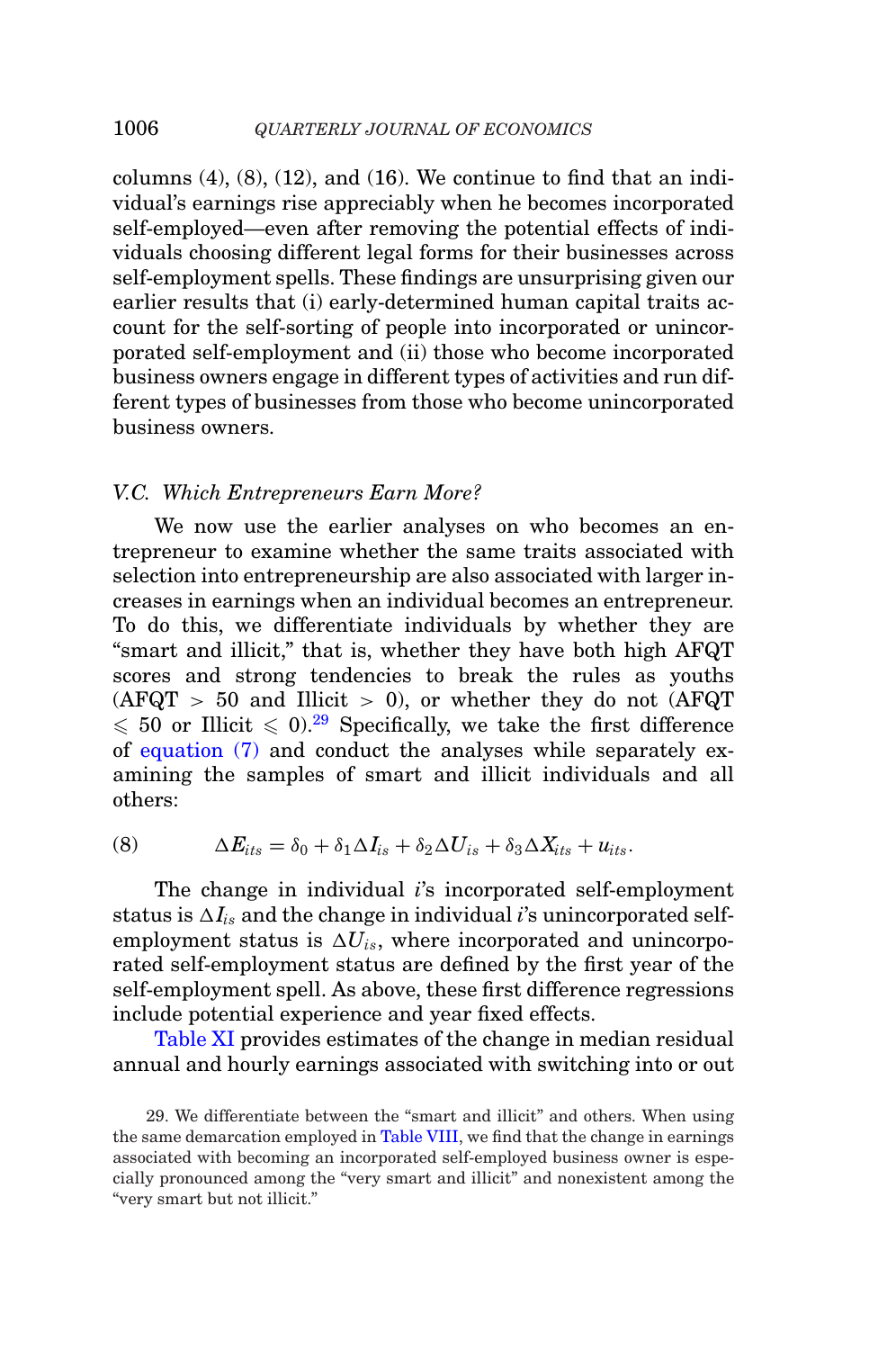columns (4), (8), (12), and (16). We continue to find that an individual's earnings rise appreciably when he becomes incorporated self-employed—even after removing the potential effects of individuals choosing different legal forms for their businesses across self-employment spells. These findings are unsurprising given our earlier results that (i) early-determined human capital traits account for the self-sorting of people into incorporated or unincorporated self-employment and (ii) those who become incorporated business owners engage in different types of activities and run different types of businesses from those who become unincorporated business owners.

### V.C. *Which Entrepreneurs Earn More?*

We now use the earlier analyses on who becomes an entrepreneur to examine whether the same traits associated with selection into entrepreneurship are also associated with larger increases in earnings when an individual becomes an entrepreneur. To do this, we differentiate individuals by whether they are "smart and illicit," that is, whether they have both high AFQT scores and strong tendencies to break the rules as youths (AFQT $>$ 50 and Illicit $>$ 0), or whether they do not (AFQT $\leqslant$ 50 or Illicit $\leqslant$ 0).[29] Specifically, we take the first difference of equation (7) and conduct the analyses while separately examining the samples of smart and illicit individuals and all others:

$$\Delta E_{its} = \delta_0 + \delta_1 \Delta I_{is} + \delta_2 \Delta U_{is} + \delta_3 \Delta X_{its} + u_{its}. \tag{8}$$

The change in individual $i$'s incorporated self-employment status is $\Delta I_{is}$ and the change in individual $i$'s unincorporated self-employment status is $\Delta U_{is}$, where incorporated and unincorporated self-employment status are defined by the first year of the self-employment spell. As above, these first difference regressions include potential experience and year fixed effects.

Table XI provides estimates of the change in median residual annual and hourly earnings associated with switching into or out

29. We differentiate between the "smart and illicit" and others. When using the same demarcation employed in Table VIII, we find that the change in earnings associated with becoming an incorporated self-employed business owner is especially pronounced among the "very smart and illicit" and nonexistent among the "very smart but not illicit."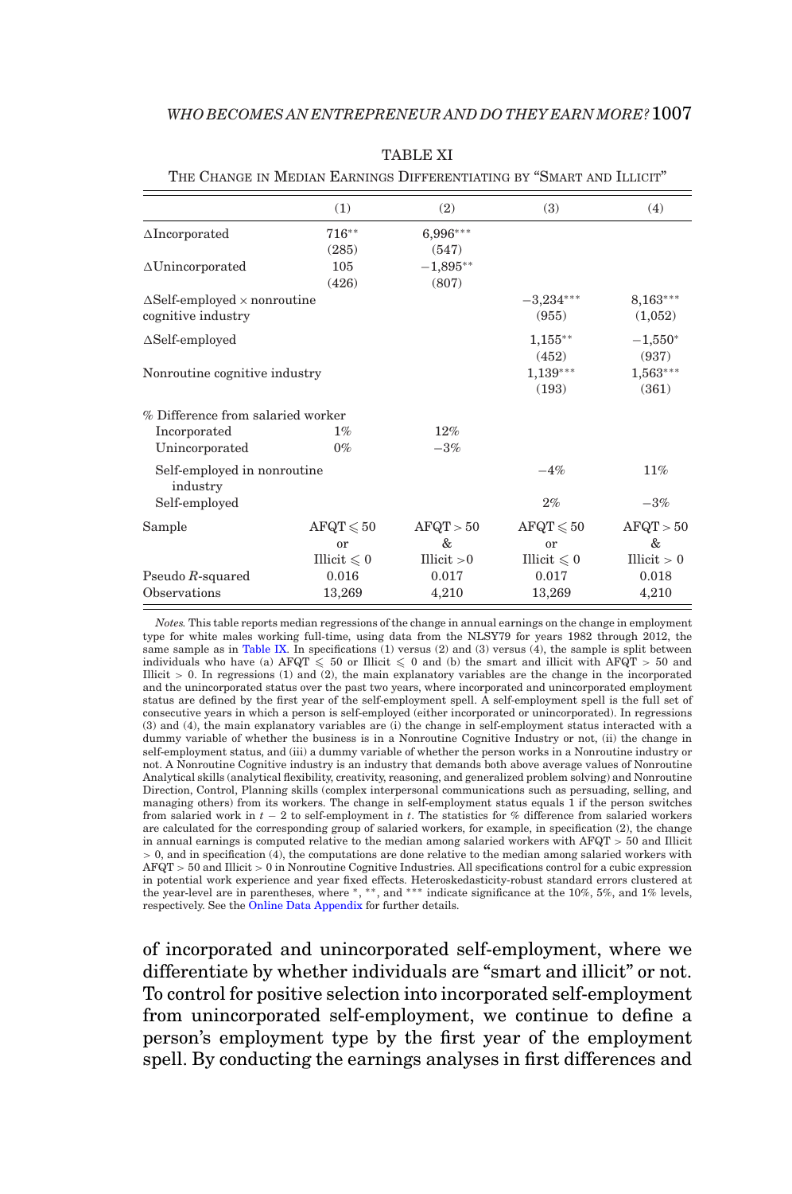TABLE XI

The Change in Median Earnings Differentiating by "Smart and Illicit"

| | (1) | (2) | (3) | (4) |
|---|---|---|---|---|
| ΔIncorporated | 716** | 6,996*** | | |
| | (285) | (547) | | |
| ΔUnincorporated | 105 | −1,895** | | |
| | (426) | (807) | | |
| ΔSelf-employed × nonroutine cognitive industry | | | −3,234*** | 8,163*** |
| | | | (955) | (1,052) |
| ΔSelf-employed | | | 1,155** | −1,550* |
| | | | (452) | (937) |
| Nonroutine cognitive industry | | | 1,139*** | 1,563*** |
| | | | (193) | (361) |
| % Difference from salaried worker | | | | |
| Incorporated | 1% | 12% | | |
| Unincorporated | 0% | −3% | | |
| Self-employed in nonroutine industry | | | −4% | 11% |
| Self-employed | | | 2% | −3% |
| Sample | AFQT ⩽ 50 or Illicit ⩽ 0 | AFQT > 50 & Illicit >0 | AFQT ⩽ 50 or Illicit ⩽ 0 | AFQT > 50 & Illicit > 0 |
| Pseudo $R$-squared | 0.016 | 0.017 | 0.017 | 0.018 |
| Observations | 13,269 | 4,210 | 13,269 | 4,210 |

*Notes.* This table reports median regressions of the change in annual earnings on the change in employment type for white males working full-time, using data from the NLSY79 for years 1982 through 2012, the same sample as in Table IX. In specifications (1) versus (2) and (3) versus (4), the sample is split between individuals who have (a) AFQT ⩽ 50 or Illicit ⩽ 0 and (b) the smart and illicit with AFQT > 50 and Illicit > 0. In regressions (1) and (2), the main explanatory variables are the change in the incorporated and the unincorporated status over the past two years, where incorporated and unincorporated employment status are defined by the first year of the self-employment spell. A self-employment spell is the full set of consecutive years in which a person is self-employed (either incorporated or unincorporated). In regressions (3) and (4), the main explanatory variables are (i) the change in self-employment status interacted with a dummy variable of whether the business is in a Nonroutine Cognitive Industry or not, (ii) the change in self-employment status, and (iii) a dummy variable of whether the person works in a Nonroutine industry or not. A Nonroutine Cognitive industry is an industry that demands both above average values of Nonroutine Analytical skills (analytical flexibility, creativity, reasoning, and generalized problem solving) and Nonroutine Direction, Control, Planning skills (complex interpersonal communications such as persuading, selling, and managing others) from its workers. The change in self-employment status equals 1 if the person switches from salaried work in $t-2$ to self-employment in $t$. The statistics for % difference from salaried workers are calculated for the corresponding group of salaried workers, for example, in specification (2), the change in annual earnings is computed relative to the median among salaried workers with AFQT > 50 and Illicit > 0, and in specification (4), the computations are done relative to the median among salaried workers with AFQT > 50 and Illicit > 0 in Nonroutine Cognitive Industries. All specifications control for a cubic expression in potential work experience and year fixed effects. Heteroskedasticity-robust standard errors clustered at the year-level are in parentheses, where *, **, and *** indicate significance at the 10%, 5%, and 1% levels, respectively. See the Online Data Appendix for further details.

of incorporated and unincorporated self-employment, where we differentiate by whether individuals are "smart and illicit" or not. To control for positive selection into incorporated self-employment from unincorporated self-employment, we continue to define a person's employment type by the first year of the employment spell. By conducting the earnings analyses in first differences and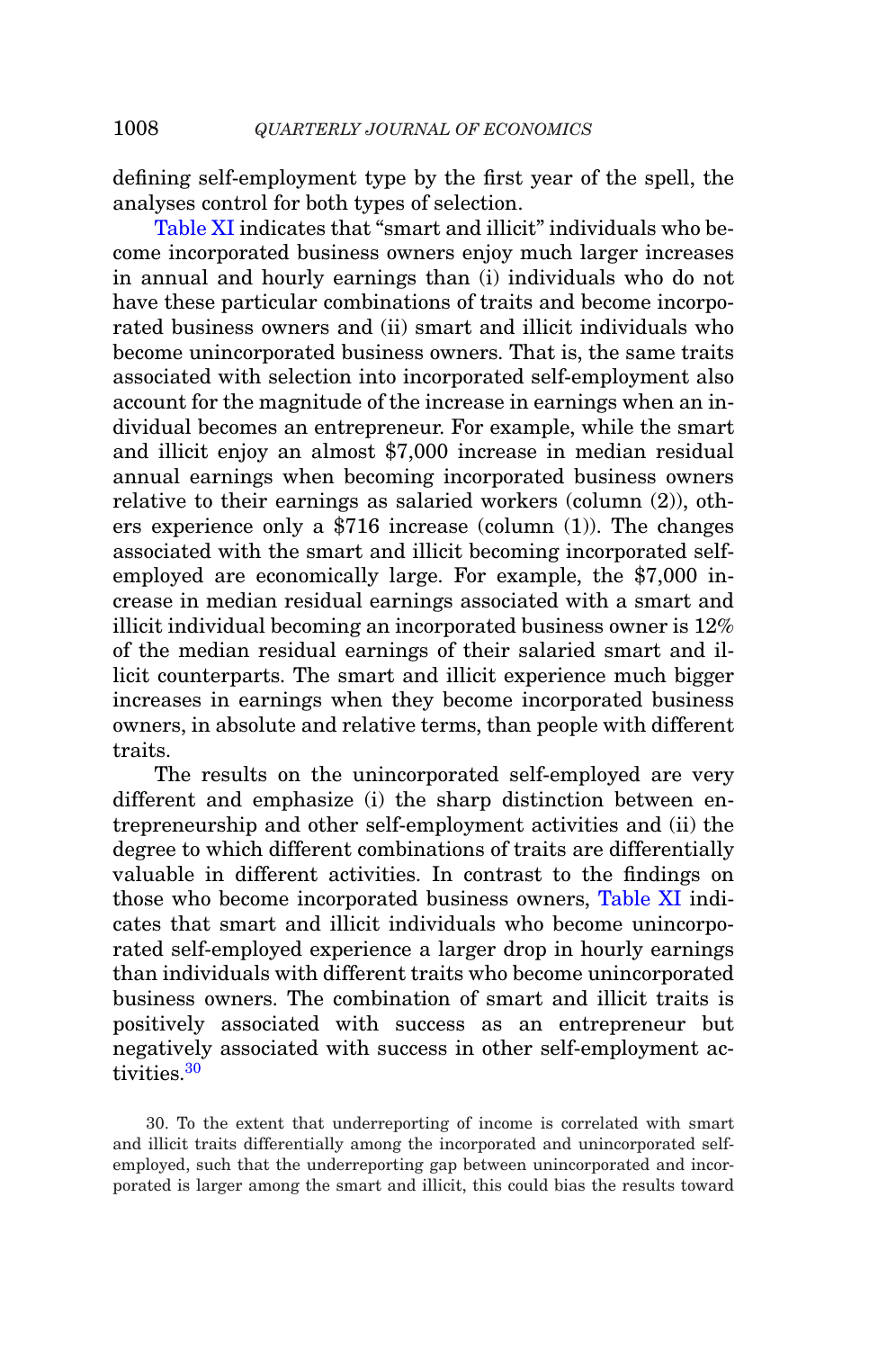defining self-employment type by the first year of the spell, the analyses control for both types of selection.

Table XI indicates that "smart and illicit" individuals who become incorporated business owners enjoy much larger increases in annual and hourly earnings than (i) individuals who do not have these particular combinations of traits and become incorporated business owners and (ii) smart and illicit individuals who become unincorporated business owners. That is, the same traits associated with selection into incorporated self-employment also account for the magnitude of the increase in earnings when an individual becomes an entrepreneur. For example, while the smart and illicit enjoy an almost $7,000 increase in median residual annual earnings when becoming incorporated business owners relative to their earnings as salaried workers (column (2)), others experience only a $716 increase (column (1)). The changes associated with the smart and illicit becoming incorporated self-employed are economically large. For example, the $7,000 increase in median residual earnings associated with a smart and illicit individual becoming an incorporated business owner is 12% of the median residual earnings of their salaried smart and illicit counterparts. The smart and illicit experience much bigger increases in earnings when they become incorporated business owners, in absolute and relative terms, than people with different traits.

The results on the unincorporated self-employed are very different and emphasize (i) the sharp distinction between entrepreneurship and other self-employment activities and (ii) the degree to which different combinations of traits are differentially valuable in different activities. In contrast to the findings on those who become incorporated business owners, Table XI indicates that smart and illicit individuals who become unincorporated self-employed experience a larger drop in hourly earnings than individuals with different traits who become unincorporated business owners. The combination of smart and illicit traits is positively associated with success as an entrepreneur but negatively associated with success in other self-employment activities.[30]

30. To the extent that underreporting of income is correlated with smart and illicit traits differentially among the incorporated and unincorporated self-employed, such that the underreporting gap between unincorporated and incorporated is larger among the smart and illicit, this could bias the results toward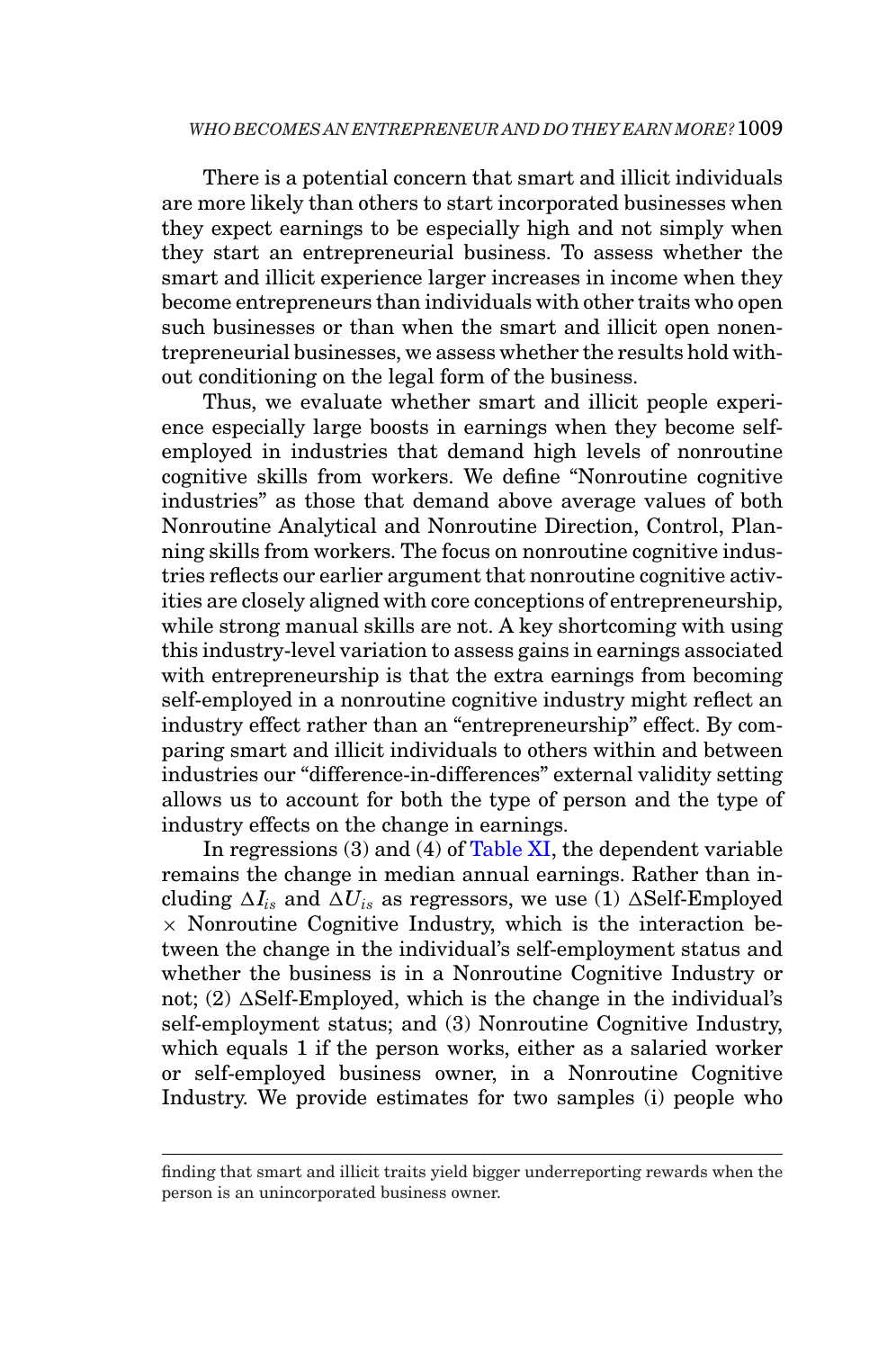There is a potential concern that smart and illicit individuals are more likely than others to start incorporated businesses when they expect earnings to be especially high and not simply when they start an entrepreneurial business. To assess whether the smart and illicit experience larger increases in income when they become entrepreneurs than individuals with other traits who open such businesses or than when the smart and illicit open nonentrepreneurial businesses, we assess whether the results hold without conditioning on the legal form of the business.

Thus, we evaluate whether smart and illicit people experience especially large boosts in earnings when they become self-employed in industries that demand high levels of nonroutine cognitive skills from workers. We define "Nonroutine cognitive industries" as those that demand above average values of both Nonroutine Analytical and Nonroutine Direction, Control, Planning skills from workers. The focus on nonroutine cognitive industries reflects our earlier argument that nonroutine cognitive activities are closely aligned with core conceptions of entrepreneurship, while strong manual skills are not. A key shortcoming with using this industry-level variation to assess gains in earnings associated with entrepreneurship is that the extra earnings from becoming self-employed in a nonroutine cognitive industry might reflect an industry effect rather than an "entrepreneurship" effect. By comparing smart and illicit individuals to others within and between industries our "difference-in-differences" external validity setting allows us to account for both the type of person and the type of industry effects on the change in earnings.

In regressions (3) and (4) of Table XI, the dependent variable remains the change in median annual earnings. Rather than including $\Delta I_{is}$ and $\Delta U_{is}$ as regressors, we use (1) $\Delta$Self-Employed $\times$ Nonroutine Cognitive Industry, which is the interaction between the change in the individual's self-employment status and whether the business is in a Nonroutine Cognitive Industry or not; (2) $\Delta$Self-Employed, which is the change in the individual's self-employment status; and (3) Nonroutine Cognitive Industry, which equals 1 if the person works, either as a salaried worker or self-employed business owner, in a Nonroutine Cognitive Industry. We provide estimates for two samples (i) people who

finding that smart and illicit traits yield bigger underreporting rewards when the person is an unincorporated business owner.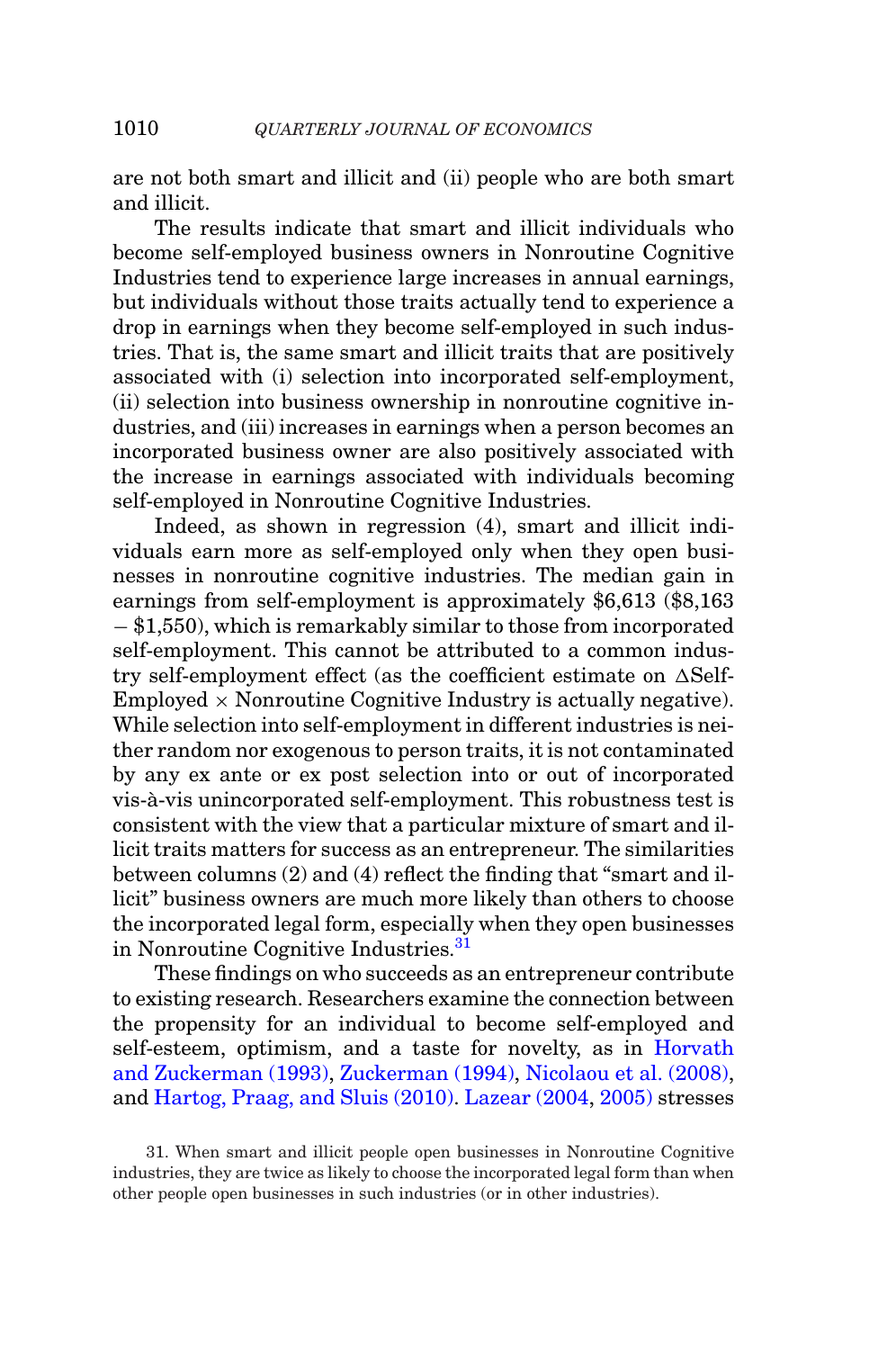are not both smart and illicit and (ii) people who are both smart and illicit.

The results indicate that smart and illicit individuals who become self-employed business owners in Nonroutine Cognitive Industries tend to experience large increases in annual earnings, but individuals without those traits actually tend to experience a drop in earnings when they become self-employed in such industries. That is, the same smart and illicit traits that are positively associated with (i) selection into incorporated self-employment, (ii) selection into business ownership in nonroutine cognitive industries, and (iii) increases in earnings when a person becomes an incorporated business owner are also positively associated with the increase in earnings associated with individuals becoming self-employed in Nonroutine Cognitive Industries.

Indeed, as shown in regression (4), smart and illicit individuals earn more as self-employed only when they open businesses in nonroutine cognitive industries. The median gain in earnings from self-employment is approximately \$6,613 (\$8,163 − \$1,550), which is remarkably similar to those from incorporated self-employment. This cannot be attributed to a common industry self-employment effect (as the coefficient estimate on $\Delta$Self-Employed $\times$ Nonroutine Cognitive Industry is actually negative). While selection into self-employment in different industries is neither random nor exogenous to person traits, it is not contaminated by any ex ante or ex post selection into or out of incorporated vis-à-vis unincorporated self-employment. This robustness test is consistent with the view that a particular mixture of smart and illicit traits matters for success as an entrepreneur. The similarities between columns (2) and (4) reflect the finding that "smart and illicit" business owners are much more likely than others to choose the incorporated legal form, especially when they open businesses in Nonroutine Cognitive Industries.[31]

These findings on who succeeds as an entrepreneur contribute to existing research. Researchers examine the connection between the propensity for an individual to become self-employed and self-esteem, optimism, and a taste for novelty, as in Horvath and Zuckerman (1993), Zuckerman (1994), Nicolaou et al. (2008), and Hartog, Praag, and Sluis (2010). Lazear (2004, 2005) stresses

31. When smart and illicit people open businesses in Nonroutine Cognitive industries, they are twice as likely to choose the incorporated legal form than when other people open businesses in such industries (or in other industries).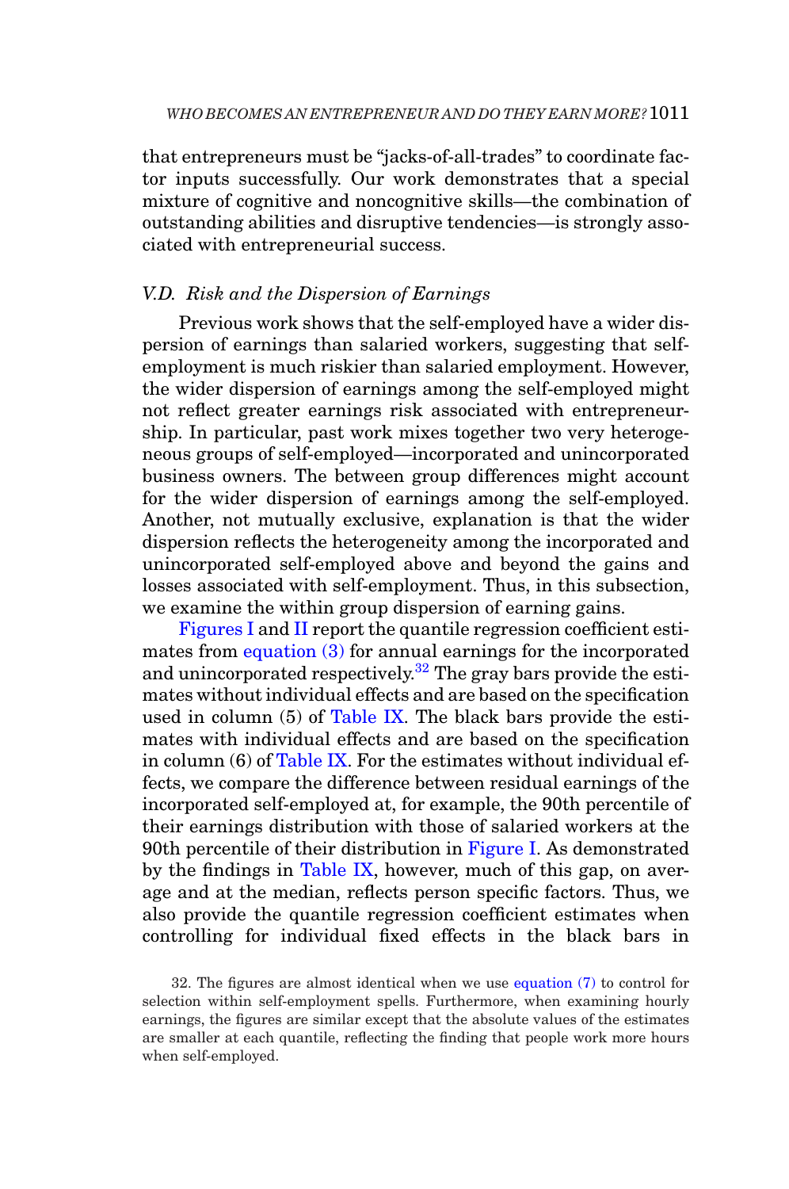that entrepreneurs must be "jacks-of-all-trades" to coordinate factor inputs successfully. Our work demonstrates that a special mixture of cognitive and noncognitive skills—the combination of outstanding abilities and disruptive tendencies—is strongly associated with entrepreneurial success.

### *V.D. Risk and the Dispersion of Earnings*

Previous work shows that the self-employed have a wider dispersion of earnings than salaried workers, suggesting that self-employment is much riskier than salaried employment. However, the wider dispersion of earnings among the self-employed might not reflect greater earnings risk associated with entrepreneurship. In particular, past work mixes together two very heterogeneous groups of self-employed—incorporated and unincorporated business owners. The between group differences might account for the wider dispersion of earnings among the self-employed. Another, not mutually exclusive, explanation is that the wider dispersion reflects the heterogeneity among the incorporated and unincorporated self-employed above and beyond the gains and losses associated with self-employment. Thus, in this subsection, we examine the within group dispersion of earning gains.

Figures I and II report the quantile regression coefficient estimates from equation (3) for annual earnings for the incorporated and unincorporated respectively.[32] The gray bars provide the estimates without individual effects and are based on the specification used in column (5) of Table IX. The black bars provide the estimates with individual effects and are based on the specification in column (6) of Table IX. For the estimates without individual effects, we compare the difference between residual earnings of the incorporated self-employed at, for example, the 90th percentile of their earnings distribution with those of salaried workers at the 90th percentile of their distribution in Figure I. As demonstrated by the findings in Table IX, however, much of this gap, on average and at the median, reflects person specific factors. Thus, we also provide the quantile regression coefficient estimates when controlling for individual fixed effects in the black bars in

32. The figures are almost identical when we use equation (7) to control for selection within self-employment spells. Furthermore, when examining hourly earnings, the figures are similar except that the absolute values of the estimates are smaller at each quantile, reflecting the finding that people work more hours when self-employed.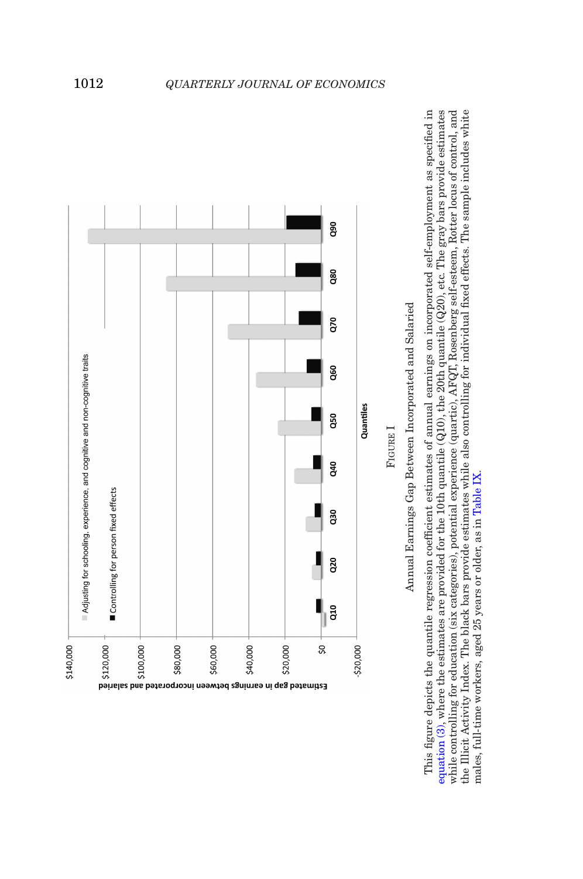FIGURE I

Annual Earnings Gap Between Incorporated and Salaried

This figure depicts the quantile regression coefficient estimates of annual earnings on incorporated self-employment as specified in equation (3), where the estimates are provided for the 10th quantile (Q10), the 20th quantile (Q20), etc. The gray bars provide estimates while controlling for education (six categories), potential experience (quartic), AFQT, Rosenberg self-esteem, Rotter locus of control, and the Illicit Activity Index. The black bars provide estimates while also controlling for individual fixed effects. The sample includes white males, full-time workers, aged 25 years or older, as in Table IX.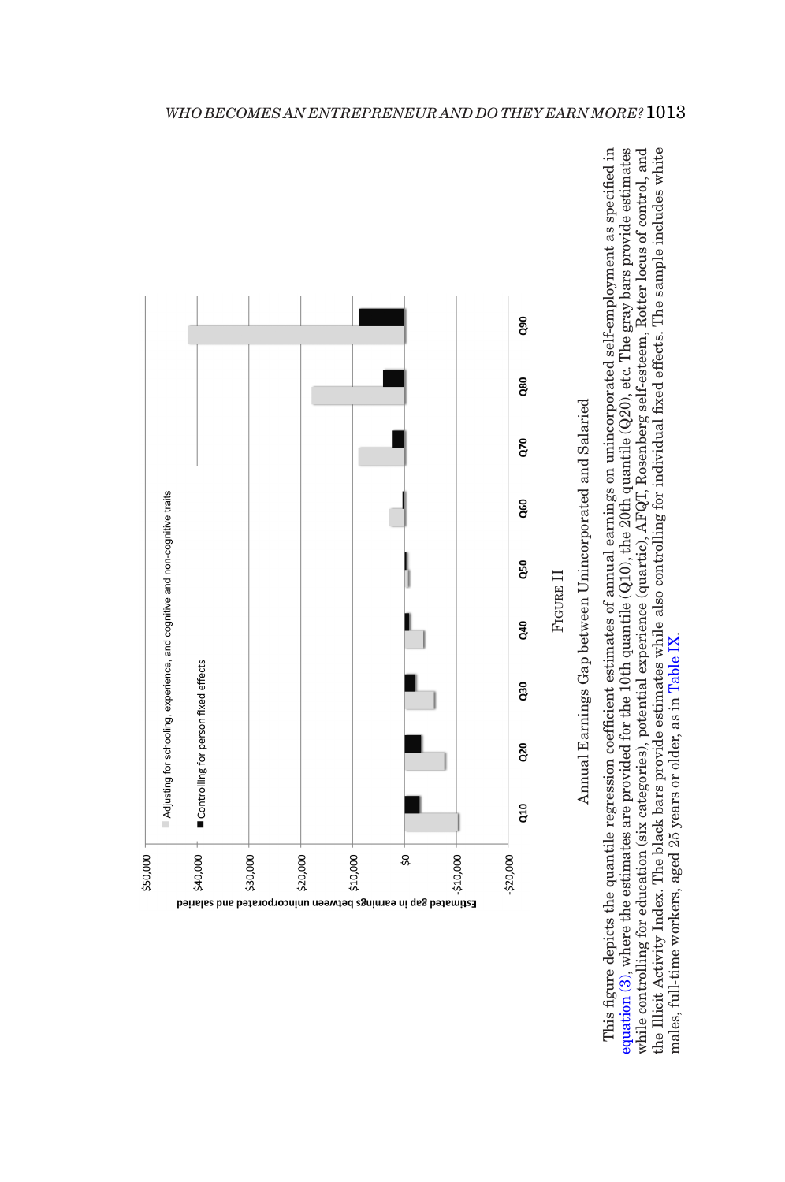FIGURE II

Annual Earnings Gap between Unincorporated and Salaried

This figure depicts the quantile regression coefficient estimates of annual earnings on unincorporated self-employment as specified in equation (3), where the estimates are provided for the 10th quantile (Q10), the 20th quantile (Q20), etc. The gray bars provide estimates while controlling for education (six categories), potential experience (quartic), AFQT, Rosenberg self-esteem, Rotter locus of control, and the Illicit Activity Index. The black bars provide estimates while also controlling for individual fixed effects. The sample includes white males, full-time workers, aged 25 years or older, as in Table IX.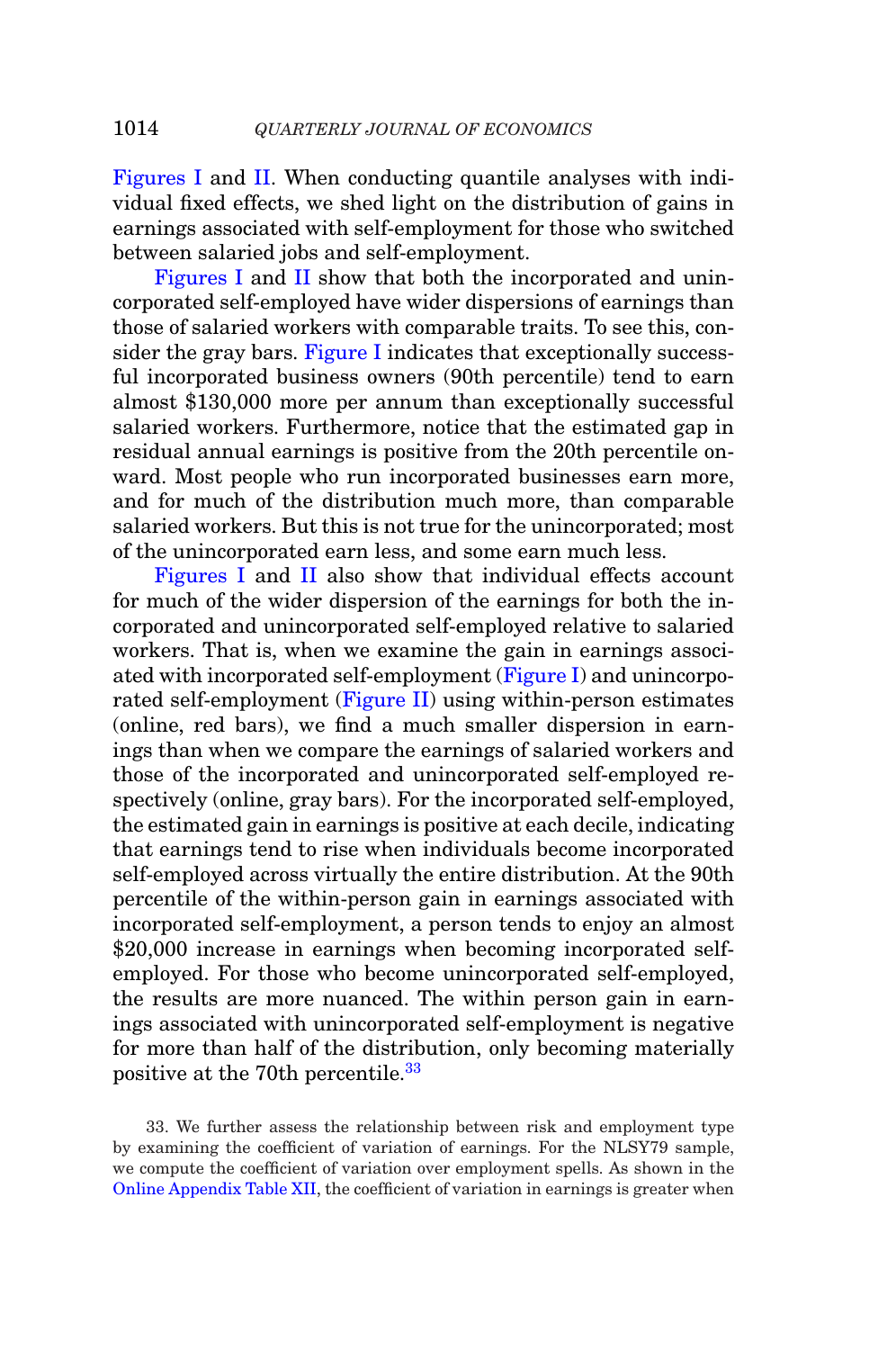Figures I and II. When conducting quantile analyses with individual fixed effects, we shed light on the distribution of gains in earnings associated with self-employment for those who switched between salaried jobs and self-employment.

Figures I and II show that both the incorporated and unincorporated self-employed have wider dispersions of earnings than those of salaried workers with comparable traits. To see this, consider the gray bars. Figure I indicates that exceptionally successful incorporated business owners (90th percentile) tend to earn almost $130,000 more per annum than exceptionally successful salaried workers. Furthermore, notice that the estimated gap in residual annual earnings is positive from the 20th percentile onward. Most people who run incorporated businesses earn more, and for much of the distribution much more, than comparable salaried workers. But this is not true for the unincorporated; most of the unincorporated earn less, and some earn much less.

Figures I and II also show that individual effects account for much of the wider dispersion of the earnings for both the incorporated and unincorporated self-employed relative to salaried workers. That is, when we examine the gain in earnings associated with incorporated self-employment (Figure I) and unincorporated self-employment (Figure II) using within-person estimates (online, red bars), we find a much smaller dispersion in earnings than when we compare the earnings of salaried workers and those of the incorporated and unincorporated self-employed respectively (online, gray bars). For the incorporated self-employed, the estimated gain in earnings is positive at each decile, indicating that earnings tend to rise when individuals become incorporated self-employed across virtually the entire distribution. At the 90th percentile of the within-person gain in earnings associated with incorporated self-employment, a person tends to enjoy an almost $20,000 increase in earnings when becoming incorporated self-employed. For those who become unincorporated self-employed, the results are more nuanced. The within person gain in earnings associated with unincorporated self-employment is negative for more than half of the distribution, only becoming materially positive at the 70th percentile.[33]

33. We further assess the relationship between risk and employment type by examining the coefficient of variation of earnings. For the NLSY79 sample, we compute the coefficient of variation over employment spells. As shown in the Online Appendix Table XII, the coefficient of variation in earnings is greater when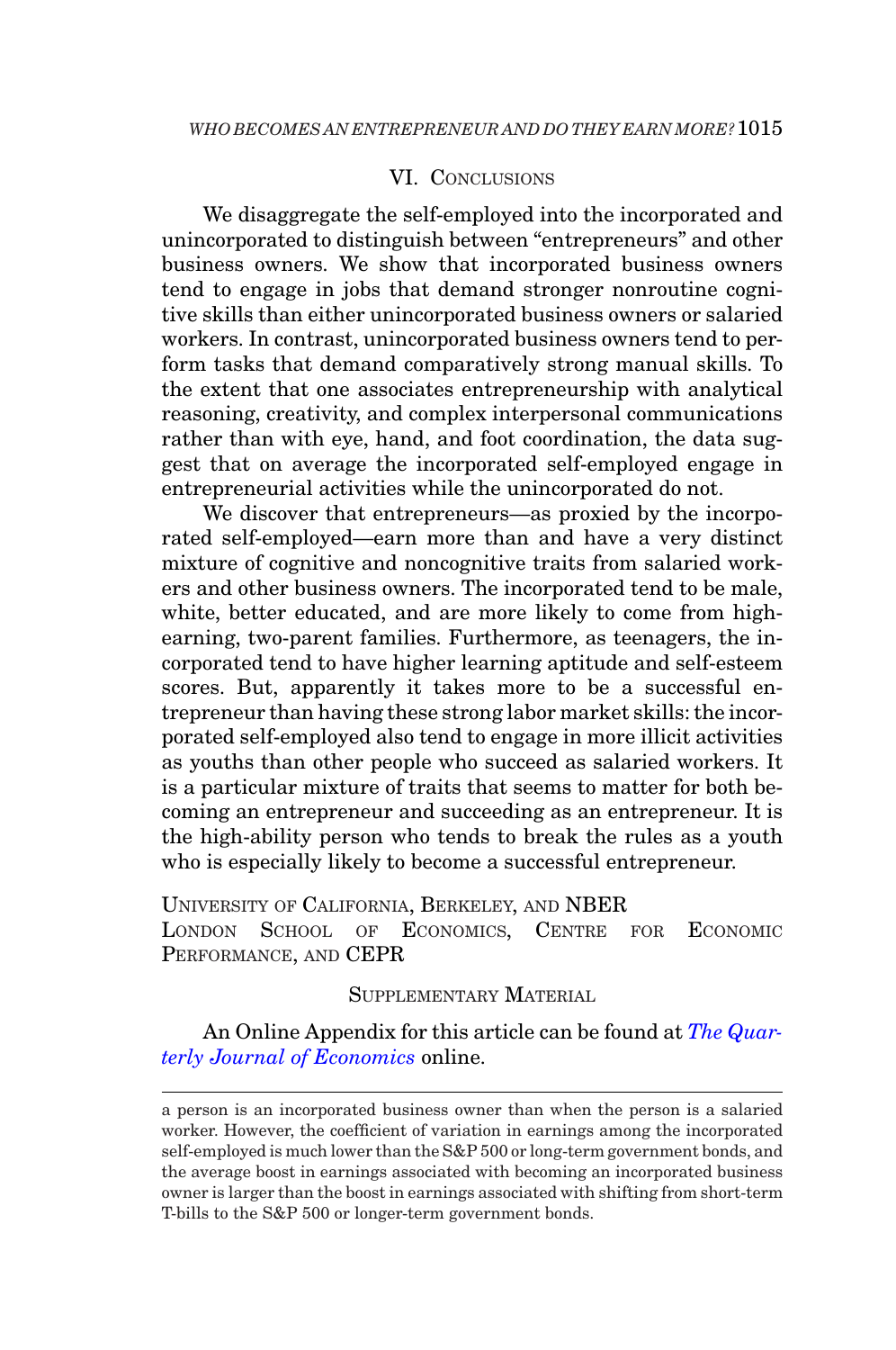## VI. Conclusions

We disaggregate the self-employed into the incorporated and unincorporated to distinguish between "entrepreneurs" and other business owners. We show that incorporated business owners tend to engage in jobs that demand stronger nonroutine cognitive skills than either unincorporated business owners or salaried workers. In contrast, unincorporated business owners tend to perform tasks that demand comparatively strong manual skills. To the extent that one associates entrepreneurship with analytical reasoning, creativity, and complex interpersonal communications rather than with eye, hand, and foot coordination, the data suggest that on average the incorporated self-employed engage in entrepreneurial activities while the unincorporated do not.

We discover that entrepreneurs—as proxied by the incorporated self-employed—earn more than and have a very distinct mixture of cognitive and noncognitive traits from salaried workers and other business owners. The incorporated tend to be male, white, better educated, and are more likely to come from high-earning, two-parent families. Furthermore, as teenagers, the incorporated tend to have higher learning aptitude and self-esteem scores. But, apparently it takes more to be a successful entrepreneur than having these strong labor market skills: the incorporated self-employed also tend to engage in more illicit activities as youths than other people who succeed as salaried workers. It is a particular mixture of traits that seems to matter for both becoming an entrepreneur and succeeding as an entrepreneur. It is the high-ability person who tends to break the rules as a youth who is especially likely to become a successful entrepreneur.

University of California, Berkeley, and NBER
London School of Economics, Centre for Economic Performance, and CEPR

### Supplementary Material

An Online Appendix for this article can be found at *The Quarterly Journal of Economics* online.

---

a person is an incorporated business owner than when the person is a salaried worker. However, the coefficient of variation in earnings among the incorporated self-employed is much lower than the S&P 500 or long-term government bonds, and the average boost in earnings associated with becoming an incorporated business owner is larger than the boost in earnings associated with shifting from short-term T-bills to the S&P 500 or longer-term government bonds.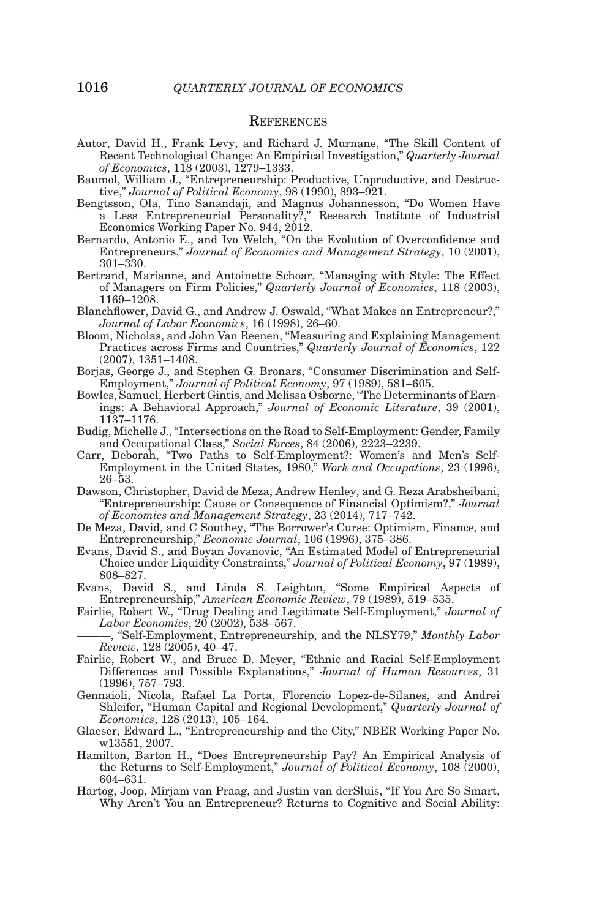## References

Autor, David H., Frank Levy, and Richard J. Murnane, "The Skill Content of Recent Technological Change: An Empirical Investigation," *Quarterly Journal of Economics*, 118 (2003), 1279–1333.

Baumol, William J., "Entrepreneurship: Productive, Unproductive, and Destructive," *Journal of Political Economy*, 98 (1990), 893–921.

Bengtsson, Ola, Tino Sanandaji, and Magnus Johannesson, "Do Women Have a Less Entrepreneurial Personality?," Research Institute of Industrial Economics Working Paper No. 944, 2012.

Bernardo, Antonio E., and Ivo Welch, "On the Evolution of Overconfidence and Entrepreneurs," *Journal of Economics and Management Strategy*, 10 (2001), 301–330.

Bertrand, Marianne, and Antoinette Schoar, "Managing with Style: The Effect of Managers on Firm Policies," *Quarterly Journal of Economics*, 118 (2003), 1169–1208.

Blanchflower, David G., and Andrew J. Oswald, "What Makes an Entrepreneur?," *Journal of Labor Economics*, 16 (1998), 26–60.

Bloom, Nicholas, and John Van Reenen, "Measuring and Explaining Management Practices across Firms and Countries," *Quarterly Journal of Economics*, 122 (2007), 1351–1408.

Borjas, George J., and Stephen G. Bronars, "Consumer Discrimination and Self-Employment," *Journal of Political Economy*, 97 (1989), 581–605.

Bowles, Samuel, Herbert Gintis, and Melissa Osborne, "The Determinants of Earnings: A Behavioral Approach," *Journal of Economic Literature*, 39 (2001), 1137–1176.

Budig, Michelle J., "Intersections on the Road to Self-Employment: Gender, Family and Occupational Class," *Social Forces*, 84 (2006), 2223–2239.

Carr, Deborah, "Two Paths to Self-Employment?: Women's and Men's Self-Employment in the United States, 1980," *Work and Occupations*, 23 (1996), 26–53.

Dawson, Christopher, David de Meza, Andrew Henley, and G. Reza Arabsheibani, "Entrepreneurship: Cause or Consequence of Financial Optimism?," *Journal of Economics and Management Strategy*, 23 (2014), 717–742.

De Meza, David, and C Southey, "The Borrower's Curse: Optimism, Finance, and Entrepreneurship," *Economic Journal*, 106 (1996), 375–386.

Evans, David S., and Boyan Jovanovic, "An Estimated Model of Entrepreneurial Choice under Liquidity Constraints," *Journal of Political Economy*, 97 (1989), 808–827.

Evans, David S., and Linda S. Leighton, "Some Empirical Aspects of Entrepreneurship," *American Economic Review*, 79 (1989), 519–535.

Fairlie, Robert W., "Drug Dealing and Legitimate Self-Employment," *Journal of Labor Economics*, 20 (2002), 538–567.

———, "Self-Employment, Entrepreneurship, and the NLSY79," *Monthly Labor Review*, 128 (2005), 40–47.

Fairlie, Robert W., and Bruce D. Meyer, "Ethnic and Racial Self-Employment Differences and Possible Explanations," *Journal of Human Resources*, 31 (1996), 757–793.

Gennaioli, Nicola, Rafael La Porta, Florencio Lopez-de-Silanes, and Andrei Shleifer, "Human Capital and Regional Development," *Quarterly Journal of Economics*, 128 (2013), 105–164.

Glaeser, Edward L., "Entrepreneurship and the City," NBER Working Paper No. w13551, 2007.

Hamilton, Barton H., "Does Entrepreneurship Pay? An Empirical Analysis of the Returns to Self-Employment," *Journal of Political Economy*, 108 (2000), 604–631.

Hartog, Joop, Mirjam van Praag, and Justin van derSluis, "If You Are So Smart, Why Aren't You an Entrepreneur? Returns to Cognitive and Social Ability: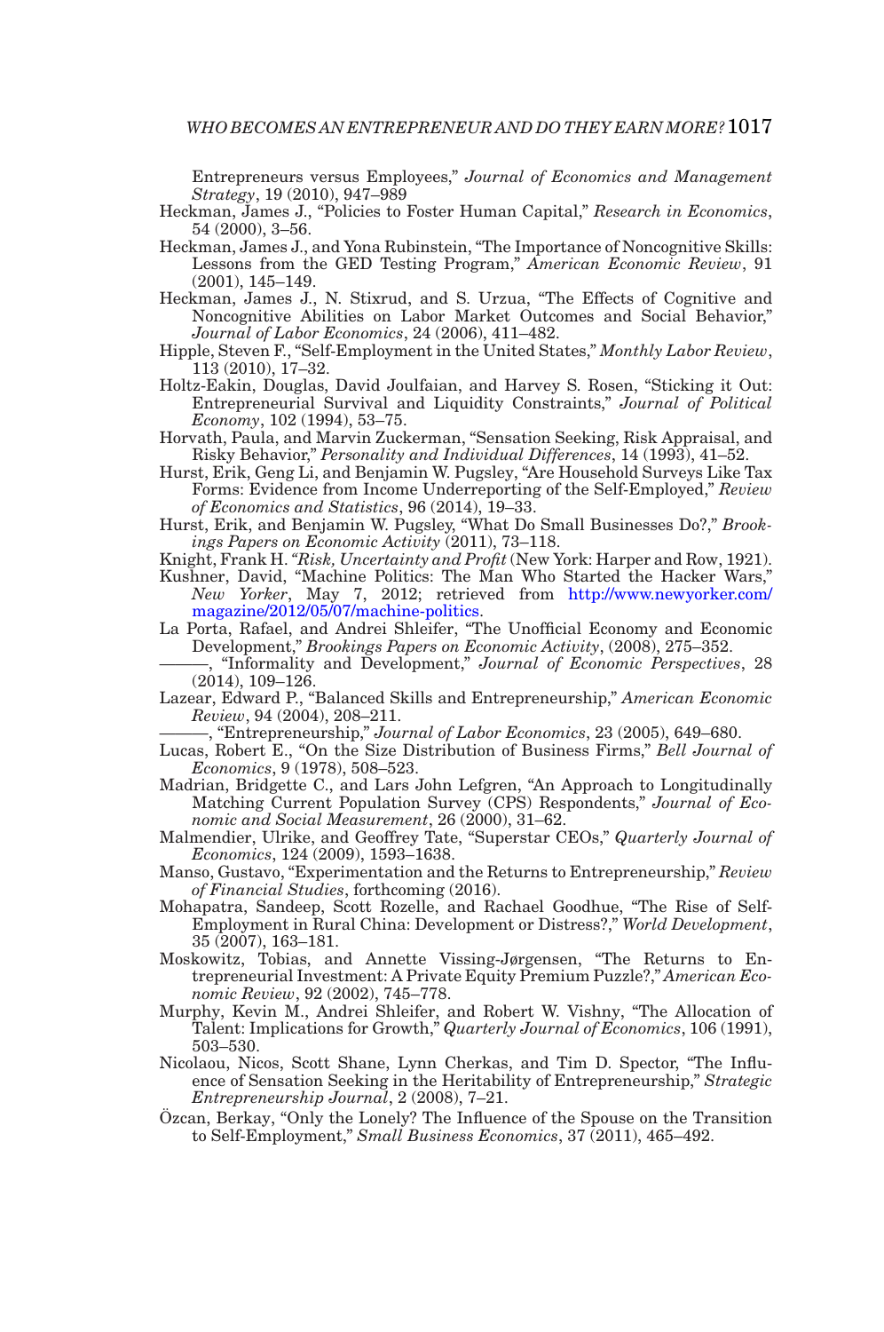Entrepreneurs versus Employees," *Journal of Economics and Management Strategy*, 19 (2010), 947–989

Heckman, James J., "Policies to Foster Human Capital," *Research in Economics*, 54 (2000), 3–56.

Heckman, James J., and Yona Rubinstein, "The Importance of Noncognitive Skills: Lessons from the GED Testing Program," *American Economic Review*, 91 (2001), 145–149.

Heckman, James J., N. Stixrud, and S. Urzua, "The Effects of Cognitive and Noncognitive Abilities on Labor Market Outcomes and Social Behavior," *Journal of Labor Economics*, 24 (2006), 411–482.

Hipple, Steven F., "Self-Employment in the United States," *Monthly Labor Review*, 113 (2010), 17–32.

Holtz-Eakin, Douglas, David Joulfaian, and Harvey S. Rosen, "Sticking it Out: Entrepreneurial Survival and Liquidity Constraints," *Journal of Political Economy*, 102 (1994), 53–75.

Horvath, Paula, and Marvin Zuckerman, "Sensation Seeking, Risk Appraisal, and Risky Behavior," *Personality and Individual Differences*, 14 (1993), 41–52.

Hurst, Erik, Geng Li, and Benjamin W. Pugsley, "Are Household Surveys Like Tax Forms: Evidence from Income Underreporting of the Self-Employed," *Review of Economics and Statistics*, 96 (2014), 19–33.

Hurst, Erik, and Benjamin W. Pugsley, "What Do Small Businesses Do?," *Brookings Papers on Economic Activity* (2011), 73–118.

Knight, Frank H. *"Risk, Uncertainty and Profit* (New York: Harper and Row, 1921).

Kushner, David, "Machine Politics: The Man Who Started the Hacker Wars," *New Yorker*, May 7, 2012; retrieved from http://www.newyorker.com/magazine/2012/05/07/machine-politics.

La Porta, Rafael, and Andrei Shleifer, "The Unofficial Economy and Economic Development," *Brookings Papers on Economic Activity*, (2008), 275–352.

———, "Informality and Development," *Journal of Economic Perspectives*, 28 (2014), 109–126.

Lazear, Edward P., "Balanced Skills and Entrepreneurship," *American Economic Review*, 94 (2004), 208–211.

———, "Entrepreneurship," *Journal of Labor Economics*, 23 (2005), 649–680.

Lucas, Robert E., "On the Size Distribution of Business Firms," *Bell Journal of Economics*, 9 (1978), 508–523.

Madrian, Bridgette C., and Lars John Lefgren, "An Approach to Longitudinally Matching Current Population Survey (CPS) Respondents," *Journal of Economic and Social Measurement*, 26 (2000), 31–62.

Malmendier, Ulrike, and Geoffrey Tate, "Superstar CEOs," *Quarterly Journal of Economics*, 124 (2009), 1593–1638.

Manso, Gustavo, "Experimentation and the Returns to Entrepreneurship," *Review of Financial Studies*, forthcoming (2016).

Mohapatra, Sandeep, Scott Rozelle, and Rachael Goodhue, "The Rise of Self-Employment in Rural China: Development or Distress?," *World Development*, 35 (2007), 163–181.

Moskowitz, Tobias, and Annette Vissing-Jørgensen, "The Returns to Entrepreneurial Investment: A Private Equity Premium Puzzle?," *American Economic Review*, 92 (2002), 745–778.

Murphy, Kevin M., Andrei Shleifer, and Robert W. Vishny, "The Allocation of Talent: Implications for Growth," *Quarterly Journal of Economics*, 106 (1991), 503–530.

Nicolaou, Nicos, Scott Shane, Lynn Cherkas, and Tim D. Spector, "The Influence of Sensation Seeking in the Heritability of Entrepreneurship," *Strategic Entrepreneurship Journal*, 2 (2008), 7–21.

Özcan, Berkay, "Only the Lonely? The Influence of the Spouse on the Transition to Self-Employment," *Small Business Economics*, 37 (2011), 465–492.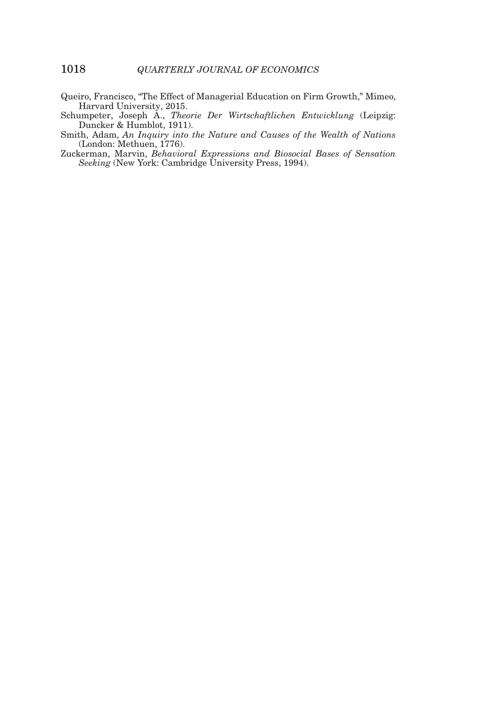Queiro, Francisco, "The Effect of Managerial Education on Firm Growth," Mimeo, Harvard University, 2015.

Schumpeter, Joseph A., *Theorie Der Wirtschaftlichen Entwicklung* (Leipzig: Duncker & Humblot, 1911).

Smith, Adam, *An Inquiry into the Nature and Causes of the Wealth of Nations* (London: Methuen, 1776).

Zuckerman, Marvin, *Behavioral Expressions and Biosocial Bases of Sensation Seeking* (New York: Cambridge University Press, 1994).